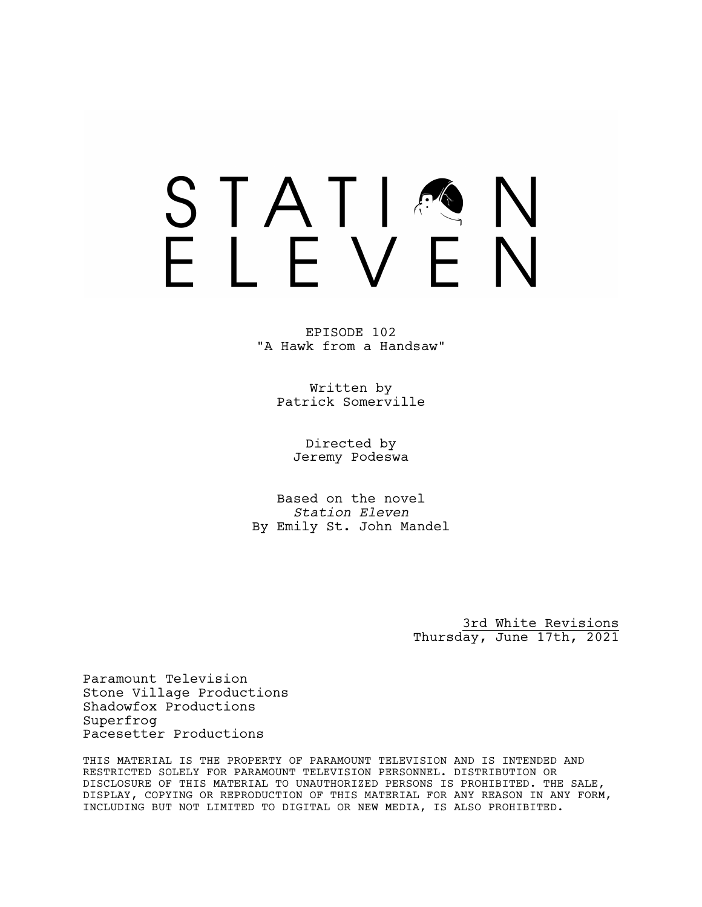# STATION ELEVEN

EPISODE 102
"A Hawk from a Handsaw"

Written by
Patrick Somerville

Directed by
Jeremy Podeswa

Based on the novel
*Station Eleven*
By Emily St. John Mandel

3rd White Revisions
Thursday, June 17th, 2021

Paramount Television
Stone Village Productions
Shadowfox Productions
Superfrog
Pacesetter Productions

THIS MATERIAL IS THE PROPERTY OF PARAMOUNT TELEVISION AND IS INTENDED AND RESTRICTED SOLELY FOR PARAMOUNT TELEVISION PERSONNEL. DISTRIBUTION OR DISCLOSURE OF THIS MATERIAL TO UNAUTHORIZED PERSONS IS PROHIBITED. THE SALE, DISPLAY, COPYING OR REPRODUCTION OF THIS MATERIAL FOR ANY REASON IN ANY FORM, INCLUDING BUT NOT LIMITED TO DIGITAL OR NEW MEDIA, IS ALSO PROHIBITED.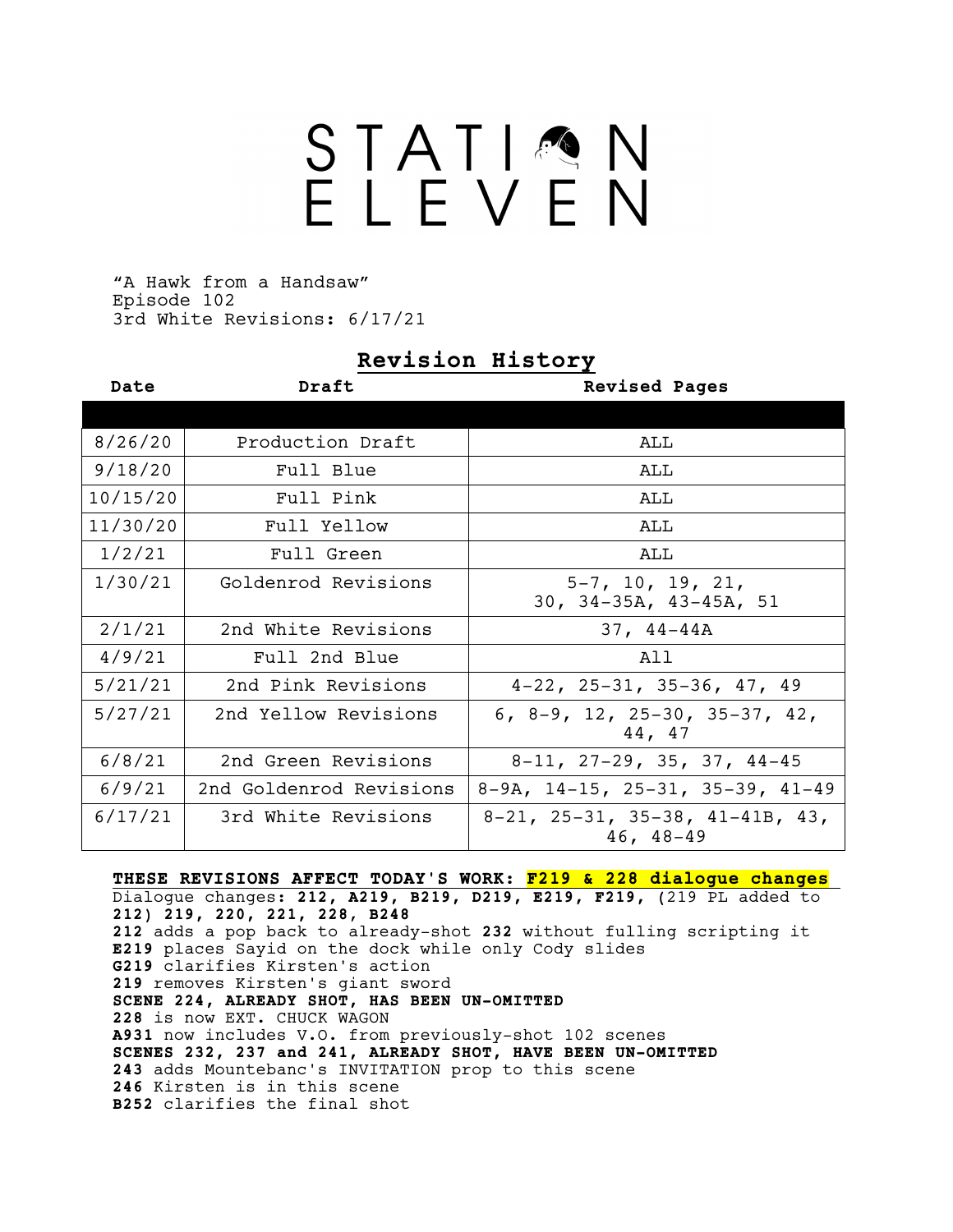# STATION ELEVEN

"A Hawk from a Handsaw"
Episode 102
3rd White Revisions: 6/17/21

## Revision History

| Date | Draft | Revised Pages |
|---|---|---|
| 8/26/20 | Production Draft | ALL |
| 9/18/20 | Full Blue | ALL |
| 10/15/20 | Full Pink | ALL |
| 11/30/20 | Full Yellow | ALL |
| 1/2/21 | Full Green | ALL |
| 1/30/21 | Goldenrod Revisions | 5-7, 10, 19, 21, 30, 34-35A, 43-45A, 51 |
| 2/1/21 | 2nd White Revisions | 37, 44-44A |
| 4/9/21 | Full 2nd Blue | All |
| 5/21/21 | 2nd Pink Revisions | 4-22, 25-31, 35-36, 47, 49 |
| 5/27/21 | 2nd Yellow Revisions | 6, 8-9, 12, 25-30, 35-37, 42, 44, 47 |
| 6/8/21 | 2nd Green Revisions | 8-11, 27-29, 35, 37, 44-45 |
| 6/9/21 | 2nd Goldenrod Revisions | 8-9A, 14-15, 25-31, 35-39, 41-49 |
| 6/17/21 | 3rd White Revisions | 8-21, 25-31, 35-38, 41-41B, 43, 46, 48-49 |

**THESE REVISIONS AFFECT TODAY'S WORK: F219 & 228 dialogue changes**
Dialogue changes**: 212, A219, B219, D219, E219, F219, (**219 PL added to **212) 219, 220, 221, 228, B248**
**212** adds a pop back to already-shot **232** without fulling scripting it
**E219** places Sayid on the dock while only Cody slides
**G219** clarifies Kirsten's action
**219** removes Kirsten's giant sword
**SCENE 224, ALREADY SHOT, HAS BEEN UN-OMITTED**
**228** is now EXT. CHUCK WAGON
**A931** now includes V.O. from previously-shot 102 scenes
**SCENES 232, 237 and 241, ALREADY SHOT, HAVE BEEN UN-OMITTED**
**243** adds Mountebanc's INVITATION prop to this scene
**246** Kirsten is in this scene
**B252** clarifies the final shot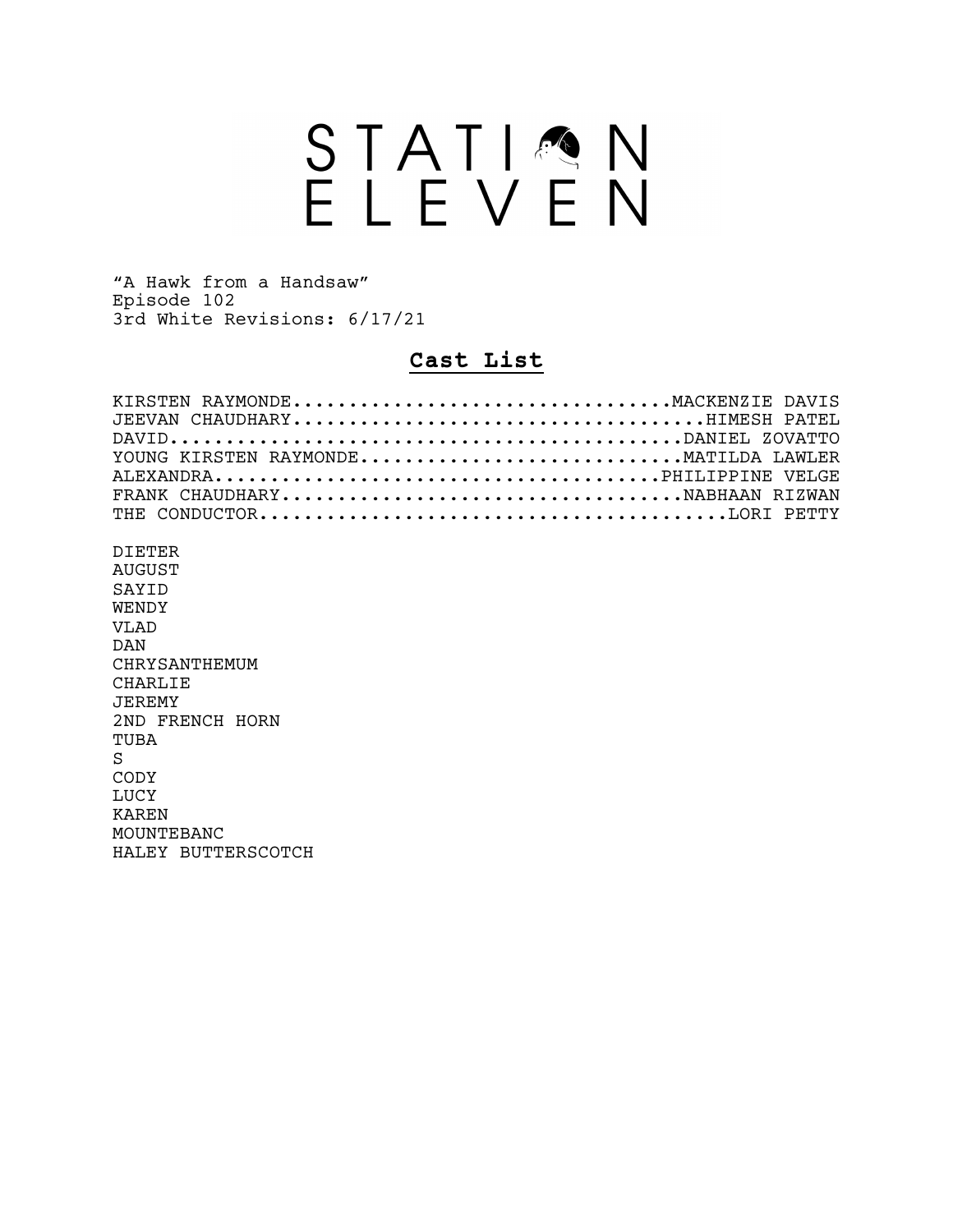# STATION ELEVEN

"A Hawk from a Handsaw"
Episode 102
3rd White Revisions: 6/17/21

## Cast List

KIRSTEN RAYMONDE..................................MACKENZIE DAVIS
JEEVAN CHAUDHARY.....................................HIMESH PATEL
DAVID.............................................DANIEL ZOVATTO
YOUNG KIRSTEN RAYMONDE.............................MATILDA LAWLER
ALEXANDRA.......................................PHILIPPINE VELGE
FRANK CHAUDHARY....................................NABHAAN RIZWAN
THE CONDUCTOR...........................................LORI PETTY

DIETER
AUGUST
SAYID
WENDY
VLAD
DAN
CHRYSANTHEMUM
CHARLIE
JEREMY
2ND FRENCH HORN
TUBA
S
CODY
LUCY
KAREN
MOUNTEBANC
HALEY BUTTERSCOTCH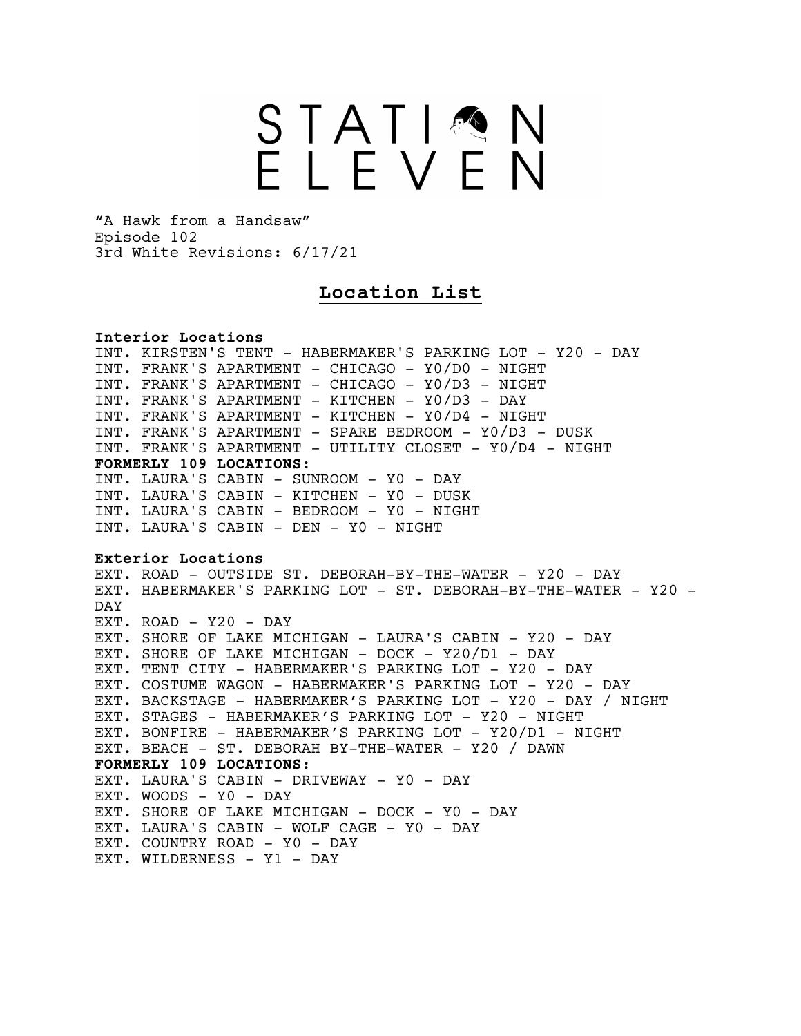# STATION ELEVEN

"A Hawk from a Handsaw"
Episode 102
3rd White Revisions: 6/17/21

## Location List

**Interior Locations**
INT. KIRSTEN'S TENT - HABERMAKER'S PARKING LOT - Y20 - DAY
INT. FRANK'S APARTMENT - CHICAGO - Y0/D0 - NIGHT
INT. FRANK'S APARTMENT - CHICAGO - Y0/D3 - NIGHT
INT. FRANK'S APARTMENT - KITCHEN - Y0/D3 - DAY
INT. FRANK'S APARTMENT - KITCHEN - Y0/D4 - NIGHT
INT. FRANK'S APARTMENT - SPARE BEDROOM - Y0/D3 - DUSK
INT. FRANK'S APARTMENT - UTILITY CLOSET - Y0/D4 - NIGHT
**FORMERLY 109 LOCATIONS:**
INT. LAURA'S CABIN - SUNROOM - Y0 - DAY
INT. LAURA'S CABIN - KITCHEN - Y0 - DUSK
INT. LAURA'S CABIN - BEDROOM - Y0 - NIGHT
INT. LAURA'S CABIN - DEN - Y0 - NIGHT

**Exterior Locations**
EXT. ROAD - OUTSIDE ST. DEBORAH-BY-THE-WATER - Y20 - DAY
EXT. HABERMAKER'S PARKING LOT - ST. DEBORAH-BY-THE-WATER - Y20 - DAY
EXT. ROAD - Y20 - DAY
EXT. SHORE OF LAKE MICHIGAN - LAURA'S CABIN - Y20 - DAY
EXT. SHORE OF LAKE MICHIGAN - DOCK - Y20/D1 - DAY
EXT. TENT CITY - HABERMAKER'S PARKING LOT - Y20 - DAY
EXT. COSTUME WAGON - HABERMAKER'S PARKING LOT - Y20 - DAY
EXT. BACKSTAGE - HABERMAKER'S PARKING LOT - Y20 - DAY / NIGHT
EXT. STAGES - HABERMAKER'S PARKING LOT - Y20 - NIGHT
EXT. BONFIRE - HABERMAKER'S PARKING LOT - Y20/D1 - NIGHT
EXT. BEACH - ST. DEBORAH BY-THE-WATER - Y20 / DAWN
**FORMERLY 109 LOCATIONS:**
EXT. LAURA'S CABIN - DRIVEWAY - Y0 - DAY
EXT. WOODS - Y0 - DAY
EXT. SHORE OF LAKE MICHIGAN - DOCK - Y0 - DAY
EXT. LAURA'S CABIN - WOLF CAGE - Y0 - DAY
EXT. COUNTRY ROAD - Y0 - DAY
EXT. WILDERNESS - Y1 - DAY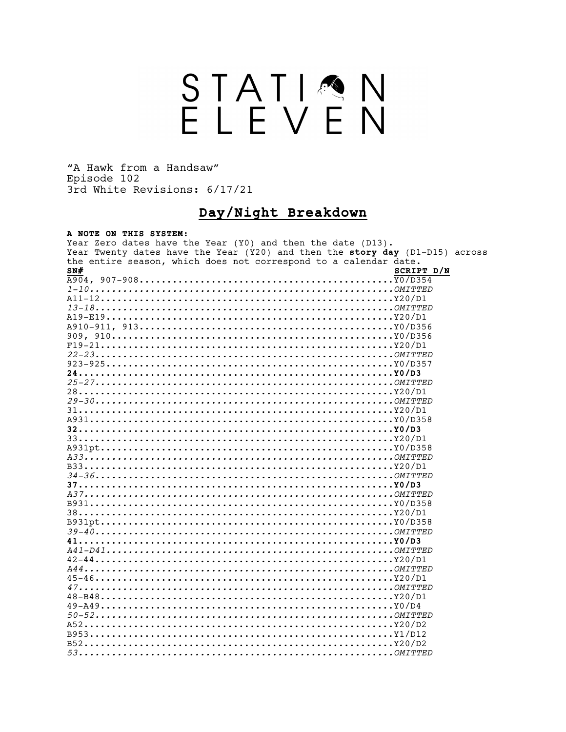# STATION ELEVEN

"A Hawk from a Handsaw"
Episode 102
3rd White Revisions: 6/17/21

## Day/Night Breakdown

**A NOTE ON THIS SYSTEM:**
Year Zero dates have the Year (Y0) and then the date (D13).
Year Twenty dates have the Year (Y20) and then the **story day** (D1-D15) across the entire season, which does not correspond to a calendar date.

| SN# | SCRIPT D/N |
|---|---|
| A904, 907-908 | Y0/D354 |
| *1-10* | *OMITTED* |
| A11-12 | Y20/D1 |
| *13-18* | *OMITTED* |
| A19-E19 | Y20/D1 |
| A910-911, 913 | Y0/D356 |
| 909, 910 | Y0/D356 |
| F19-21 | Y20/D1 |
| *22-23* | *OMITTED* |
| 923-925 | Y0/D357 |
| **24** | **Y0/D3** |
| *25-27* | *OMITTED* |
| 28 | Y20/D1 |
| *29-30* | *OMITTED* |
| 31 | Y20/D1 |
| A931 | Y0/D358 |
| **32** | **Y0/D3** |
| 33 | Y20/D1 |
| A931pt | Y0/D358 |
| *A33* | *OMITTED* |
| B33 | Y20/D1 |
| *34-36* | *OMITTED* |
| **37** | **Y0/D3** |
| *A37* | *OMITTED* |
| B931 | Y0/D358 |
| 38 | Y20/D1 |
| B931pt | Y0/D358 |
| *39-40* | *OMITTED* |
| **41** | **Y0/D3** |
| *A41-D41* | *OMITTED* |
| 42-44 | Y20/D1 |
| *A44* | *OMITTED* |
| 45-46 | Y20/D1 |
| *47* | *OMITTED* |
| 48-B48 | Y20/D1 |
| 49-A49 | Y0/D4 |
| *50-52* | *OMITTED* |
| A52 | Y20/D2 |
| B953 | Y1/D12 |
| B52 | Y20/D2 |
| *53* | *OMITTED* |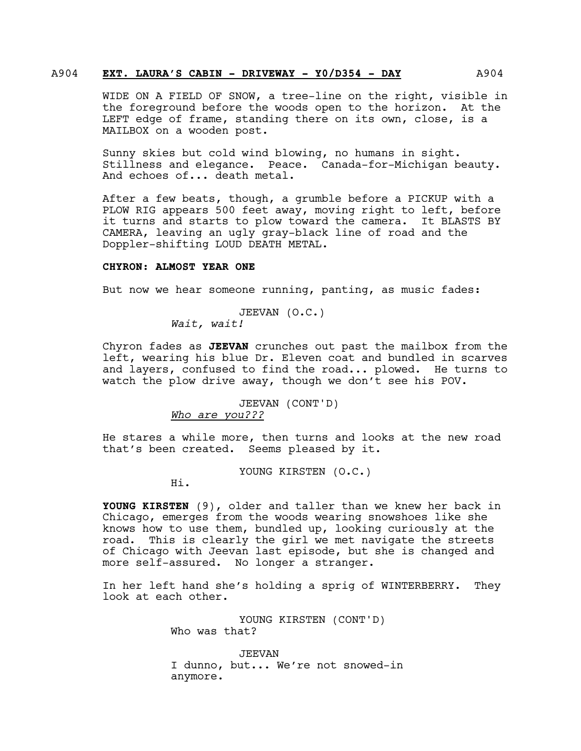A904 **EXT. LAURA'S CABIN - DRIVEWAY - Y0/D354 - DAY** A904

WIDE ON A FIELD OF SNOW, a tree-line on the right, visible in the foreground before the woods open to the horizon. At the LEFT edge of frame, standing there on its own, close, is a MAILBOX on a wooden post.

Sunny skies but cold wind blowing, no humans in sight. Stillness and elegance. Peace. Canada-for-Michigan beauty. And echoes of... death metal.

After a few beats, though, a grumble before a PICKUP with a PLOW RIG appears 500 feet away, moving right to left, before it turns and starts to plow toward the camera. It BLASTS BY CAMERA, leaving an ugly gray-black line of road and the Doppler-shifting LOUD DEATH METAL.

**CHYRON: ALMOST YEAR ONE**

But now we hear someone running, panting, as music fades:

JEEVAN (O.C.)
*Wait, wait!*

Chyron fades as **JEEVAN** crunches out past the mailbox from the left, wearing his blue Dr. Eleven coat and bundled in scarves and layers, confused to find the road... plowed. He turns to watch the plow drive away, though we don't see his POV.

JEEVAN (CONT'D)
*Who are you???*

He stares a while more, then turns and looks at the new road that's been created. Seems pleased by it.

YOUNG KIRSTEN (O.C.)
Hi.

**YOUNG KIRSTEN** (9), older and taller than we knew her back in Chicago, emerges from the woods wearing snowshoes like she knows how to use them, bundled up, looking curiously at the road. This is clearly the girl we met navigate the streets of Chicago with Jeevan last episode, but she is changed and more self-assured. No longer a stranger.

In her left hand she's holding a sprig of WINTERBERRY. They look at each other.

YOUNG KIRSTEN (CONT'D)
Who was that?

JEEVAN
I dunno, but... We're not snowed-in anymore.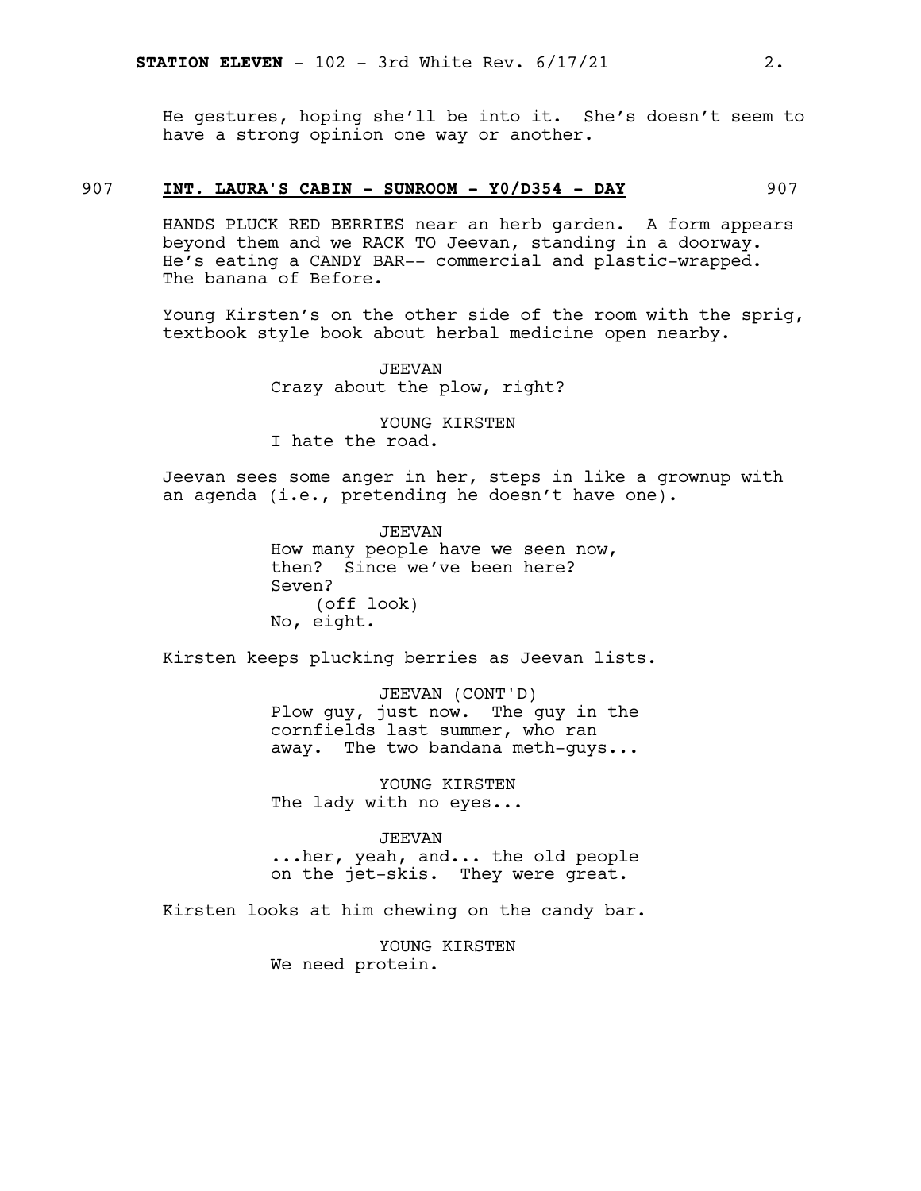He gestures, hoping she'll be into it. She's doesn't seem to have a strong opinion one way or another.

907 **INT. LAURA'S CABIN - SUNROOM - Y0/D354 - DAY** 907

HANDS PLUCK RED BERRIES near an herb garden. A form appears beyond them and we RACK TO Jeevan, standing in a doorway. He's eating a CANDY BAR-- commercial and plastic-wrapped. The banana of Before.

Young Kirsten's on the other side of the room with the sprig, textbook style book about herbal medicine open nearby.

JEEVAN
Crazy about the plow, right?

YOUNG KIRSTEN
I hate the road.

Jeevan sees some anger in her, steps in like a grownup with an agenda (i.e., pretending he doesn't have one).

JEEVAN
How many people have we seen now, then? Since we've been here? Seven?
(off look)
No, eight.

Kirsten keeps plucking berries as Jeevan lists.

JEEVAN (CONT'D)
Plow guy, just now. The guy in the cornfields last summer, who ran away. The two bandana meth-guys...

YOUNG KIRSTEN
The lady with no eyes...

JEEVAN
...her, yeah, and... the old people on the jet-skis. They were great.

Kirsten looks at him chewing on the candy bar.

YOUNG KIRSTEN
We need protein.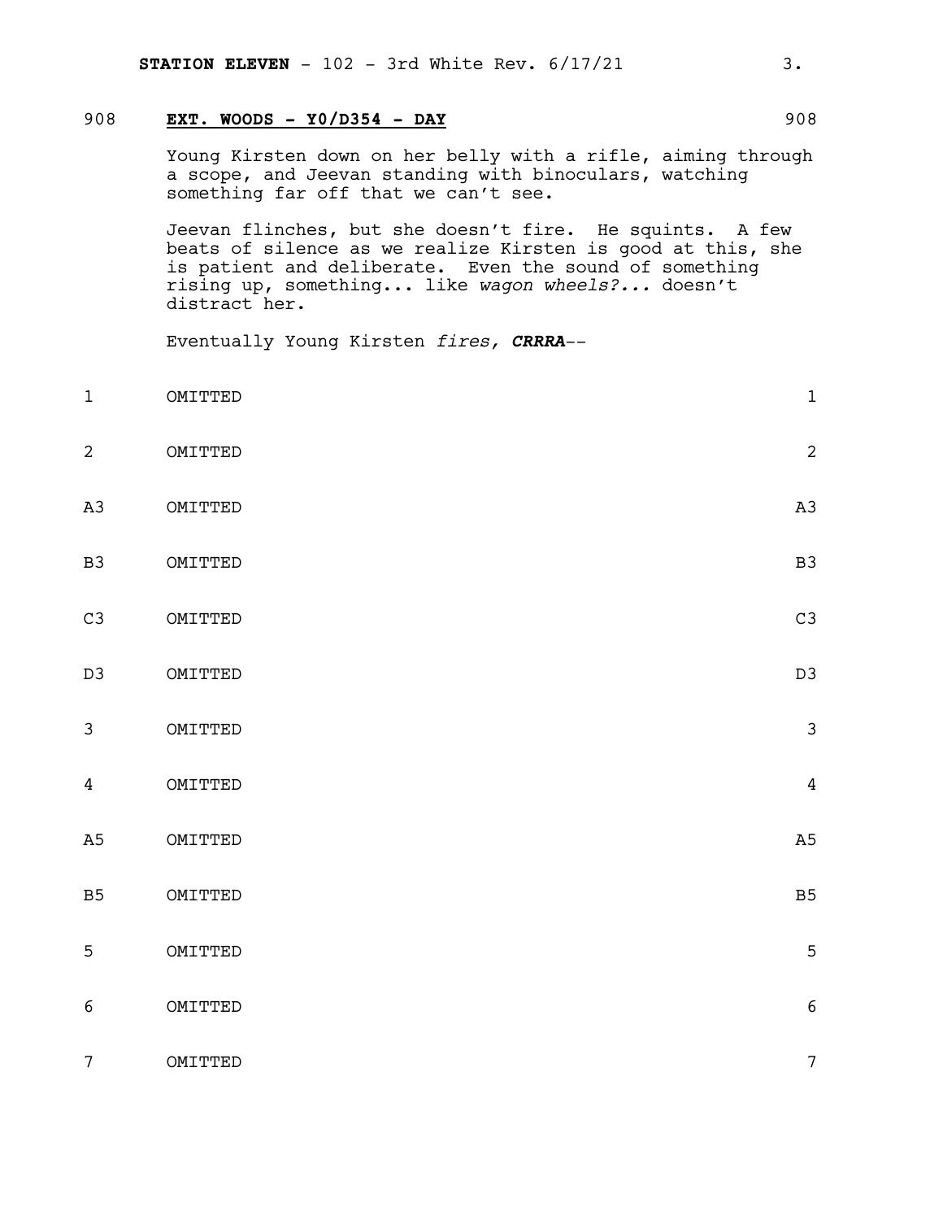908 **EXT. WOODS - Y0/D354 - DAY** 908

Young Kirsten down on her belly with a rifle, aiming through a scope, and Jeevan standing with binoculars, watching something far off that we can't see.

Jeevan flinches, but she doesn't fire. He squints. A few beats of silence as we realize Kirsten is good at this, she is patient and deliberate. Even the sound of something rising up, something... like *wagon wheels?...* doesn't distract her.

Eventually Young Kirsten *fires,* ***CRRRA***--

1 OMITTED 1

2 OMITTED 2

A3 OMITTED A3

B3 OMITTED B3

C3 OMITTED C3

D3 OMITTED D3

3 OMITTED 3

4 OMITTED 4

A5 OMITTED A5

B5 OMITTED B5

5 OMITTED 5

6 OMITTED 6

7 OMITTED 7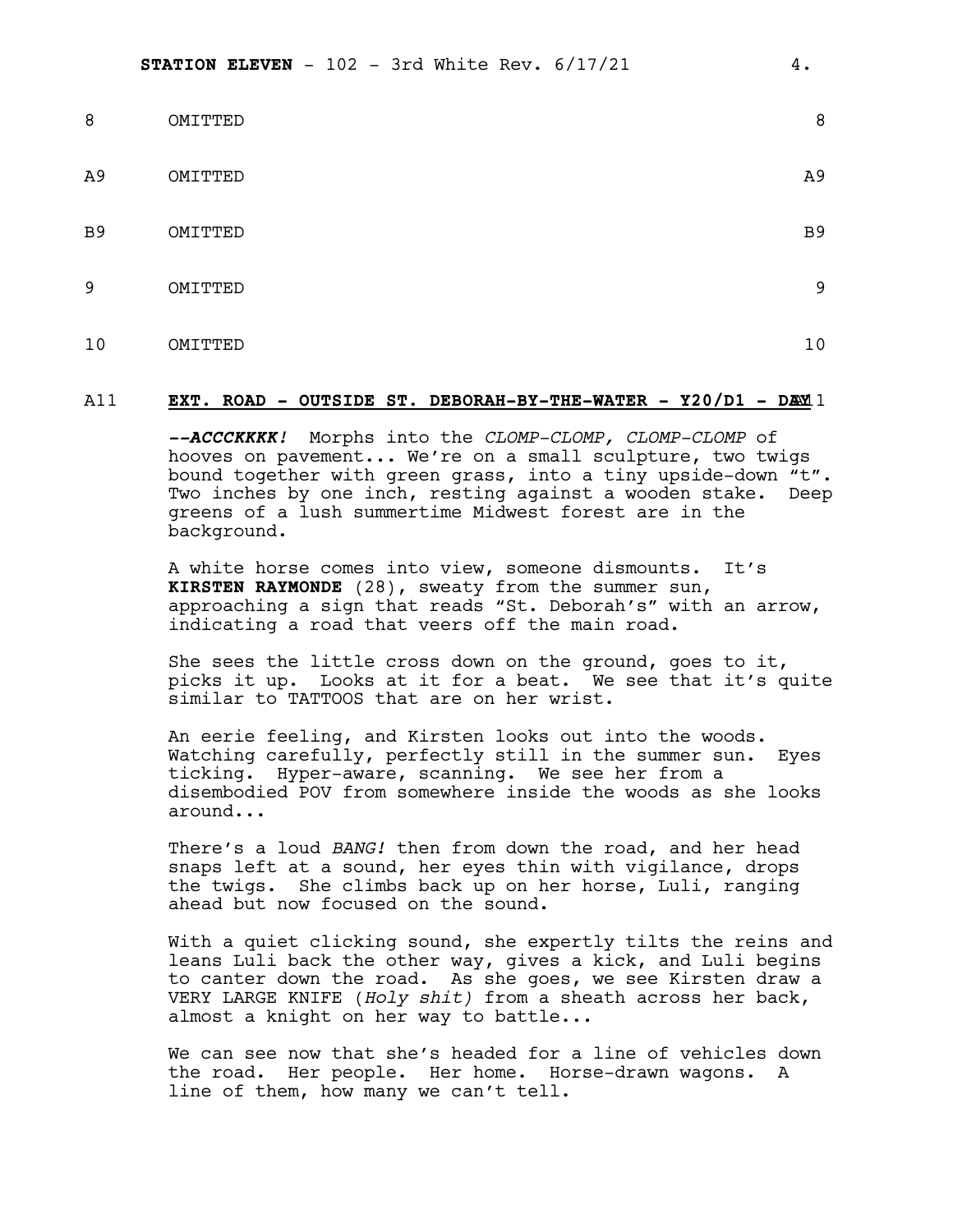8 OMITTED 8

A9 OMITTED A9

B9 OMITTED B9

9 OMITTED 9

10 OMITTED 10

A11 **EXT. ROAD - OUTSIDE ST. DEBORAH-BY-THE-WATER - Y20/D1 - DAY** A11

***--ACCCKKKK!*** Morphs into the *CLOMP-CLOMP, CLOMP-CLOMP* of hooves on pavement... We're on a small sculpture, two twigs bound together with green grass, into a tiny upside-down "t". Two inches by one inch, resting against a wooden stake. Deep greens of a lush summertime Midwest forest are in the background.

A white horse comes into view, someone dismounts. It's **KIRSTEN RAYMONDE** (28), sweaty from the summer sun, approaching a sign that reads "St. Deborah's" with an arrow, indicating a road that veers off the main road.

She sees the little cross down on the ground, goes to it, picks it up. Looks at it for a beat. We see that it's quite similar to TATTOOS that are on her wrist.

An eerie feeling, and Kirsten looks out into the woods. Watching carefully, perfectly still in the summer sun. Eyes ticking. Hyper-aware, scanning. We see her from a disembodied POV from somewhere inside the woods as she looks around...

There's a loud *BANG!* then from down the road, and her head snaps left at a sound, her eyes thin with vigilance, drops the twigs. She climbs back up on her horse, Luli, ranging ahead but now focused on the sound.

With a quiet clicking sound, she expertly tilts the reins and leans Luli back the other way, gives a kick, and Luli begins to canter down the road. As she goes, we see Kirsten draw a VERY LARGE KNIFE (*Holy shit)* from a sheath across her back, almost a knight on her way to battle...

We can see now that she's headed for a line of vehicles down the road. Her people. Her home. Horse-drawn wagons. A line of them, how many we can't tell.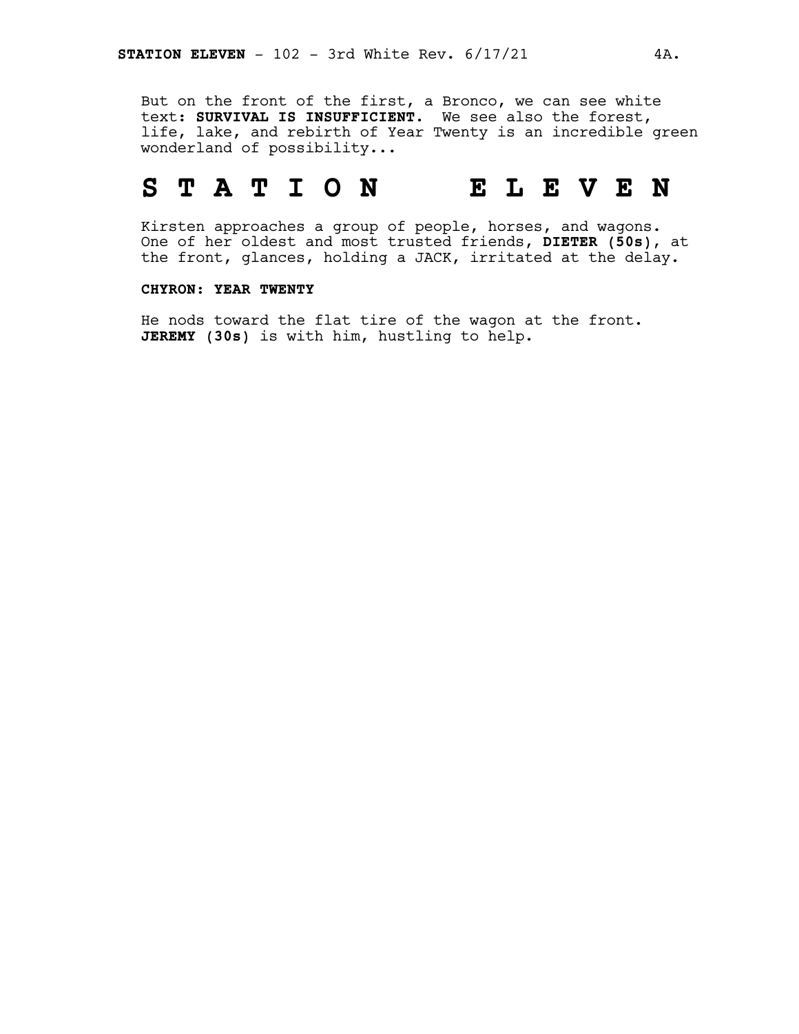But on the front of the first, a Bronco, we can see white text: **SURVIVAL IS INSUFFICIENT.** We see also the forest, life, lake, and rebirth of Year Twenty is an incredible green wonderland of possibility...

# S T A T I O N     E L E V E N

Kirsten approaches a group of people, horses, and wagons. One of her oldest and most trusted friends, **DIETER (50s)**, at the front, glances, holding a JACK, irritated at the delay.

**CHYRON: YEAR TWENTY**

He nods toward the flat tire of the wagon at the front. **JEREMY (30s)** is with him, hustling to help.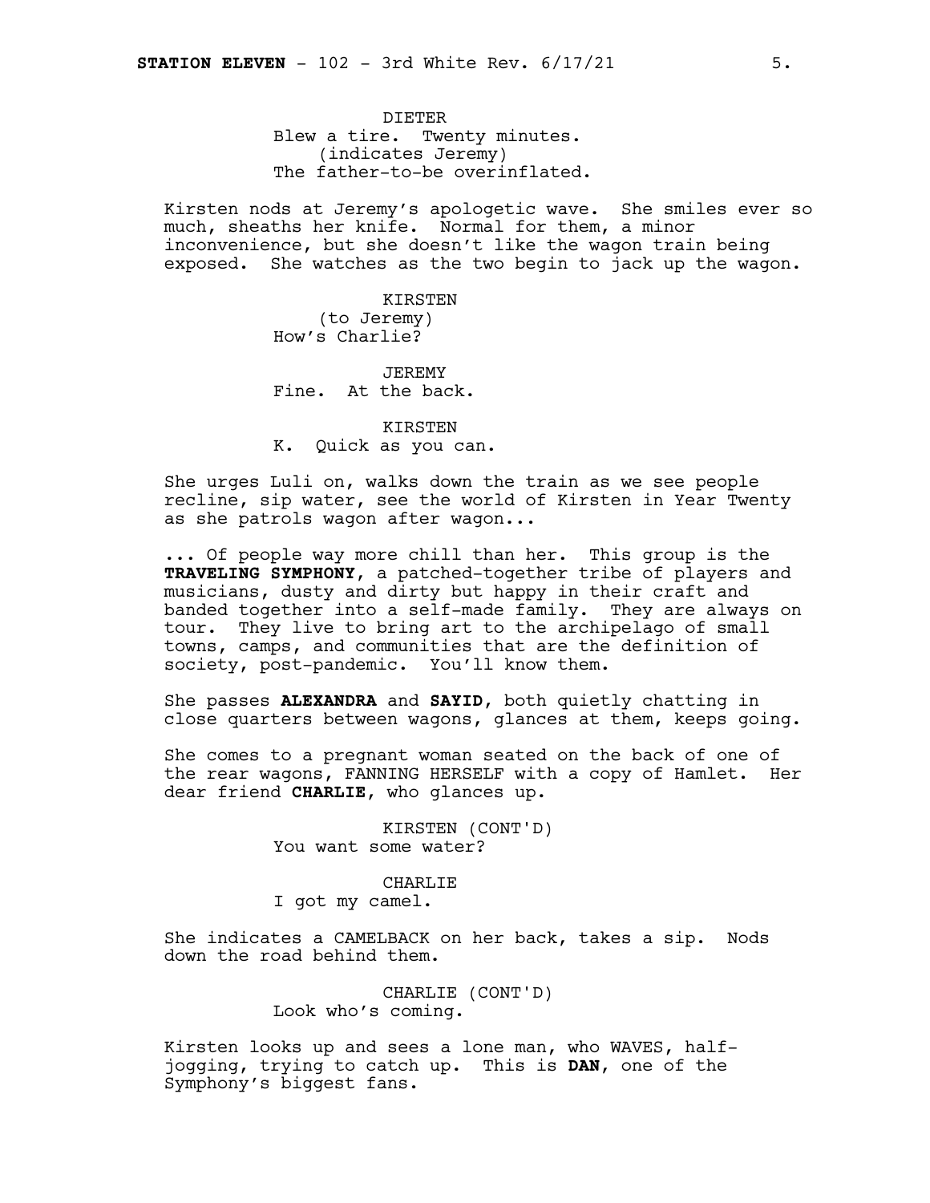DIETER
Blew a tire. Twenty minutes.
(indicates Jeremy)
The father-to-be overinflated.

Kirsten nods at Jeremy's apologetic wave. She smiles ever so much, sheaths her knife. Normal for them, a minor inconvenience, but she doesn't like the wagon train being exposed. She watches as the two begin to jack up the wagon.

KIRSTEN
(to Jeremy)
How's Charlie?

JEREMY
Fine. At the back.

KIRSTEN
K. Quick as you can.

She urges Luli on, walks down the train as we see people recline, sip water, see the world of Kirsten in Year Twenty as she patrols wagon after wagon...

... Of people way more chill than her. This group is the **TRAVELING SYMPHONY**, a patched-together tribe of players and musicians, dusty and dirty but happy in their craft and banded together into a self-made family. They are always on tour. They live to bring art to the archipelago of small towns, camps, and communities that are the definition of society, post-pandemic. You'll know them.

She passes **ALEXANDRA** and **SAYID**, both quietly chatting in close quarters between wagons, glances at them, keeps going.

She comes to a pregnant woman seated on the back of one of the rear wagons, FANNING HERSELF with a copy of Hamlet. Her dear friend **CHARLIE**, who glances up.

KIRSTEN (CONT'D)
You want some water?

CHARLIE
I got my camel.

She indicates a CAMELBACK on her back, takes a sip. Nods down the road behind them.

CHARLIE (CONT'D)
Look who's coming.

Kirsten looks up and sees a lone man, who WAVES, half-jogging, trying to catch up. This is **DAN**, one of the Symphony's biggest fans.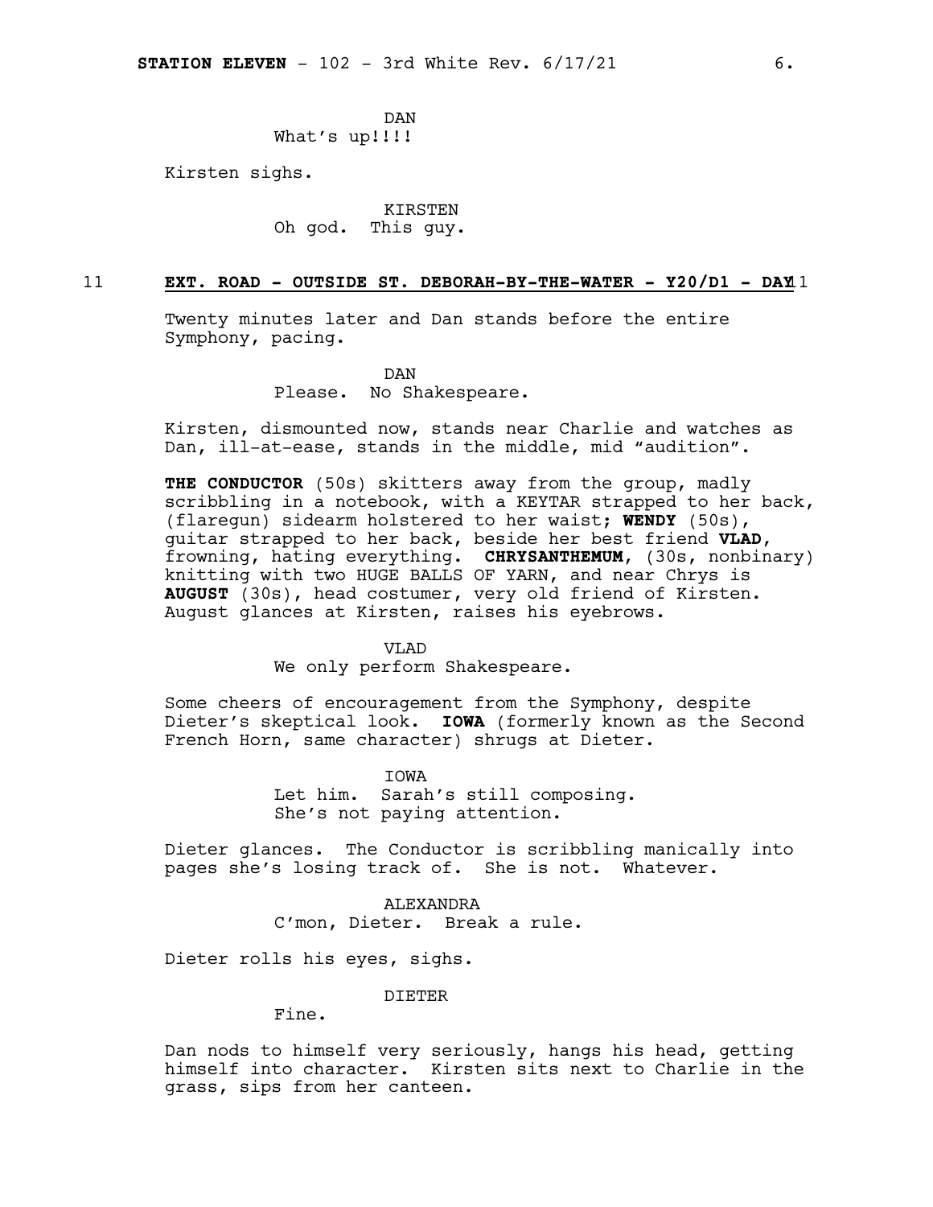DAN
What's up!!!!

Kirsten sighs.

KIRSTEN
Oh god. This guy.

**11 EXT. ROAD - OUTSIDE ST. DEBORAH-BY-THE-WATER - Y20/D1 - DAY 11**

Twenty minutes later and Dan stands before the entire Symphony, pacing.

DAN
Please. No Shakespeare.

Kirsten, dismounted now, stands near Charlie and watches as Dan, ill-at-ease, stands in the middle, mid "audition".

**THE CONDUCTOR** (50s) skitters away from the group, madly scribbling in a notebook, with a KEYTAR strapped to her back, (flaregun) sidearm holstered to her waist; **WENDY** (50s), guitar strapped to her back, beside her best friend **VLAD**, frowning, hating everything. **CHRYSANTHEMUM**, (30s, nonbinary) knitting with two HUGE BALLS OF YARN, and near Chrys is **AUGUST** (30s), head costumer, very old friend of Kirsten. August glances at Kirsten, raises his eyebrows.

VLAD
We only perform Shakespeare.

Some cheers of encouragement from the Symphony, despite Dieter's skeptical look. **IOWA** (formerly known as the Second French Horn, same character) shrugs at Dieter.

IOWA
Let him. Sarah's still composing. She's not paying attention.

Dieter glances. The Conductor is scribbling manically into pages she's losing track of. She is not. Whatever.

ALEXANDRA
C'mon, Dieter. Break a rule.

Dieter rolls his eyes, sighs.

DIETER
Fine.

Dan nods to himself very seriously, hangs his head, getting himself into character. Kirsten sits next to Charlie in the grass, sips from her canteen.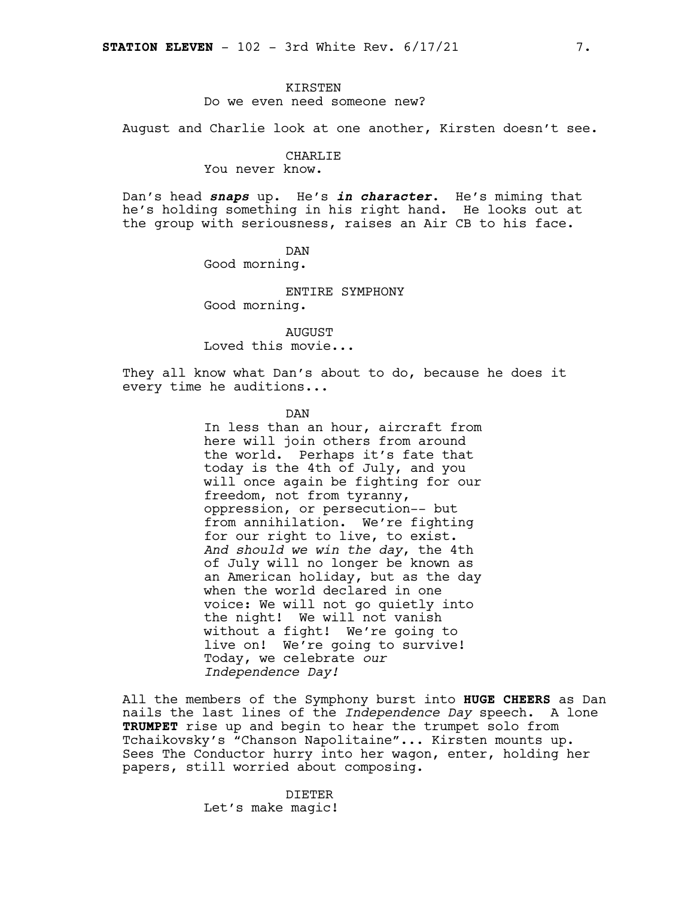KIRSTEN
Do we even need someone new?

August and Charlie look at one another, Kirsten doesn't see.

CHARLIE
You never know.

Dan's head ***snaps*** up. He's ***in character***. He's miming that he's holding something in his right hand. He looks out at the group with seriousness, raises an Air CB to his face.

DAN
Good morning.

ENTIRE SYMPHONY
Good morning.

AUGUST
Loved this movie...

They all know what Dan's about to do, because he does it every time he auditions...

DAN
In less than an hour, aircraft from here will join others from around the world. Perhaps it's fate that today is the 4th of July, and you will once again be fighting for our freedom, not from tyranny, oppression, or persecution-- but from annihilation. We're fighting for our right to live, to exist. *And should we win the day*, the 4th of July will no longer be known as an American holiday, but as the day when the world declared in one voice: We will not go quietly into the night! We will not vanish without a fight! We're going to live on! We're going to survive! Today, we celebrate *our Independence Day!*

All the members of the Symphony burst into **HUGE CHEERS** as Dan nails the last lines of the *Independence Day* speech. A lone **TRUMPET** rise up and begin to hear the trumpet solo from Tchaikovsky's "Chanson Napolitaine"... Kirsten mounts up. Sees The Conductor hurry into her wagon, enter, holding her papers, still worried about composing.

DIETER
Let's make magic!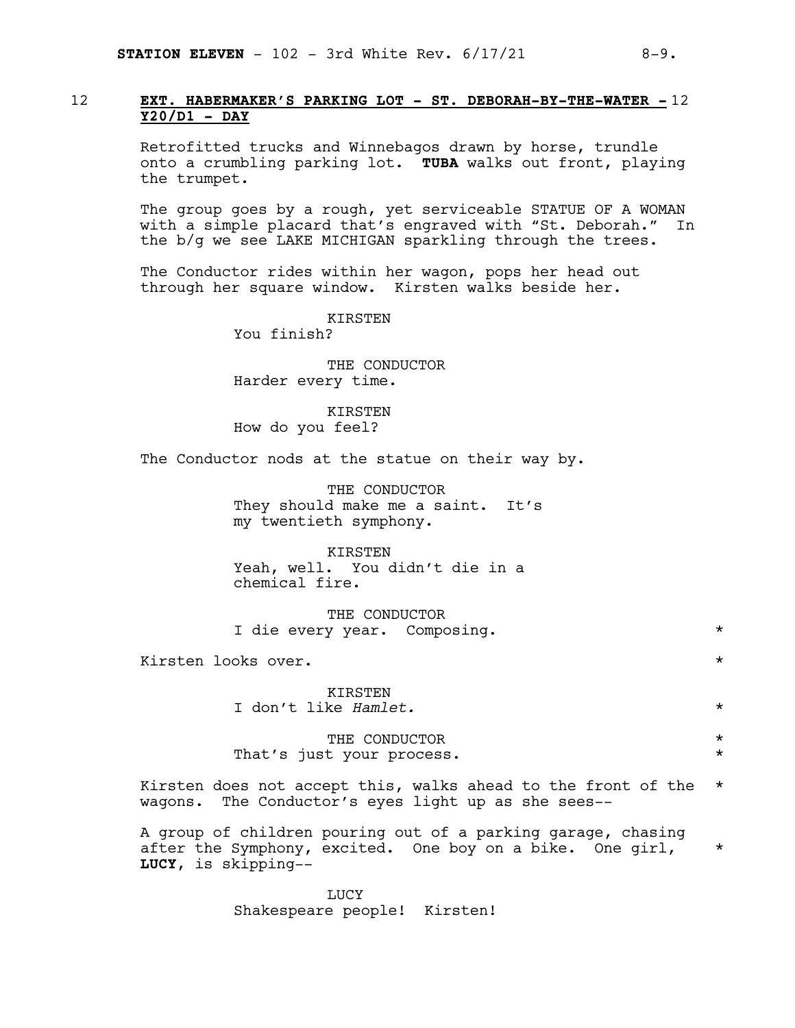12 **EXT. HABERMAKER'S PARKING LOT - ST. DEBORAH-BY-THE-WATER - Y20/D1 - DAY** 12

Retrofitted trucks and Winnebagos drawn by horse, trundle onto a crumbling parking lot. **TUBA** walks out front, playing the trumpet.

The group goes by a rough, yet serviceable STATUE OF A WOMAN with a simple placard that's engraved with "St. Deborah." In the b/g we see LAKE MICHIGAN sparkling through the trees.

The Conductor rides within her wagon, pops her head out through her square window. Kirsten walks beside her.

KIRSTEN
You finish?

THE CONDUCTOR
Harder every time.

KIRSTEN
How do you feel?

The Conductor nods at the statue on their way by.

THE CONDUCTOR
They should make me a saint. It's my twentieth symphony.

KIRSTEN
Yeah, well. You didn't die in a chemical fire.

THE CONDUCTOR
I die every year. Composing. *

Kirsten looks over. *

KIRSTEN
I don't like *Hamlet.* *

THE CONDUCTOR *
That's just your process. *

Kirsten does not accept this, walks ahead to the front of the wagons. The Conductor's eyes light up as she sees-- *

A group of children pouring out of a parking garage, chasing after the Symphony, excited. One boy on a bike. One girl, **LUCY**, is skipping-- *

LUCY
Shakespeare people! Kirsten!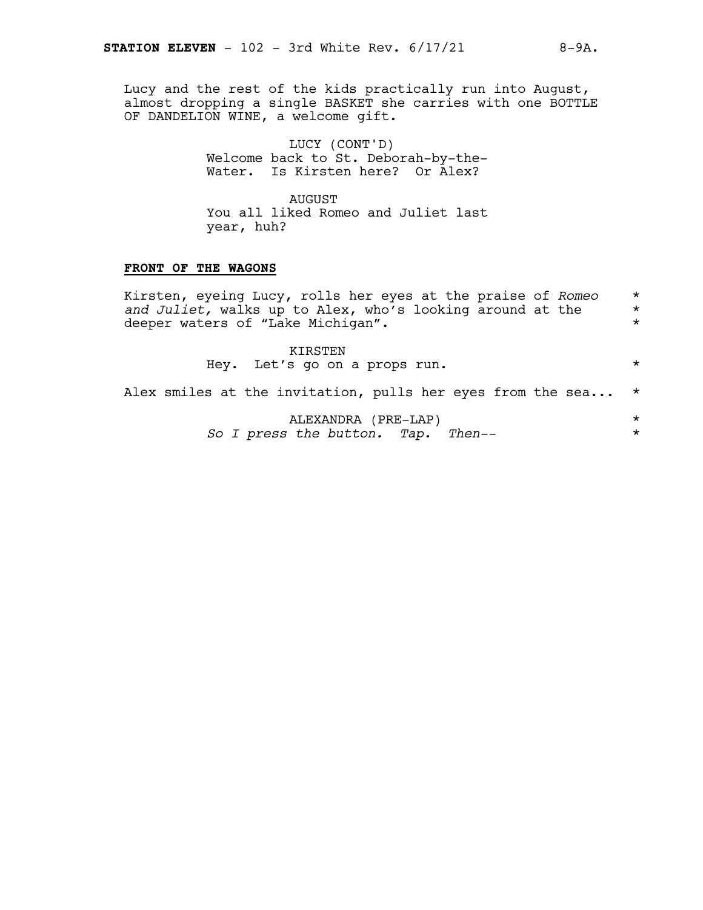Lucy and the rest of the kids practically run into August, almost dropping a single BASKET she carries with one BOTTLE OF DANDELION WINE, a welcome gift.

LUCY (CONT'D)
Welcome back to St. Deborah-by-the-Water. Is Kirsten here? Or Alex?

AUGUST
You all liked Romeo and Juliet last year, huh?

**FRONT OF THE WAGONS**

Kirsten, eyeing Lucy, rolls her eyes at the praise of *Romeo and Juliet,* walks up to Alex, who's looking around at the deeper waters of "Lake Michigan". *

KIRSTEN
Hey. Let's go on a props run. *

Alex smiles at the invitation, pulls her eyes from the sea... *

ALEXANDRA (PRE-LAP) *
*So I press the button. Tap. Then--* *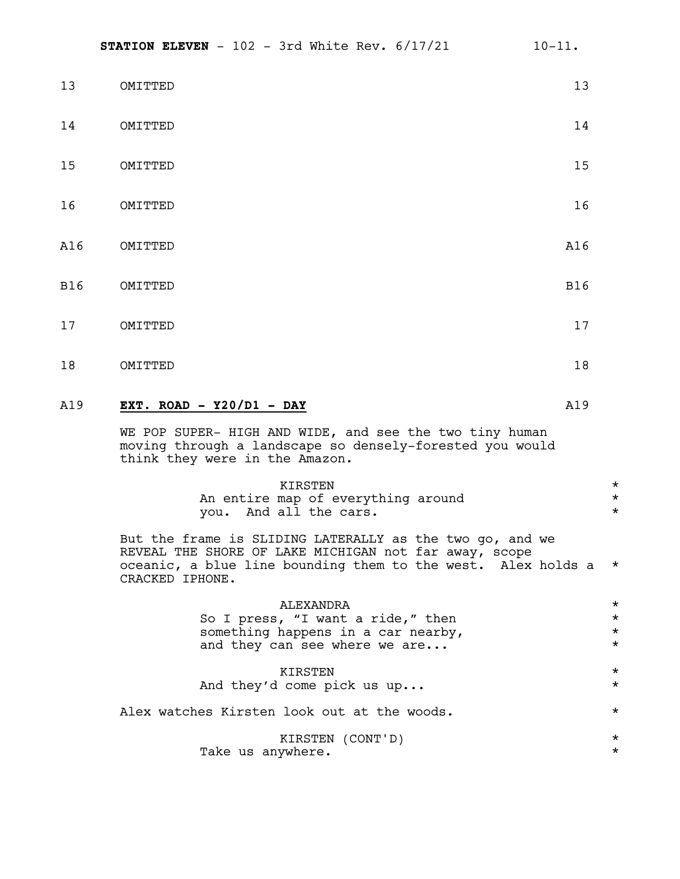13 OMITTED 13

14 OMITTED 14

15 OMITTED 15

16 OMITTED 16

A16 OMITTED A16

B16 OMITTED B16

17 OMITTED 17

18 OMITTED 18

A19 **EXT. ROAD - Y20/D1 - DAY** A19

WE POP SUPER- HIGH AND WIDE, and see the two tiny human moving through a landscape so densely-forested you would think they were in the Amazon.

KIRSTEN
An entire map of everything around you. And all the cars. *

But the frame is SLIDING LATERALLY as the two go, and we REVEAL THE SHORE OF LAKE MICHIGAN not far away, scope oceanic, a blue line bounding them to the west. Alex holds a CRACKED IPHONE. *

ALEXANDRA
So I press, "I want a ride," then something happens in a car nearby, and they can see where we are... *

KIRSTEN
And they'd come pick us up... *

Alex watches Kirsten look out at the woods. *

KIRSTEN (CONT'D)
Take us anywhere. *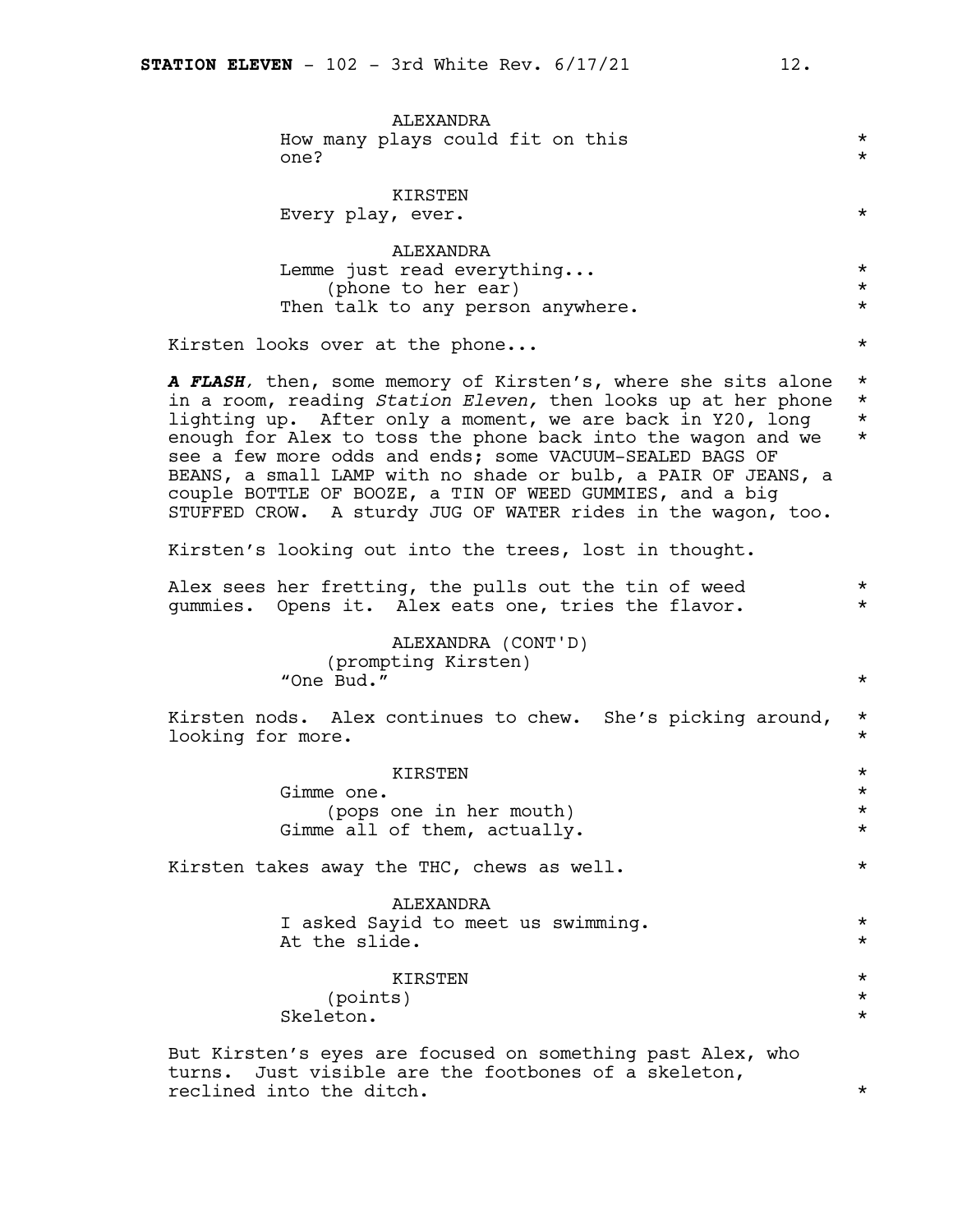ALEXANDRA
How many plays could fit on this one?

KIRSTEN
Every play, ever.

ALEXANDRA
Lemme just read everything...
(phone to her ear)
Then talk to any person anywhere.

Kirsten looks over at the phone...

***A FLASH,*** then, some memory of Kirsten's, where she sits alone in a room, reading *Station Eleven,* then looks up at her phone lighting up. After only a moment, we are back in Y20, long enough for Alex to toss the phone back into the wagon and we see a few more odds and ends; some VACUUM-SEALED BAGS OF BEANS, a small LAMP with no shade or bulb, a PAIR OF JEANS, a couple BOTTLE OF BOOZE, a TIN OF WEED GUMMIES, and a big STUFFED CROW. A sturdy JUG OF WATER rides in the wagon, too.

Kirsten's looking out into the trees, lost in thought.

Alex sees her fretting, the pulls out the tin of weed gummies. Opens it. Alex eats one, tries the flavor.

ALEXANDRA (CONT'D)
(prompting Kirsten)
"One Bud."

Kirsten nods. Alex continues to chew. She's picking around, looking for more.

KIRSTEN
Gimme one.
(pops one in her mouth)
Gimme all of them, actually.

Kirsten takes away the THC, chews as well.

ALEXANDRA
I asked Sayid to meet us swimming.
At the slide.

KIRSTEN
(points)
Skeleton.

But Kirsten's eyes are focused on something past Alex, who turns. Just visible are the footbones of a skeleton, reclined into the ditch.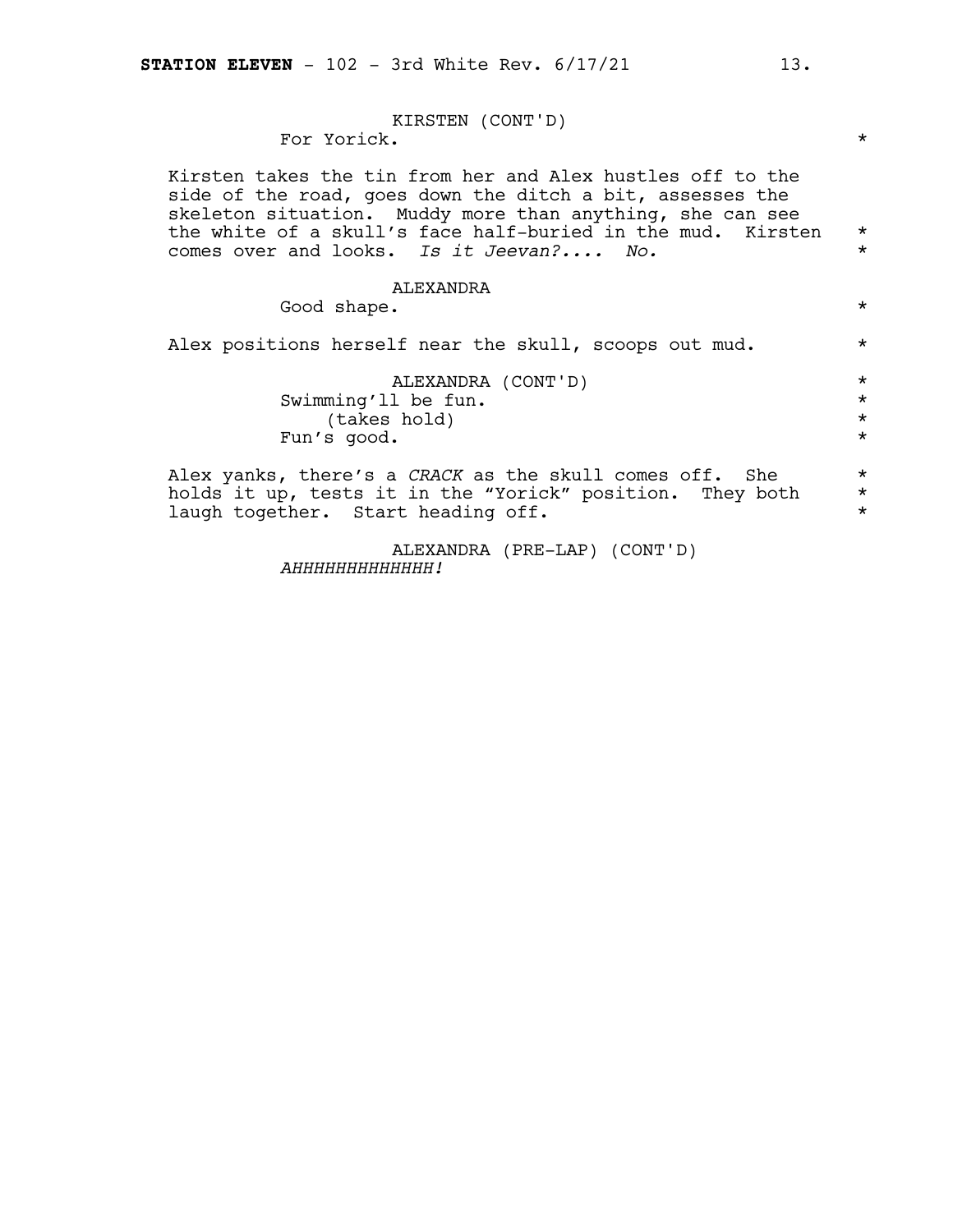KIRSTEN (CONT'D)
For Yorick. *

Kirsten takes the tin from her and Alex hustles off to the side of the road, goes down the ditch a bit, assesses the skeleton situation. Muddy more than anything, she can see the white of a skull's face half-buried in the mud. Kirsten comes over and looks. *Is it Jeevan?.... No.* *

ALEXANDRA
Good shape. *

Alex positions herself near the skull, scoops out mud. *

ALEXANDRA (CONT'D)
Swimming'll be fun.
(takes hold)
Fun's good. *

Alex yanks, there's a *CRACK* as the skull comes off. She holds it up, tests it in the "Yorick" position. They both laugh together. Start heading off. *

ALEXANDRA (PRE-LAP) (CONT'D)
*AHHHHHHHHHHHHH!*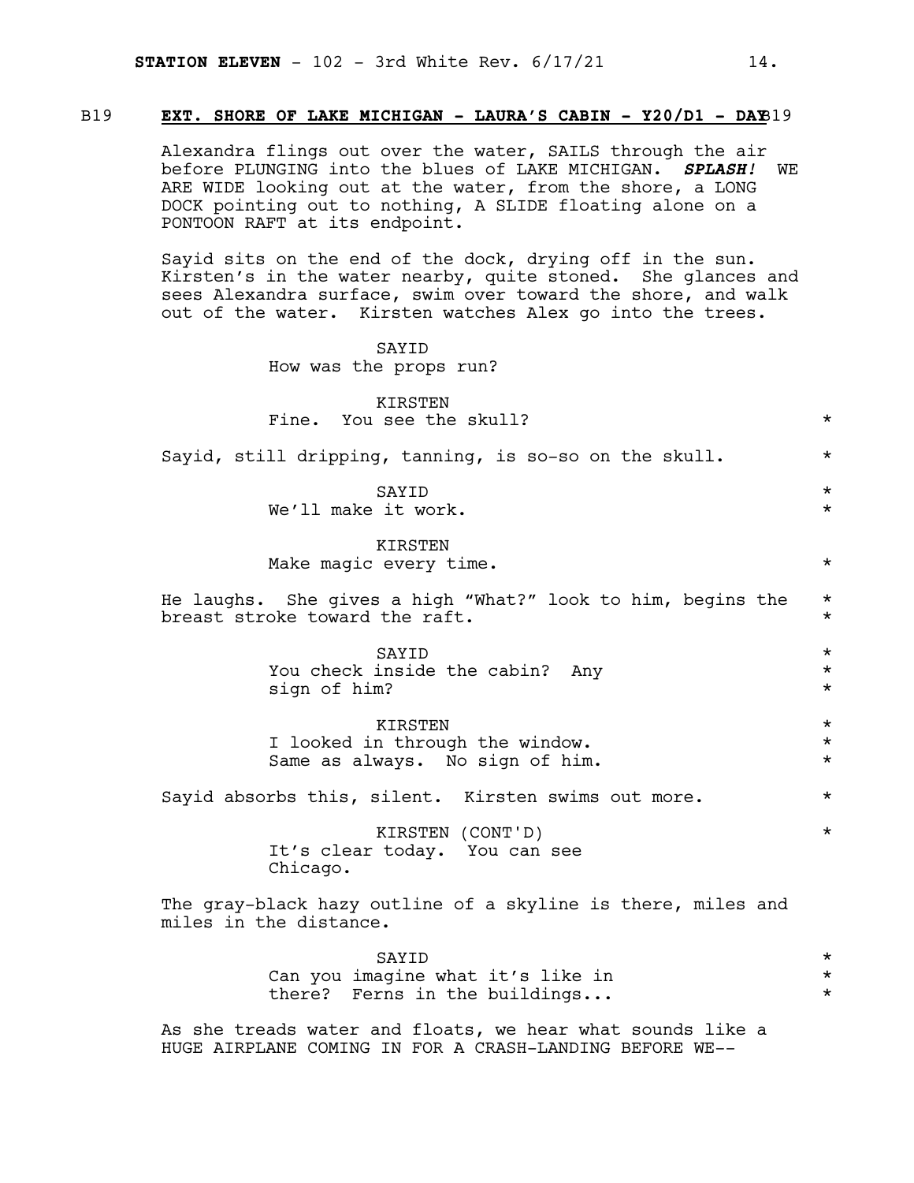B19 **EXT. SHORE OF LAKE MICHIGAN - LAURA'S CABIN - Y20/D1 - DAY** B19

Alexandra flings out over the water, SAILS through the air before PLUNGING into the blues of LAKE MICHIGAN. ***SPLASH!*** WE ARE WIDE looking out at the water, from the shore, a LONG DOCK pointing out to nothing, A SLIDE floating alone on a PONTOON RAFT at its endpoint.

Sayid sits on the end of the dock, drying off in the sun. Kirsten's in the water nearby, quite stoned. She glances and sees Alexandra surface, swim over toward the shore, and walk out of the water. Kirsten watches Alex go into the trees.

SAYID
How was the props run?

KIRSTEN
Fine. You see the skull? *

Sayid, still dripping, tanning, is so-so on the skull. *

SAYID *
We'll make it work. *

KIRSTEN
Make magic every time. *

He laughs. She gives a high "What?" look to him, begins the breast stroke toward the raft. * *

SAYID *
You check inside the cabin? Any sign of him? * *

KIRSTEN *
I looked in through the window. Same as always. No sign of him. * *

Sayid absorbs this, silent. Kirsten swims out more. *

KIRSTEN (CONT'D) *
It's clear today. You can see Chicago.

The gray-black hazy outline of a skyline is there, miles and miles in the distance.

SAYID *
Can you imagine what it's like in there? Ferns in the buildings... * *

As she treads water and floats, we hear what sounds like a HUGE AIRPLANE COMING IN FOR A CRASH-LANDING BEFORE WE--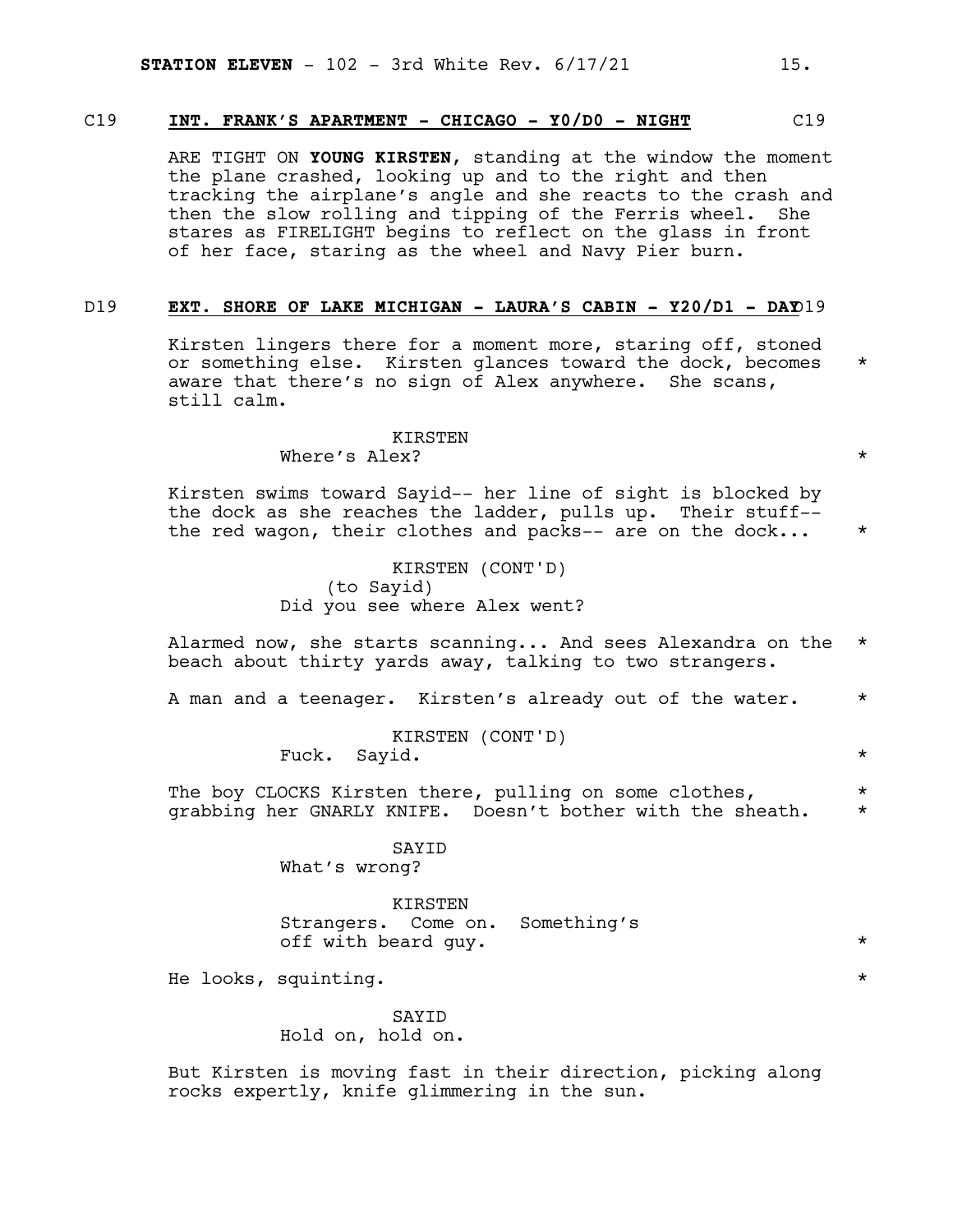C19 **INT. FRANK'S APARTMENT - CHICAGO - Y0/D0 - NIGHT** C19

ARE TIGHT ON **YOUNG KIRSTEN**, standing at the window the moment the plane crashed, looking up and to the right and then tracking the airplane's angle and she reacts to the crash and then the slow rolling and tipping of the Ferris wheel. She stares as FIRELIGHT begins to reflect on the glass in front of her face, staring as the wheel and Navy Pier burn.

D19 **EXT. SHORE OF LAKE MICHIGAN - LAURA'S CABIN - Y20/D1 - DAY** D19

Kirsten lingers there for a moment more, staring off, stoned or something else. Kirsten glances toward the dock, becomes aware that there's no sign of Alex anywhere. She scans, still calm. *

KIRSTEN
Where's Alex? *

Kirsten swims toward Sayid-- her line of sight is blocked by the dock as she reaches the ladder, pulls up. Their stuff-- the red wagon, their clothes and packs-- are on the dock... *

KIRSTEN (CONT'D)
(to Sayid)
Did you see where Alex went?

Alarmed now, she starts scanning... And sees Alexandra on the beach about thirty yards away, talking to two strangers. *

A man and a teenager. Kirsten's already out of the water. *

KIRSTEN (CONT'D)
Fuck. Sayid. *

The boy CLOCKS Kirsten there, pulling on some clothes, grabbing her GNARLY KNIFE. Doesn't bother with the sheath. * *

SAYID
What's wrong?

KIRSTEN
Strangers. Come on. Something's off with beard guy. *

He looks, squinting. *

SAYID
Hold on, hold on.

But Kirsten is moving fast in their direction, picking along rocks expertly, knife glimmering in the sun.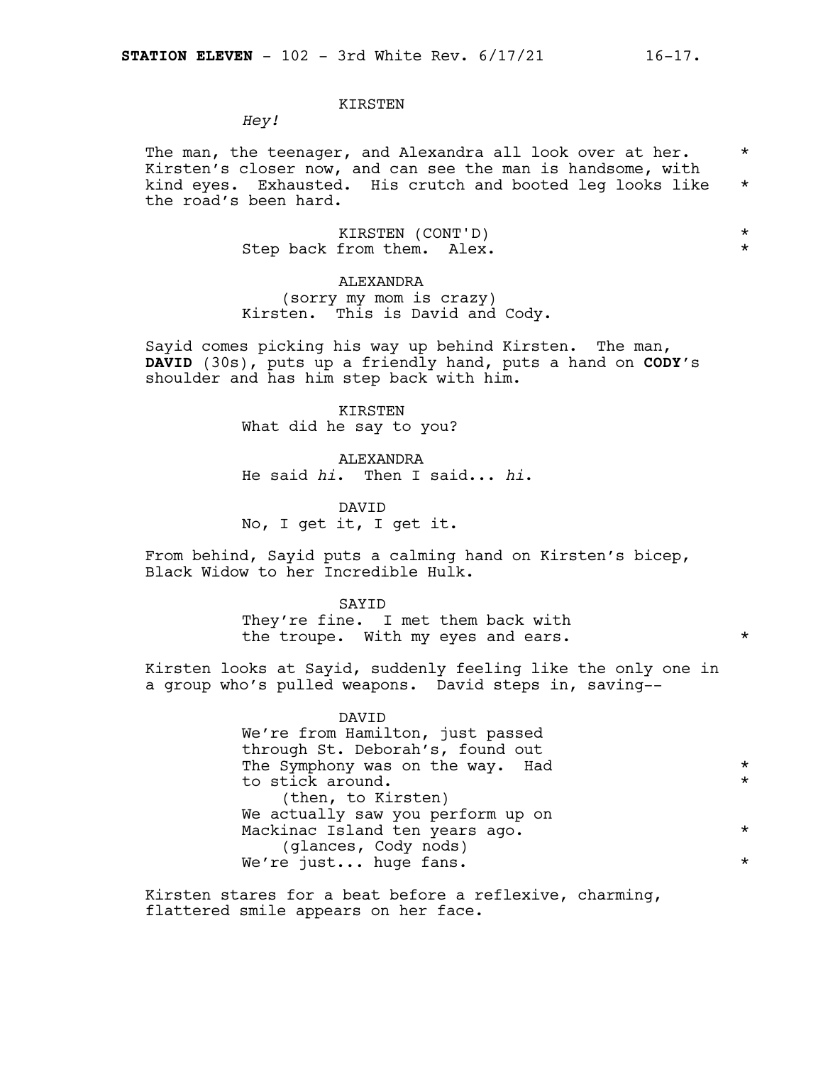KIRSTEN

*Hey!*

The man, the teenager, and Alexandra all look over at her. Kirsten's closer now, and can see the man is handsome, with kind eyes. Exhausted. His crutch and booted leg looks like the road's been hard.

KIRSTEN (CONT'D)

Step back from them. Alex.

ALEXANDRA

(sorry my mom is crazy)

Kirsten. This is David and Cody.

Sayid comes picking his way up behind Kirsten. The man, **DAVID** (30s), puts up a friendly hand, puts a hand on **CODY**'s shoulder and has him step back with him.

KIRSTEN

What did he say to you?

ALEXANDRA

He said *hi*. Then I said... *hi*.

DAVID

No, I get it, I get it.

From behind, Sayid puts a calming hand on Kirsten's bicep, Black Widow to her Incredible Hulk.

SAYID

They're fine. I met them back with the troupe. With my eyes and ears.

Kirsten looks at Sayid, suddenly feeling like the only one in a group who's pulled weapons. David steps in, saving--

DAVID

We're from Hamilton, just passed through St. Deborah's, found out The Symphony was on the way. Had to stick around.

(then, to Kirsten)

We actually saw you perform up on Mackinac Island ten years ago.

(glances, Cody nods)

We're just... huge fans.

Kirsten stares for a beat before a reflexive, charming, flattered smile appears on her face.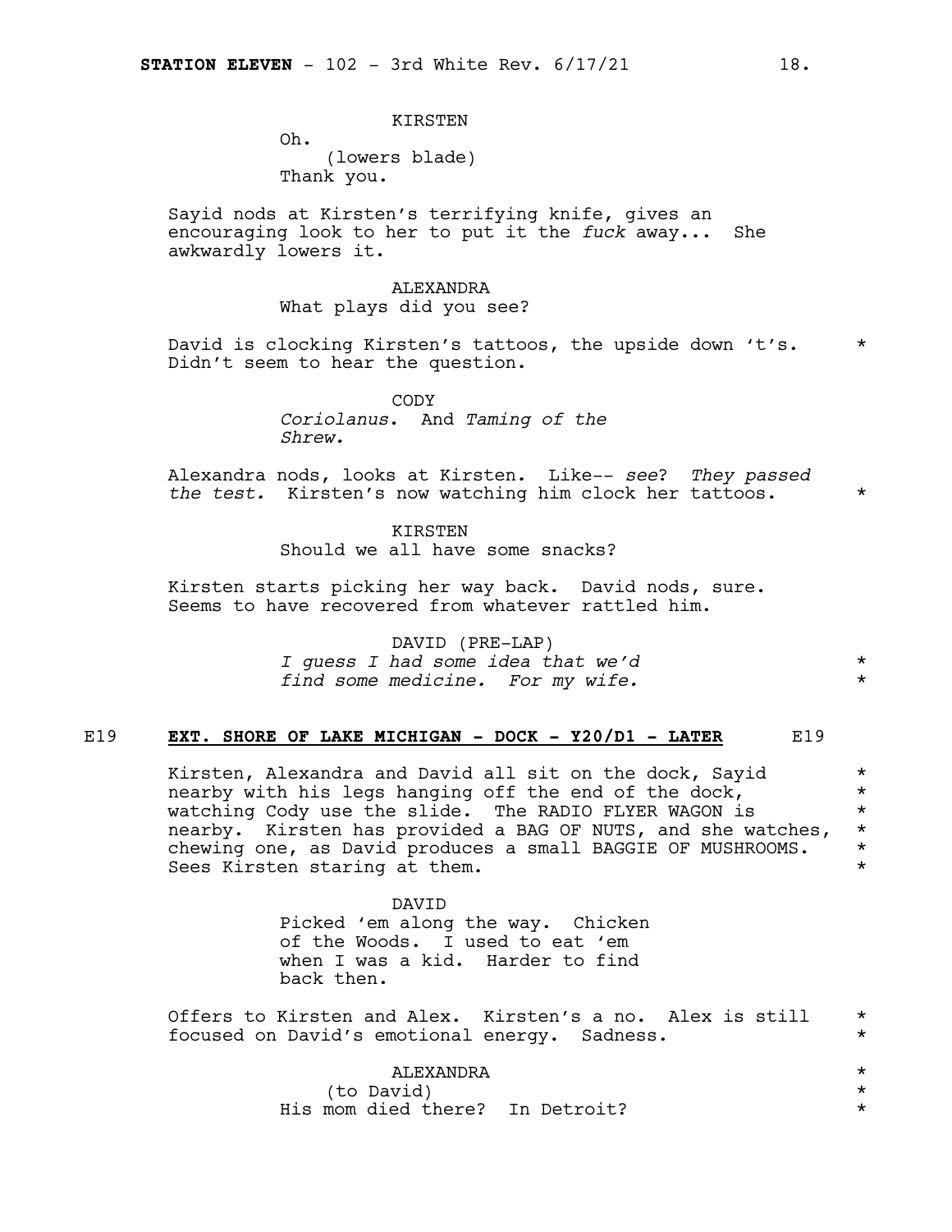KIRSTEN

Oh.

(lowers blade)

Thank you.

Sayid nods at Kirsten's terrifying knife, gives an encouraging look to her to put it the *fuck* away... She awkwardly lowers it.

ALEXANDRA

What plays did you see?

David is clocking Kirsten's tattoos, the upside down 't's. *
Didn't seem to hear the question.

CODY

*Coriolanus*. And *Taming of the Shrew.*

Alexandra nods, looks at Kirsten. Like-- *see*? *They passed the test.* Kirsten's now watching him clock her tattoos. *

KIRSTEN

Should we all have some snacks?

Kirsten starts picking her way back. David nods, sure. Seems to have recovered from whatever rattled him.

DAVID (PRE-LAP)

*I guess I had some idea that we'd find some medicine. For my wife.* *

## E19 **EXT. SHORE OF LAKE MICHIGAN - DOCK - Y20/D1 - LATER** E19

Kirsten, Alexandra and David all sit on the dock, Sayid nearby with his legs hanging off the end of the dock, watching Cody use the slide. The RADIO FLYER WAGON is nearby. Kirsten has provided a BAG OF NUTS, and she watches, chewing one, as David produces a small BAGGIE OF MUSHROOMS. Sees Kirsten staring at them. *

DAVID

Picked 'em along the way. Chicken of the Woods. I used to eat 'em when I was a kid. Harder to find back then.

Offers to Kirsten and Alex. Kirsten's a no. Alex is still focused on David's emotional energy. Sadness. *

ALEXANDRA *

(to David) *

His mom died there? In Detroit? *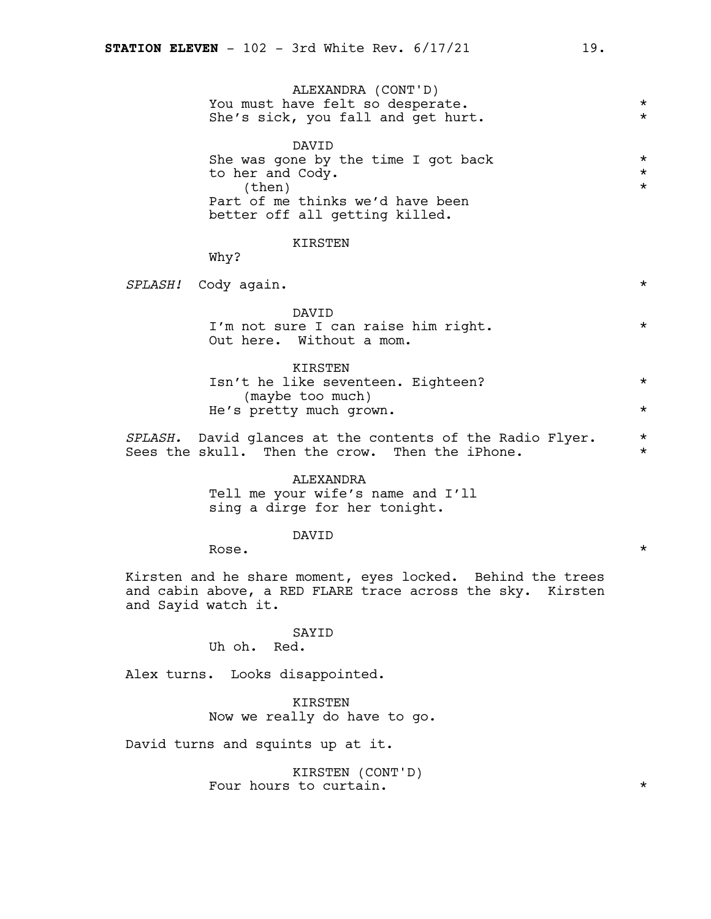ALEXANDRA (CONT'D)
You must have felt so desperate.
She's sick, you fall and get hurt.

DAVID
She was gone by the time I got back
to her and Cody.
(then)
Part of me thinks we'd have been
better off all getting killed.

KIRSTEN
Why?

*SPLASH!* Cody again.

DAVID
I'm not sure I can raise him right.
Out here. Without a mom.

KIRSTEN
Isn't he like seventeen. Eighteen?
(maybe too much)
He's pretty much grown.

*SPLASH.* David glances at the contents of the Radio Flyer. Sees the skull. Then the crow. Then the iPhone.

ALEXANDRA
Tell me your wife's name and I'll
sing a dirge for her tonight.

DAVID
Rose.

Kirsten and he share moment, eyes locked. Behind the trees and cabin above, a RED FLARE trace across the sky. Kirsten and Sayid watch it.

SAYID
Uh oh. Red.

Alex turns. Looks disappointed.

KIRSTEN
Now we really do have to go.

David turns and squints up at it.

KIRSTEN (CONT'D)
Four hours to curtain.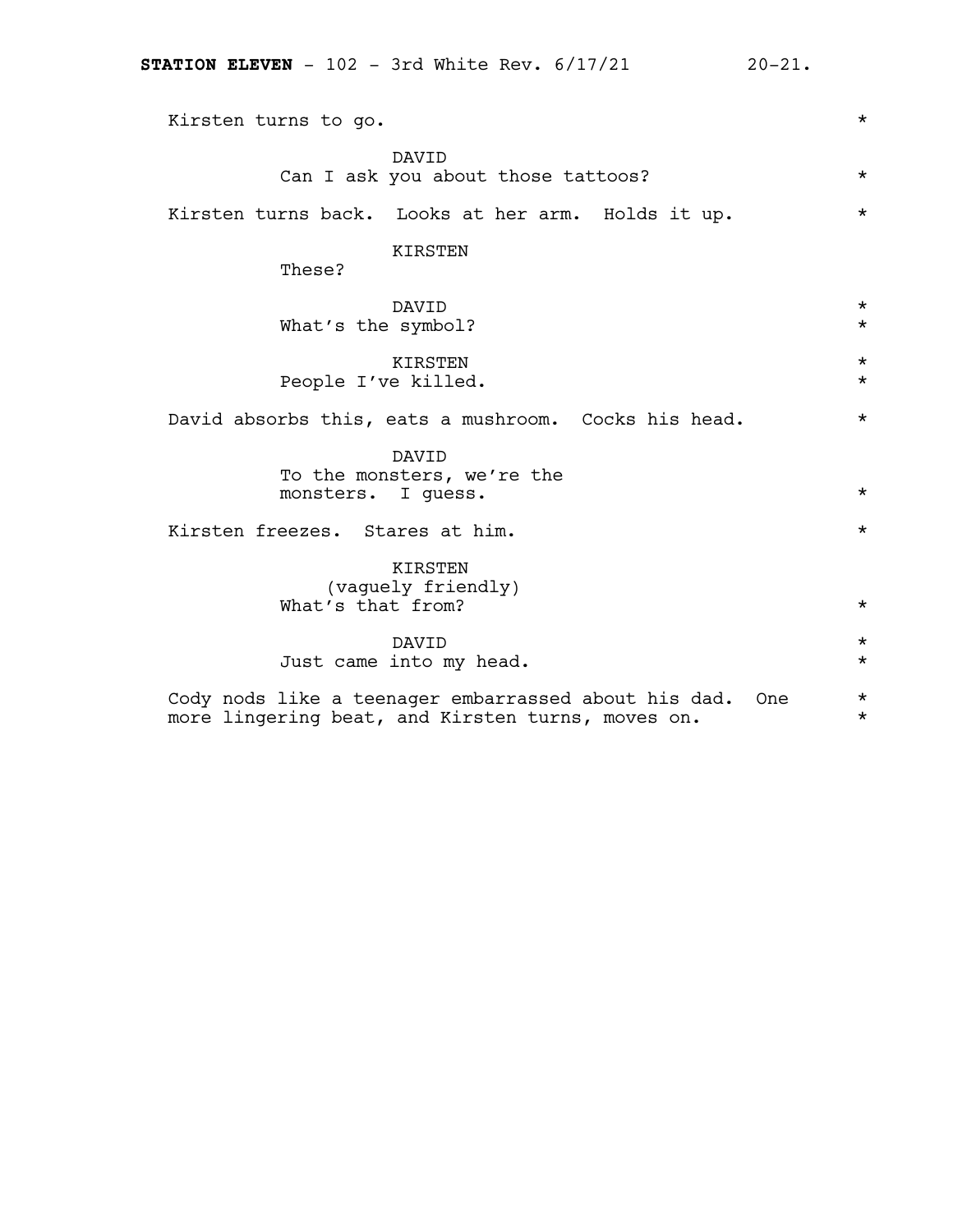Kirsten turns to go.

DAVID
Can I ask you about those tattoos?

Kirsten turns back. Looks at her arm. Holds it up.

KIRSTEN
These?

DAVID
What's the symbol?

KIRSTEN
People I've killed.

David absorbs this, eats a mushroom. Cocks his head.

DAVID
To the monsters, we're the monsters. I guess.

Kirsten freezes. Stares at him.

KIRSTEN
(vaguely friendly)
What's that from?

DAVID
Just came into my head.

Cody nods like a teenager embarrassed about his dad. One more lingering beat, and Kirsten turns, moves on.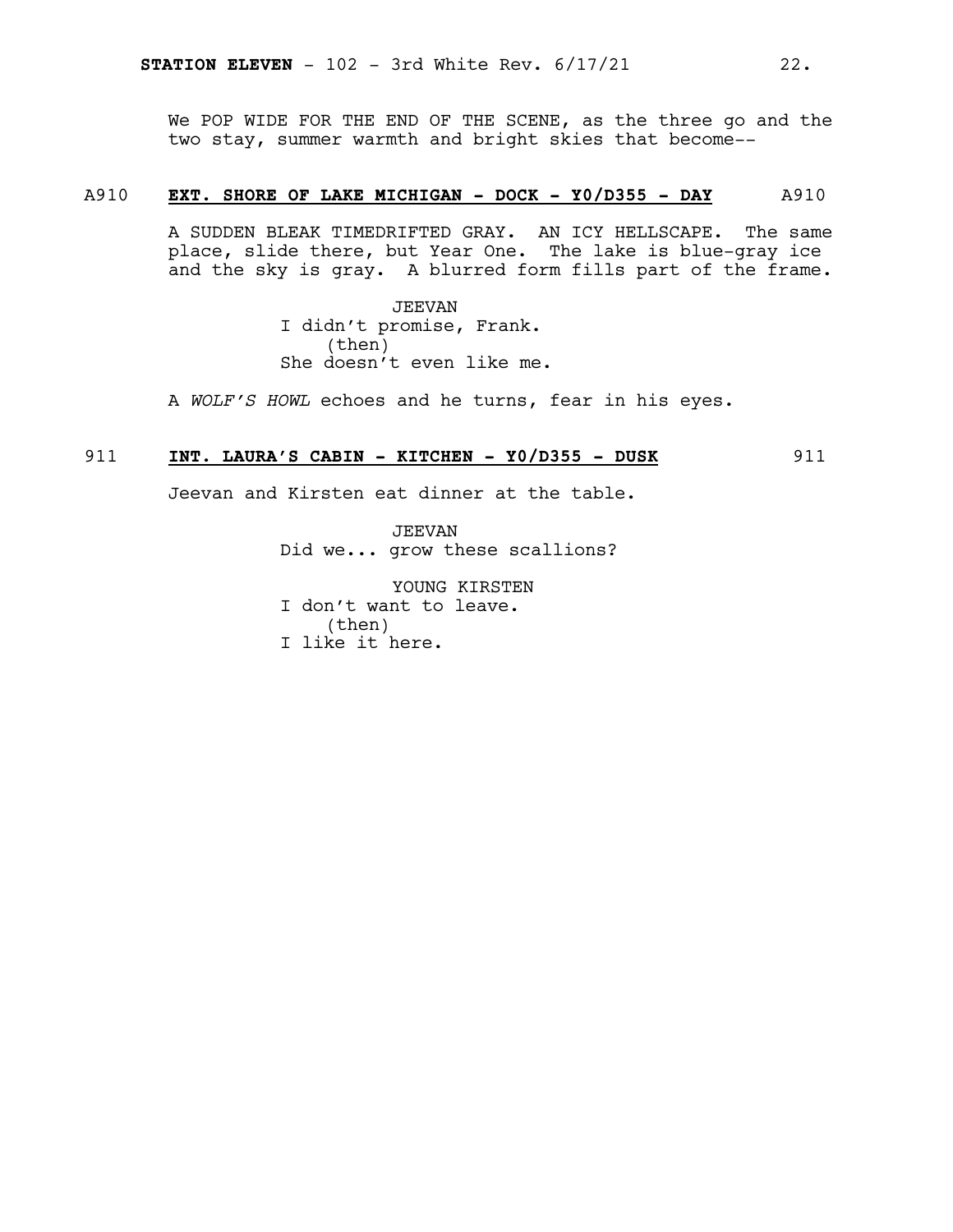We POP WIDE FOR THE END OF THE SCENE, as the three go and the two stay, summer warmth and bright skies that become--

A910 **EXT. SHORE OF LAKE MICHIGAN - DOCK - Y0/D355 - DAY** A910

A SUDDEN BLEAK TIMEDRIFTED GRAY. AN ICY HELLSCAPE. The same place, slide there, but Year One. The lake is blue-gray ice and the sky is gray. A blurred form fills part of the frame.

JEEVAN
I didn't promise, Frank.
(then)
She doesn't even like me.

A *WOLF'S HOWL* echoes and he turns, fear in his eyes.

911 **INT. LAURA'S CABIN - KITCHEN - Y0/D355 - DUSK** 911

Jeevan and Kirsten eat dinner at the table.

JEEVAN
Did we... grow these scallions?

YOUNG KIRSTEN
I don't want to leave.
(then)
I like it here.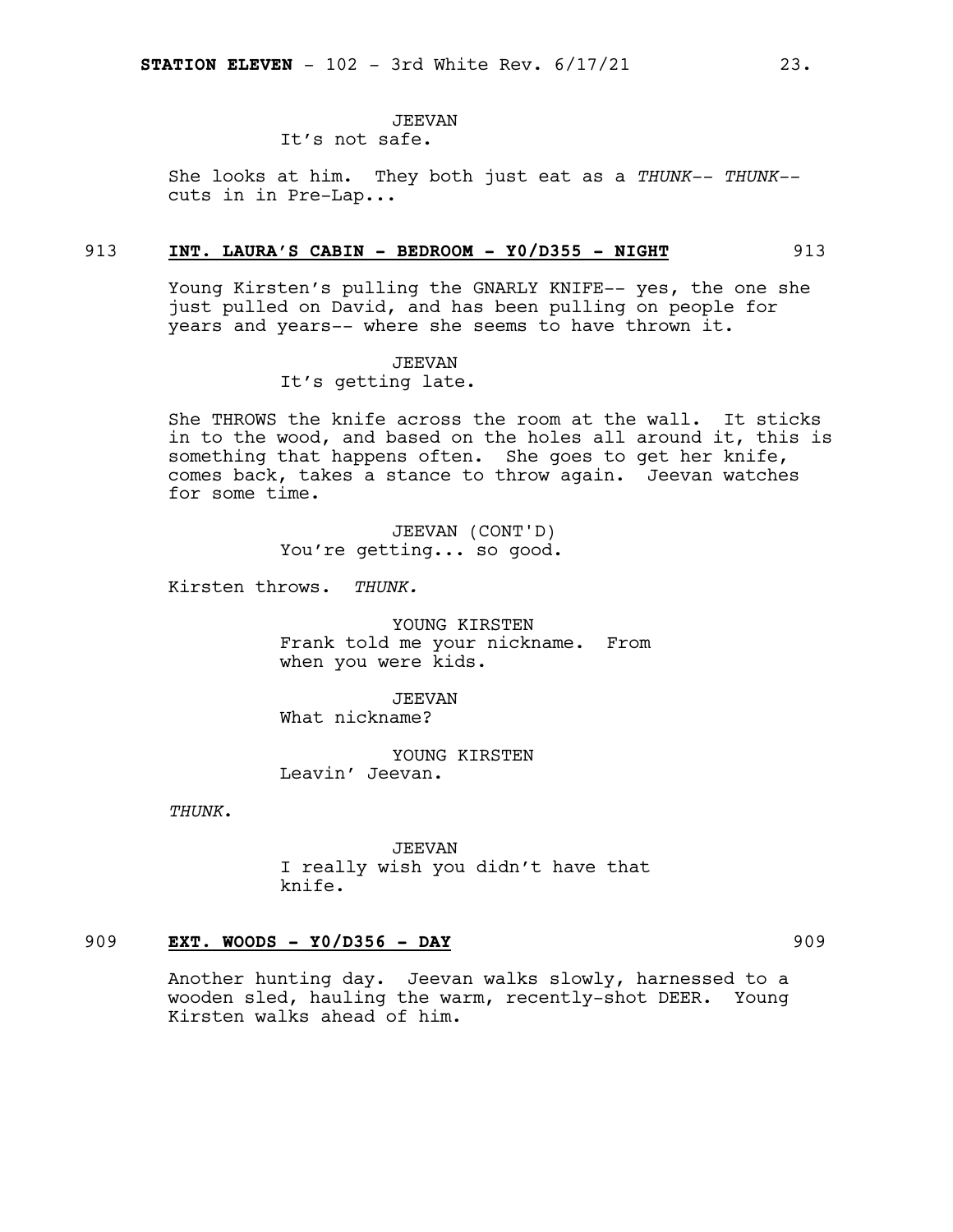JEEVAN
It's not safe.

She looks at him. They both just eat as a *THUNK-- THUNK--* cuts in in Pre-Lap...

**913 INT. LAURA'S CABIN - BEDROOM - Y0/D355 - NIGHT 913**

Young Kirsten's pulling the GNARLY KNIFE-- yes, the one she just pulled on David, and has been pulling on people for years and years-- where she seems to have thrown it.

JEEVAN
It's getting late.

She THROWS the knife across the room at the wall. It sticks in to the wood, and based on the holes all around it, this is something that happens often. She goes to get her knife, comes back, takes a stance to throw again. Jeevan watches for some time.

JEEVAN (CONT'D)
You're getting... so good.

Kirsten throws. *THUNK.*

YOUNG KIRSTEN
Frank told me your nickname. From when you were kids.

JEEVAN
What nickname?

YOUNG KIRSTEN
Leavin' Jeevan.

*THUNK.*

JEEVAN
I really wish you didn't have that knife.

**909 EXT. WOODS - Y0/D356 - DAY 909**

Another hunting day. Jeevan walks slowly, harnessed to a wooden sled, hauling the warm, recently-shot DEER. Young Kirsten walks ahead of him.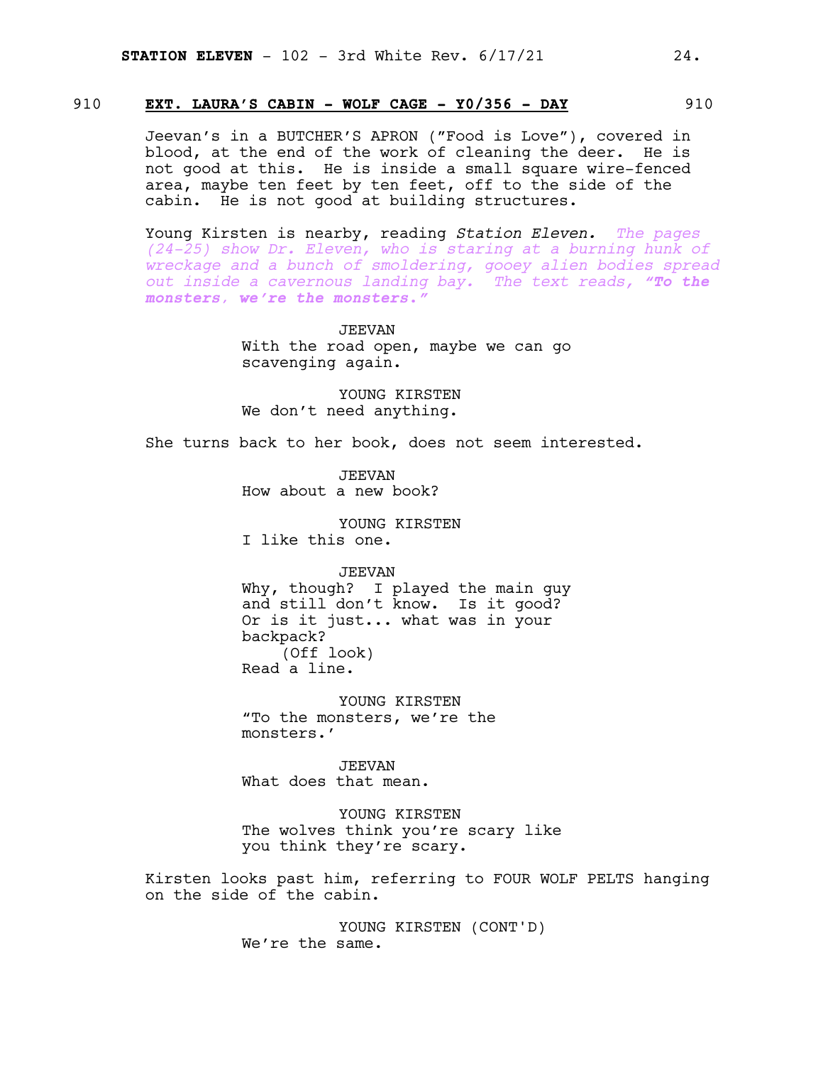## 910 **EXT. LAURA'S CABIN - WOLF CAGE - Y0/356 - DAY** 910

Jeevan's in a BUTCHER'S APRON ("Food is Love"), covered in blood, at the end of the work of cleaning the deer. He is not good at this. He is inside a small square wire-fenced area, maybe ten feet by ten feet, off to the side of the cabin. He is not good at building structures.

Young Kirsten is nearby, reading *Station Eleven.* *The pages (24-25) show Dr. Eleven, who is staring at a burning hunk of wreckage and a bunch of smoldering, gooey alien bodies spread out inside a cavernous landing bay. The text reads,* ***"To the monsters, we're the monsters."***

JEEVAN
With the road open, maybe we can go scavenging again.

YOUNG KIRSTEN
We don't need anything.

She turns back to her book, does not seem interested.

JEEVAN
How about a new book?

YOUNG KIRSTEN
I like this one.

JEEVAN
Why, though? I played the main guy and still don't know. Is it good? Or is it just... what was in your backpack?
(Off look)
Read a line.

YOUNG KIRSTEN
"To the monsters, we're the monsters.'

JEEVAN
What does that mean.

YOUNG KIRSTEN
The wolves think you're scary like you think they're scary.

Kirsten looks past him, referring to FOUR WOLF PELTS hanging on the side of the cabin.

YOUNG KIRSTEN (CONT'D)
We're the same.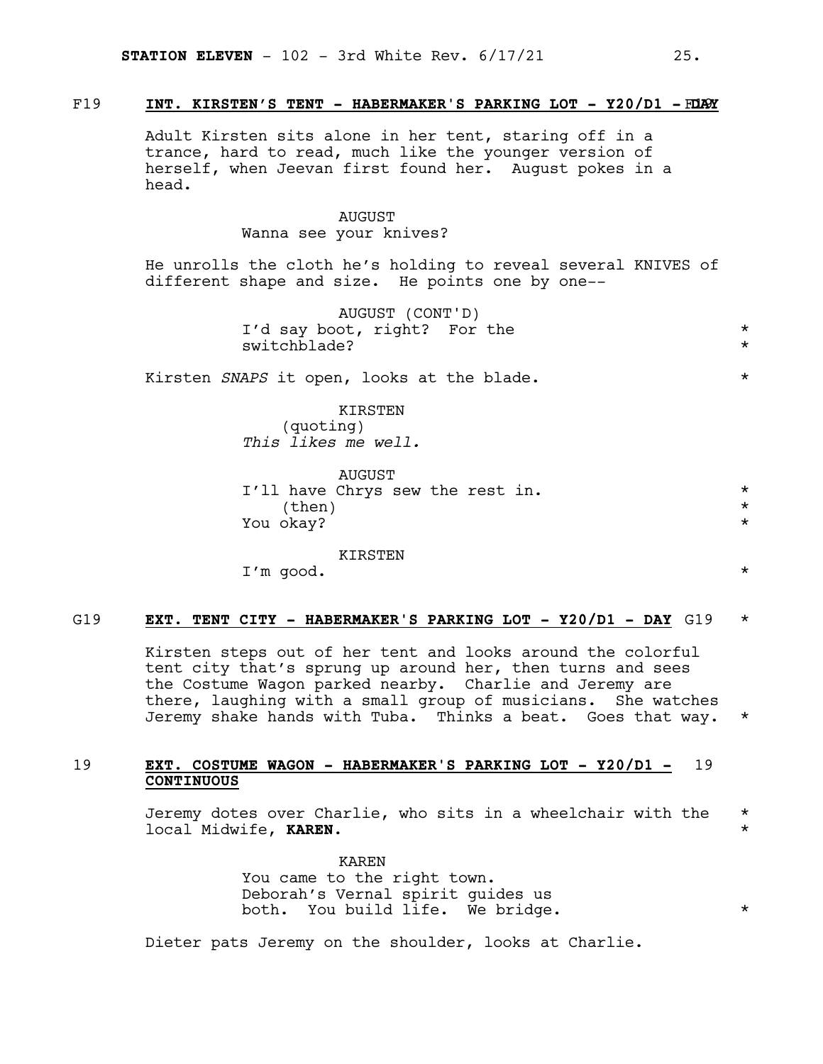F19 **INT. KIRSTEN'S TENT - HABERMAKER'S PARKING LOT - Y20/D1 - DAY** F19

Adult Kirsten sits alone in her tent, staring off in a trance, hard to read, much like the younger version of herself, when Jeevan first found her. August pokes in a head.

AUGUST
Wanna see your knives?

He unrolls the cloth he's holding to reveal several KNIVES of different shape and size. He points one by one--

AUGUST (CONT'D)
I'd say boot, right? For the switchblade? *

Kirsten *SNAPS* it open, looks at the blade. *

KIRSTEN
(quoting)
*This likes me well.*

AUGUST
I'll have Chrys sew the rest in. *
(then) *
You okay? *

KIRSTEN
I'm good. *

G19 **EXT. TENT CITY - HABERMAKER'S PARKING LOT - Y20/D1 - DAY** G19 *

Kirsten steps out of her tent and looks around the colorful tent city that's sprung up around her, then turns and sees the Costume Wagon parked nearby. Charlie and Jeremy are there, laughing with a small group of musicians. She watches Jeremy shake hands with Tuba. Thinks a beat. Goes that way. *

19 **EXT. COSTUME WAGON - HABERMAKER'S PARKING LOT - Y20/D1 - CONTINUOUS** 19

Jeremy dotes over Charlie, who sits in a wheelchair with the local Midwife, **KAREN**. *

KAREN
You came to the right town. Deborah's Vernal spirit guides us both. You build life. We bridge. *

Dieter pats Jeremy on the shoulder, looks at Charlie.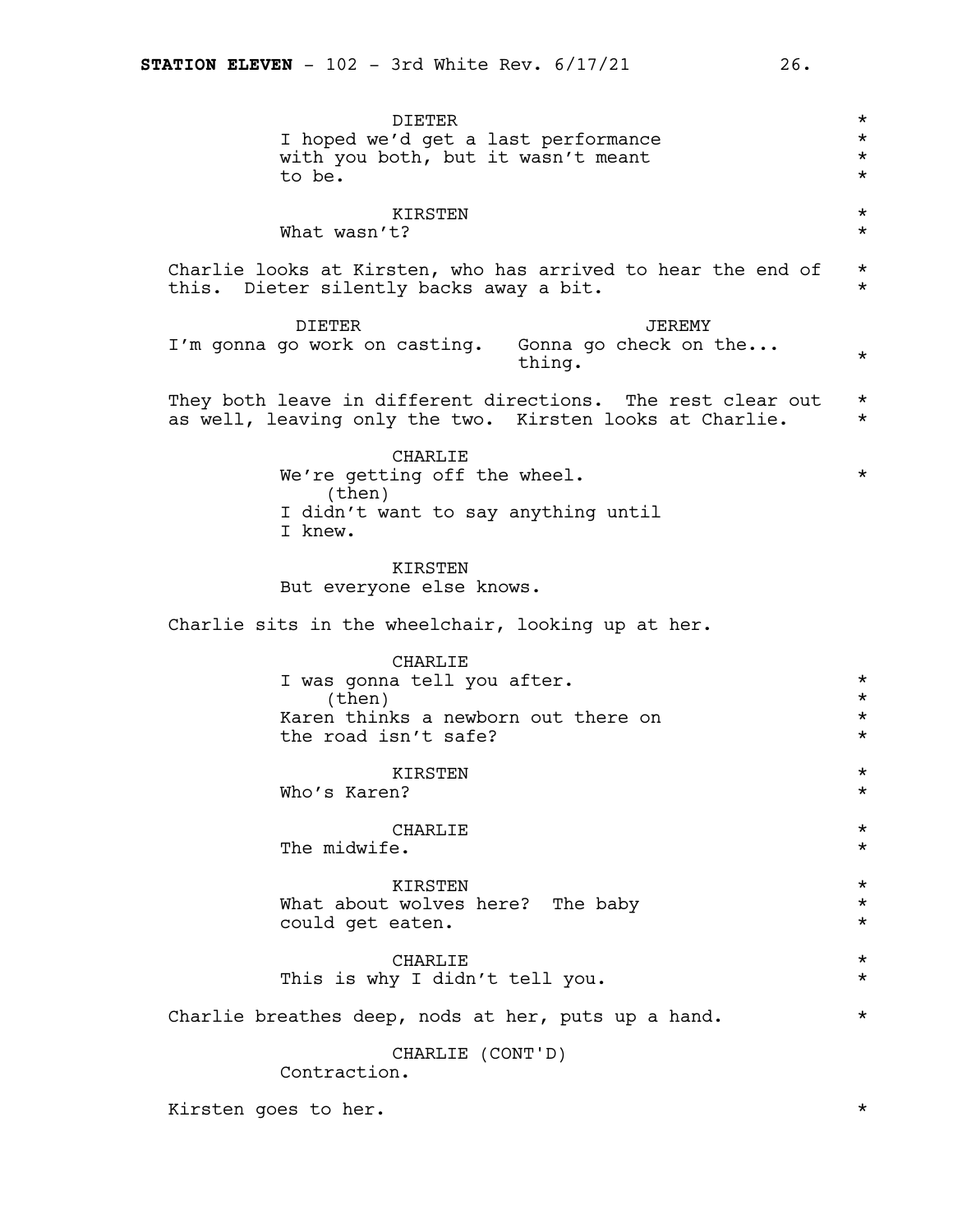DIETER
I hoped we'd get a last performance with you both, but it wasn't meant to be.

KIRSTEN
What wasn't?

Charlie looks at Kirsten, who has arrived to hear the end of this. Dieter silently backs away a bit.

DIETER
I'm gonna go work on casting.

JEREMY
Gonna go check on the... thing.

They both leave in different directions. The rest clear out as well, leaving only the two. Kirsten looks at Charlie.

CHARLIE
We're getting off the wheel.
(then)
I didn't want to say anything until I knew.

KIRSTEN
But everyone else knows.

Charlie sits in the wheelchair, looking up at her.

CHARLIE
I was gonna tell you after.
(then)
Karen thinks a newborn out there on the road isn't safe?

KIRSTEN
Who's Karen?

CHARLIE
The midwife.

KIRSTEN
What about wolves here? The baby could get eaten.

CHARLIE
This is why I didn't tell you.

Charlie breathes deep, nods at her, puts up a hand.

CHARLIE (CONT'D)
Contraction.

Kirsten goes to her.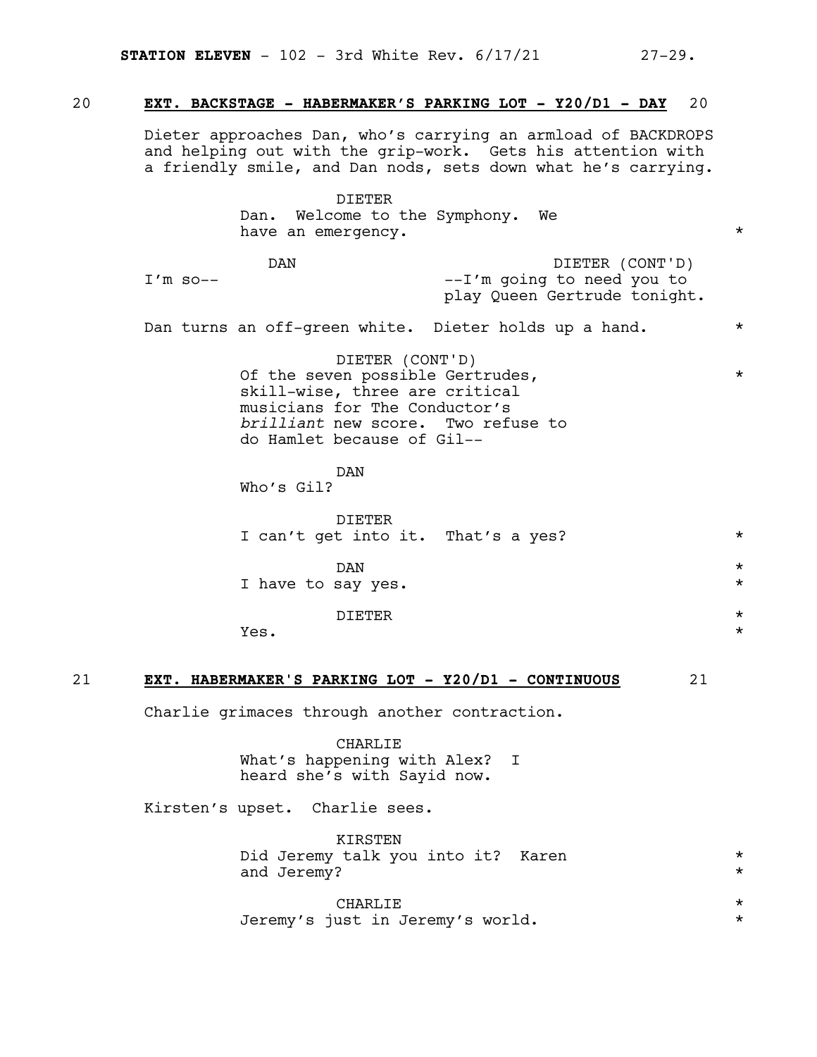**20 EXT. BACKSTAGE - HABERMAKER'S PARKING LOT - Y20/D1 - DAY 20**

Dieter approaches Dan, who's carrying an armload of BACKDROPS and helping out with the grip-work. Gets his attention with a friendly smile, and Dan nods, sets down what he's carrying.

DIETER
Dan. Welcome to the Symphony. We have an emergency. *

DAN
I'm so--

DIETER (CONT'D)
--I'm going to need you to play Queen Gertrude tonight.

Dan turns an off-green white. Dieter holds up a hand. *

DIETER (CONT'D)
Of the seven possible Gertrudes, skill-wise, three are critical musicians for The Conductor's *brilliant* new score. Two refuse to do Hamlet because of Gil-- *

DAN
Who's Gil?

DIETER
I can't get into it. That's a yes? *

DAN
I have to say yes. *

DIETER
Yes. *

**21 EXT. HABERMAKER'S PARKING LOT - Y20/D1 - CONTINUOUS 21**

Charlie grimaces through another contraction.

CHARLIE
What's happening with Alex? I heard she's with Sayid now.

Kirsten's upset. Charlie sees.

KIRSTEN
Did Jeremy talk you into it? Karen and Jeremy? *

CHARLIE
Jeremy's just in Jeremy's world. *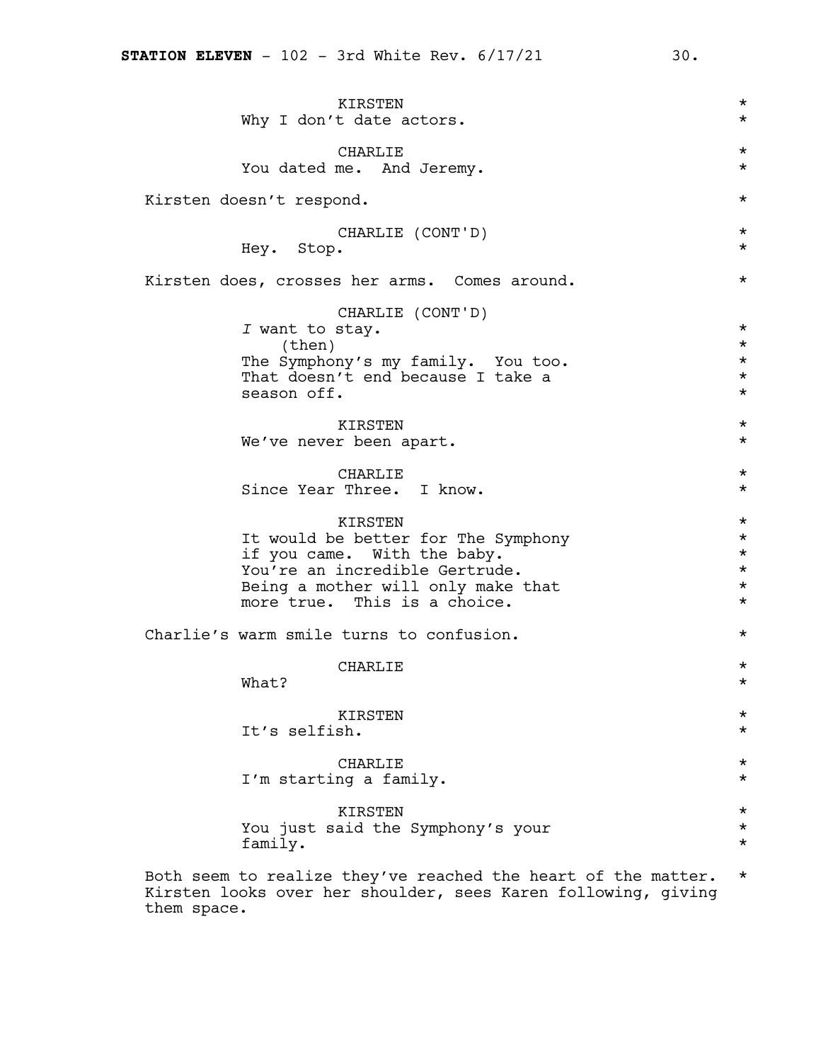KIRSTEN
Why I don't date actors.

CHARLIE
You dated me. And Jeremy.

Kirsten doesn't respond.

CHARLIE (CONT'D)
Hey. Stop.

Kirsten does, crosses her arms. Comes around.

CHARLIE (CONT'D)
*I* want to stay.
(then)
The Symphony's my family. You too. That doesn't end because I take a season off.

KIRSTEN
We've never been apart.

CHARLIE
Since Year Three. I know.

KIRSTEN
It would be better for The Symphony if you came. With the baby. You're an incredible Gertrude. Being a mother will only make that more true. This is a choice.

Charlie's warm smile turns to confusion.

CHARLIE
What?

KIRSTEN
It's selfish.

CHARLIE
I'm starting a family.

KIRSTEN
You just said the Symphony's your family.

Both seem to realize they've reached the heart of the matter. Kirsten looks over her shoulder, sees Karen following, giving them space.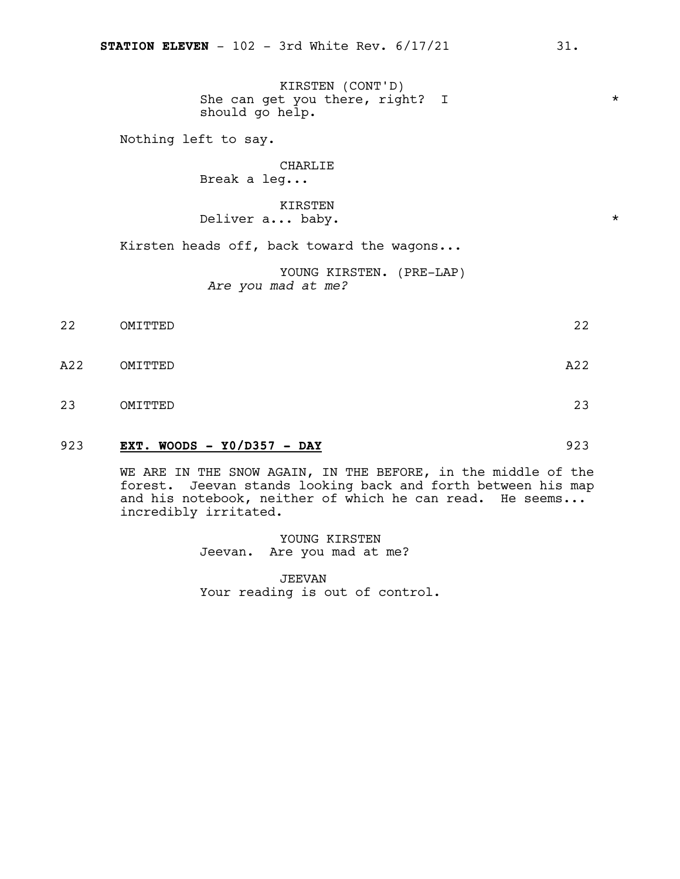KIRSTEN (CONT'D)
She can get you there, right? I should go help. *

Nothing left to say.

CHARLIE
Break a leg...

KIRSTEN
Deliver a... baby. *

Kirsten heads off, back toward the wagons...

YOUNG KIRSTEN. (PRE-LAP)
*Are you mad at me?*

22 OMITTED 22

A22 OMITTED A22

23 OMITTED 23

923 **EXT. WOODS - Y0/D357 - DAY** 923

WE ARE IN THE SNOW AGAIN, IN THE BEFORE, in the middle of the forest. Jeevan stands looking back and forth between his map and his notebook, neither of which he can read. He seems... incredibly irritated.

YOUNG KIRSTEN
Jeevan. Are you mad at me?

JEEVAN
Your reading is out of control.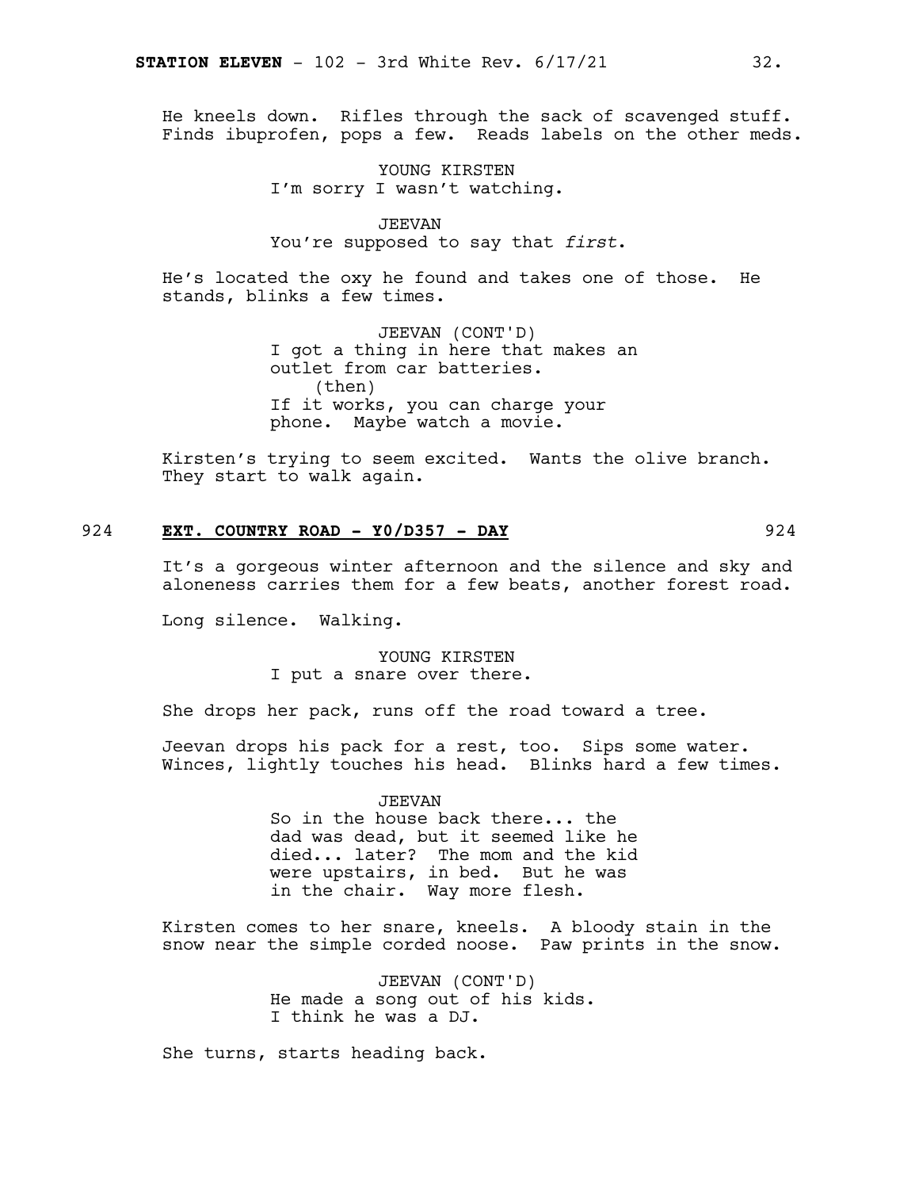He kneels down. Rifles through the sack of scavenged stuff. Finds ibuprofen, pops a few. Reads labels on the other meds.

YOUNG KIRSTEN
I'm sorry I wasn't watching.

JEEVAN
You're supposed to say that *first*.

He's located the oxy he found and takes one of those. He stands, blinks a few times.

JEEVAN (CONT'D)
I got a thing in here that makes an outlet from car batteries.
(then)
If it works, you can charge your phone. Maybe watch a movie.

Kirsten's trying to seem excited. Wants the olive branch. They start to walk again.

## 924 **EXT. COUNTRY ROAD - Y0/D357 - DAY** 924

It's a gorgeous winter afternoon and the silence and sky and aloneness carries them for a few beats, another forest road.

Long silence. Walking.

YOUNG KIRSTEN
I put a snare over there.

She drops her pack, runs off the road toward a tree.

Jeevan drops his pack for a rest, too. Sips some water. Winces, lightly touches his head. Blinks hard a few times.

JEEVAN
So in the house back there... the dad was dead, but it seemed like he died... later? The mom and the kid were upstairs, in bed. But he was in the chair. Way more flesh.

Kirsten comes to her snare, kneels. A bloody stain in the snow near the simple corded noose. Paw prints in the snow.

JEEVAN (CONT'D)
He made a song out of his kids. I think he was a DJ.

She turns, starts heading back.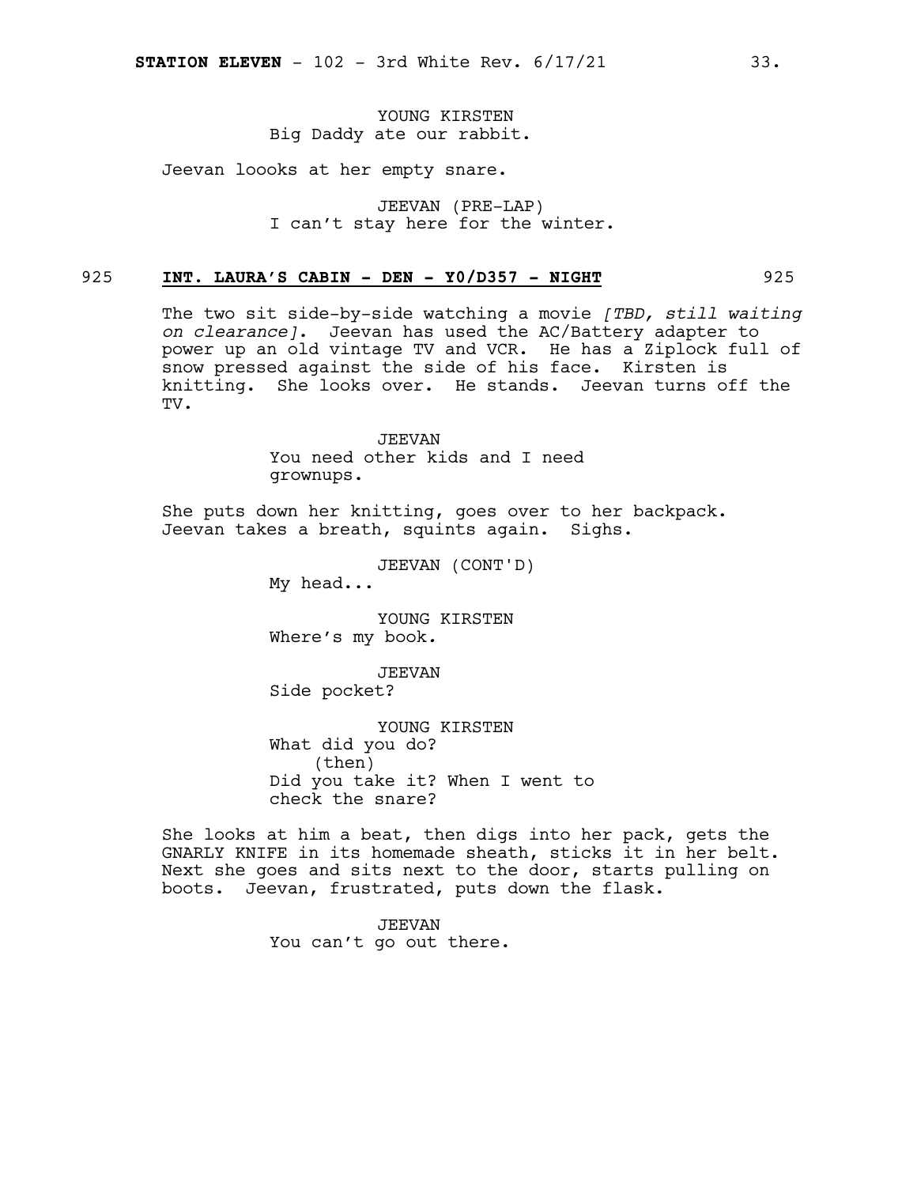YOUNG KIRSTEN
Big Daddy ate our rabbit.

Jeevan loooks at her empty snare.

JEEVAN (PRE-LAP)
I can't stay here for the winter.

925 **INT. LAURA'S CABIN - DEN - Y0/D357 - NIGHT** 925

The two sit side-by-side watching a movie *[TBD, still waiting on clearance]*. Jeevan has used the AC/Battery adapter to power up an old vintage TV and VCR. He has a Ziplock full of snow pressed against the side of his face. Kirsten is knitting. She looks over. He stands. Jeevan turns off the TV.

JEEVAN
You need other kids and I need grownups.

She puts down her knitting, goes over to her backpack. Jeevan takes a breath, squints again. Sighs.

JEEVAN (CONT'D)
My head...

YOUNG KIRSTEN
Where's my book*.*

JEEVAN
Side pocket?

YOUNG KIRSTEN
What did you do?
(then)
Did you take it? When I went to check the snare?

She looks at him a beat, then digs into her pack, gets the GNARLY KNIFE in its homemade sheath, sticks it in her belt. Next she goes and sits next to the door, starts pulling on boots. Jeevan, frustrated, puts down the flask.

JEEVAN
You can't go out there.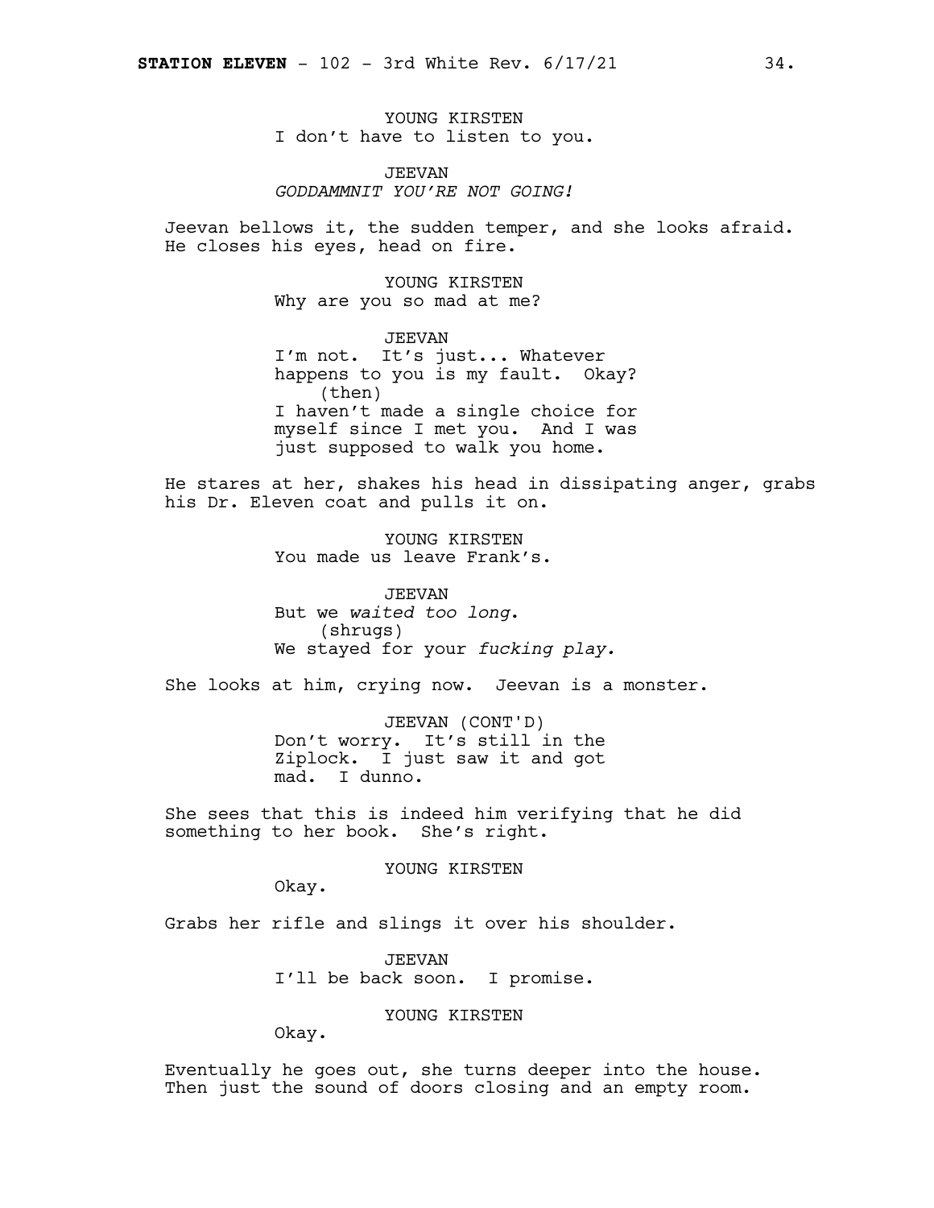YOUNG KIRSTEN
I don't have to listen to you.

JEEVAN
*GODDAMMNIT YOU'RE NOT GOING!*

Jeevan bellows it, the sudden temper, and she looks afraid. He closes his eyes, head on fire.

YOUNG KIRSTEN
Why are you so mad at me?

JEEVAN
I'm not. It's just... Whatever happens to you is my fault. Okay?
(then)
I haven't made a single choice for myself since I met you. And I was just supposed to walk you home.

He stares at her, shakes his head in dissipating anger, grabs his Dr. Eleven coat and pulls it on.

YOUNG KIRSTEN
You made us leave Frank's.

JEEVAN
But we *waited too long*.
(shrugs)
We stayed for your *fucking play.*

She looks at him, crying now. Jeevan is a monster.

JEEVAN (CONT'D)
Don't worry. It's still in the Ziplock. I just saw it and got mad. I dunno.

She sees that this is indeed him verifying that he did something to her book. She's right.

YOUNG KIRSTEN
Okay.

Grabs her rifle and slings it over his shoulder.

JEEVAN
I'll be back soon. I promise.

YOUNG KIRSTEN
Okay.

Eventually he goes out, she turns deeper into the house. Then just the sound of doors closing and an empty room.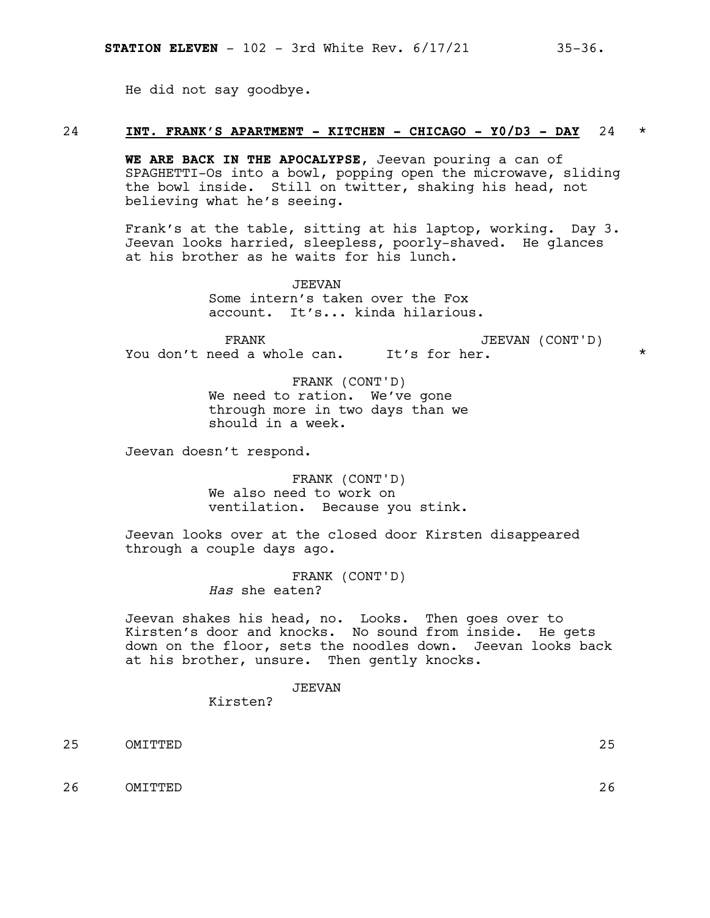He did not say goodbye.

**24 INT. FRANK'S APARTMENT - KITCHEN - CHICAGO - Y0/D3 - DAY 24 ***

**WE ARE BACK IN THE APOCALYPSE,** Jeevan pouring a can of SPAGHETTI-Os into a bowl, popping open the microwave, sliding the bowl inside. Still on twitter, shaking his head, not believing what he's seeing.

Frank's at the table, sitting at his laptop, working. Day 3. Jeevan looks harried, sleepless, poorly-shaved. He glances at his brother as he waits for his lunch.

JEEVAN
Some intern's taken over the Fox account. It's... kinda hilarious.

FRANK
You don't need a whole can.

JEEVAN (CONT'D)
It's for her. *

FRANK (CONT'D)
We need to ration. We've gone through more in two days than we should in a week.

Jeevan doesn't respond.

FRANK (CONT'D)
We also need to work on ventilation. Because you stink.

Jeevan looks over at the closed door Kirsten disappeared through a couple days ago.

FRANK (CONT'D)
*Has* she eaten?

Jeevan shakes his head, no. Looks. Then goes over to Kirsten's door and knocks. No sound from inside. He gets down on the floor, sets the noodles down. Jeevan looks back at his brother, unsure. Then gently knocks.

JEEVAN
Kirsten?

25 OMITTED 25

26 OMITTED 26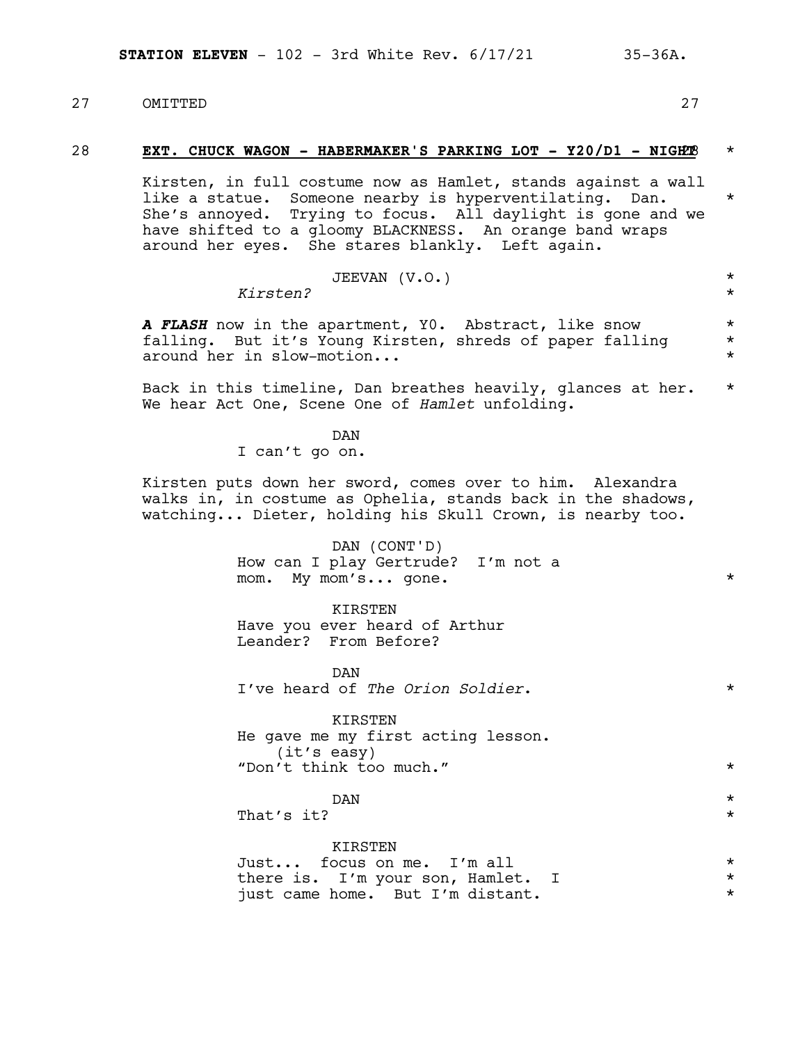27 OMITTED 27

28 **EXT. CHUCK WAGON - HABERMAKER'S PARKING LOT - Y20/D1 - NIGHT** 28 *

Kirsten, in full costume now as Hamlet, stands against a wall like a statue. Someone nearby is hyperventilating. Dan. She's annoyed. Trying to focus. All daylight is gone and we have shifted to a gloomy BLACKNESS. An orange band wraps around her eyes. She stares blankly. Left again. *

JEEVAN (V.O.)
*Kirsten?* *

***A FLASH*** now in the apartment, Y0. Abstract, like snow falling. But it's Young Kirsten, shreds of paper falling around her in slow-motion... *

Back in this timeline, Dan breathes heavily, glances at her. We hear Act One, Scene One of *Hamlet* unfolding. *

DAN
I can't go on.

Kirsten puts down her sword, comes over to him. Alexandra walks in, in costume as Ophelia, stands back in the shadows, watching... Dieter, holding his Skull Crown, is nearby too.

DAN (CONT'D)
How can I play Gertrude? I'm not a mom. My mom's... gone. *

KIRSTEN
Have you ever heard of Arthur Leander? From Before?

DAN
I've heard of *The Orion Soldier*. *

KIRSTEN
He gave me my first acting lesson.
(it's easy)
"Don't think too much." *

DAN
That's it? *

KIRSTEN
Just... focus on me. I'm all there is. I'm your son, Hamlet. I just came home. But I'm distant. *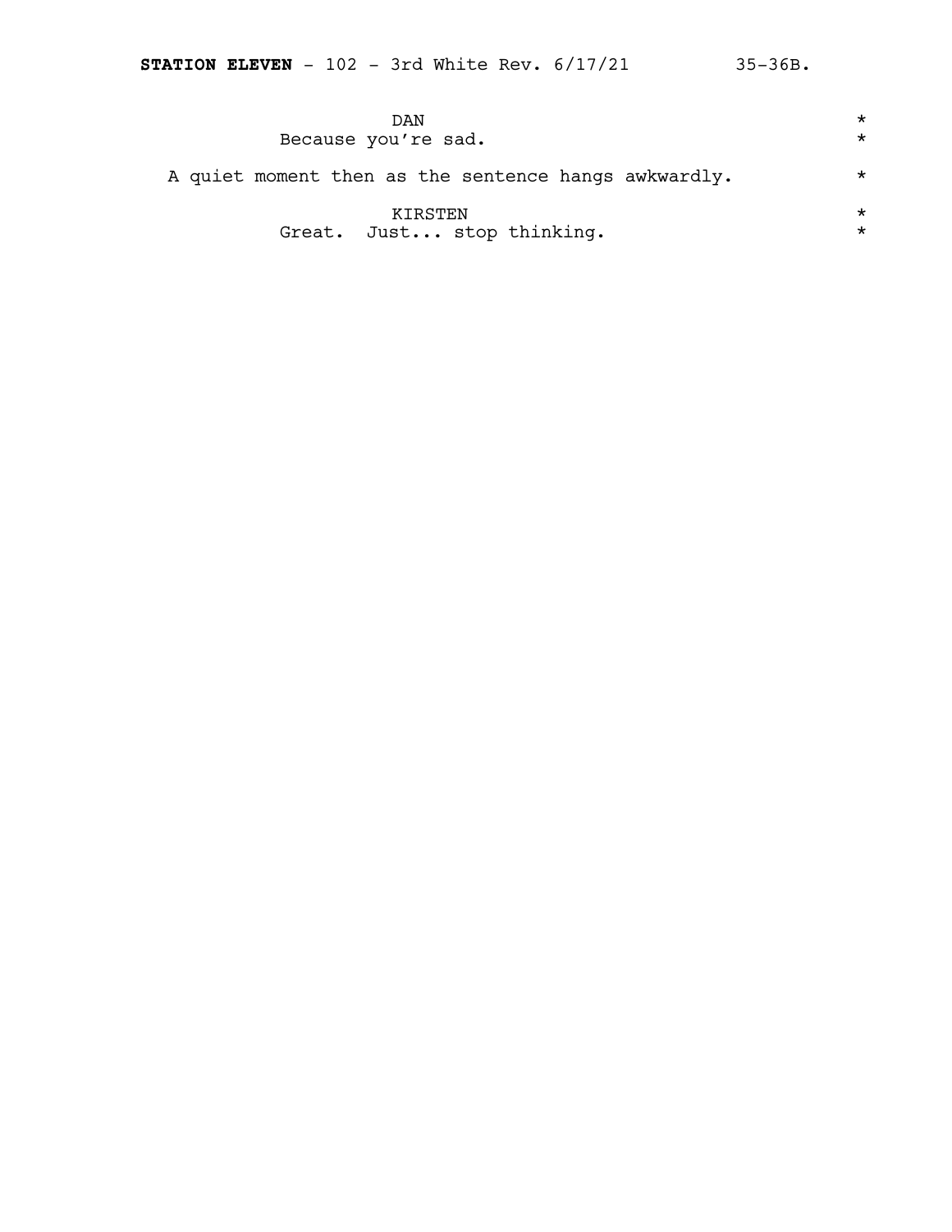DAN

Because you're sad.

A quiet moment then as the sentence hangs awkwardly.

KIRSTEN

Great. Just... stop thinking.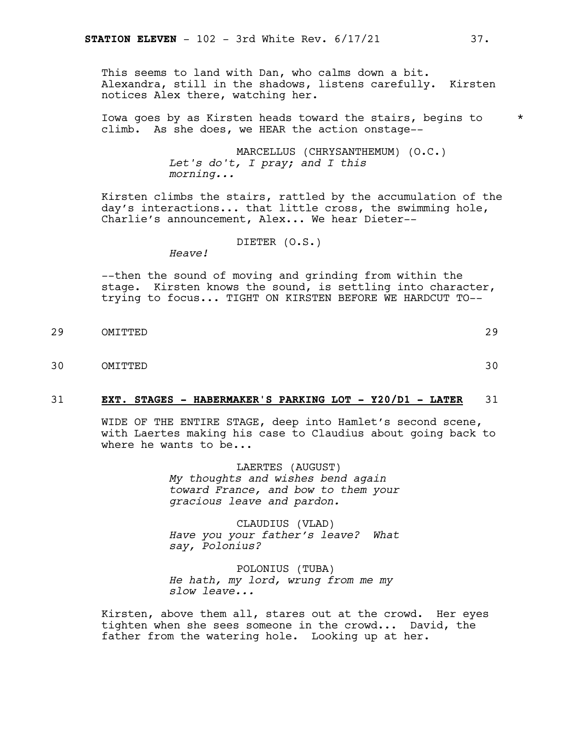This seems to land with Dan, who calms down a bit. Alexandra, still in the shadows, listens carefully. Kirsten notices Alex there, watching her.

Iowa goes by as Kirsten heads toward the stairs, begins to climb. As she does, we HEAR the action onstage-- *

MARCELLUS (CHRYSANTHEMUM) (O.C.)
*Let's do't, I pray; and I this morning...*

Kirsten climbs the stairs, rattled by the accumulation of the day's interactions... that little cross, the swimming hole, Charlie's announcement, Alex... We hear Dieter--

DIETER (O.S.)
*Heave!*

--then the sound of moving and grinding from within the stage. Kirsten knows the sound, is settling into character, trying to focus... TIGHT ON KIRSTEN BEFORE WE HARDCUT TO--

29 OMITTED 29

30 OMITTED 30

31 **EXT. STAGES - HABERMAKER'S PARKING LOT - Y20/D1 - LATER** 31

WIDE OF THE ENTIRE STAGE, deep into Hamlet's second scene, with Laertes making his case to Claudius about going back to where he wants to be...

LAERTES (AUGUST)
*My thoughts and wishes bend again toward France, and bow to them your gracious leave and pardon.*

CLAUDIUS (VLAD)
*Have you your father's leave? What say, Polonius?*

POLONIUS (TUBA)
*He hath, my lord, wrung from me my slow leave...*

Kirsten, above them all, stares out at the crowd. Her eyes tighten when she sees someone in the crowd... David, the father from the watering hole. Looking up at her.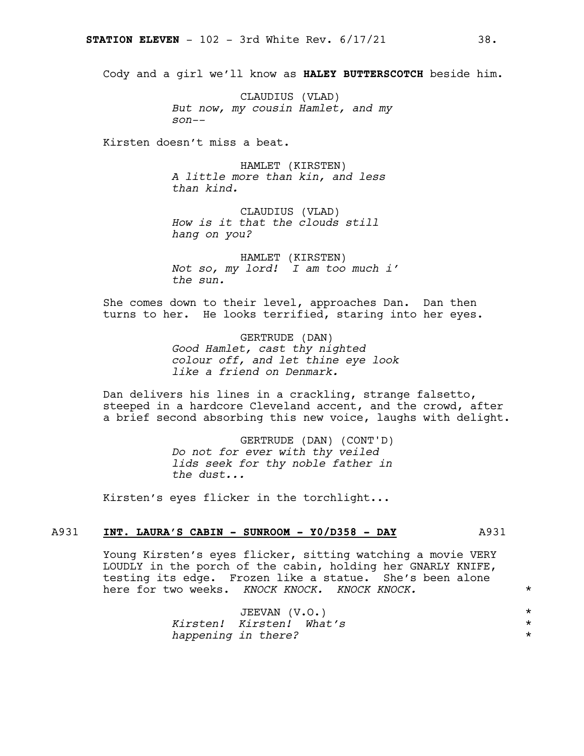Cody and a girl we'll know as **HALEY BUTTERSCOTCH** beside him.

CLAUDIUS (VLAD)
*But now, my cousin Hamlet, and my son--*

Kirsten doesn't miss a beat.

HAMLET (KIRSTEN)
*A little more than kin, and less than kind.*

CLAUDIUS (VLAD)
*How is it that the clouds still hang on you?*

HAMLET (KIRSTEN)
*Not so, my lord! I am too much i' the sun.*

She comes down to their level, approaches Dan. Dan then turns to her. He looks terrified, staring into her eyes.

GERTRUDE (DAN)
*Good Hamlet, cast thy nighted colour off, and let thine eye look like a friend on Denmark.*

Dan delivers his lines in a crackling, strange falsetto, steeped in a hardcore Cleveland accent, and the crowd, after a brief second absorbing this new voice, laughs with delight.

GERTRUDE (DAN) (CONT'D)
*Do not for ever with thy veiled lids seek for thy noble father in the dust...*

Kirsten's eyes flicker in the torchlight...

A931 **INT. LAURA'S CABIN - SUNROOM - Y0/D358 - DAY** A931

Young Kirsten's eyes flicker, sitting watching a movie VERY LOUDLY in the porch of the cabin, holding her GNARLY KNIFE, testing its edge. Frozen like a statue. She's been alone here for two weeks. *KNOCK KNOCK. KNOCK KNOCK.* *

JEEVAN (V.O.) *
*Kirsten! Kirsten! What's happening in there?* *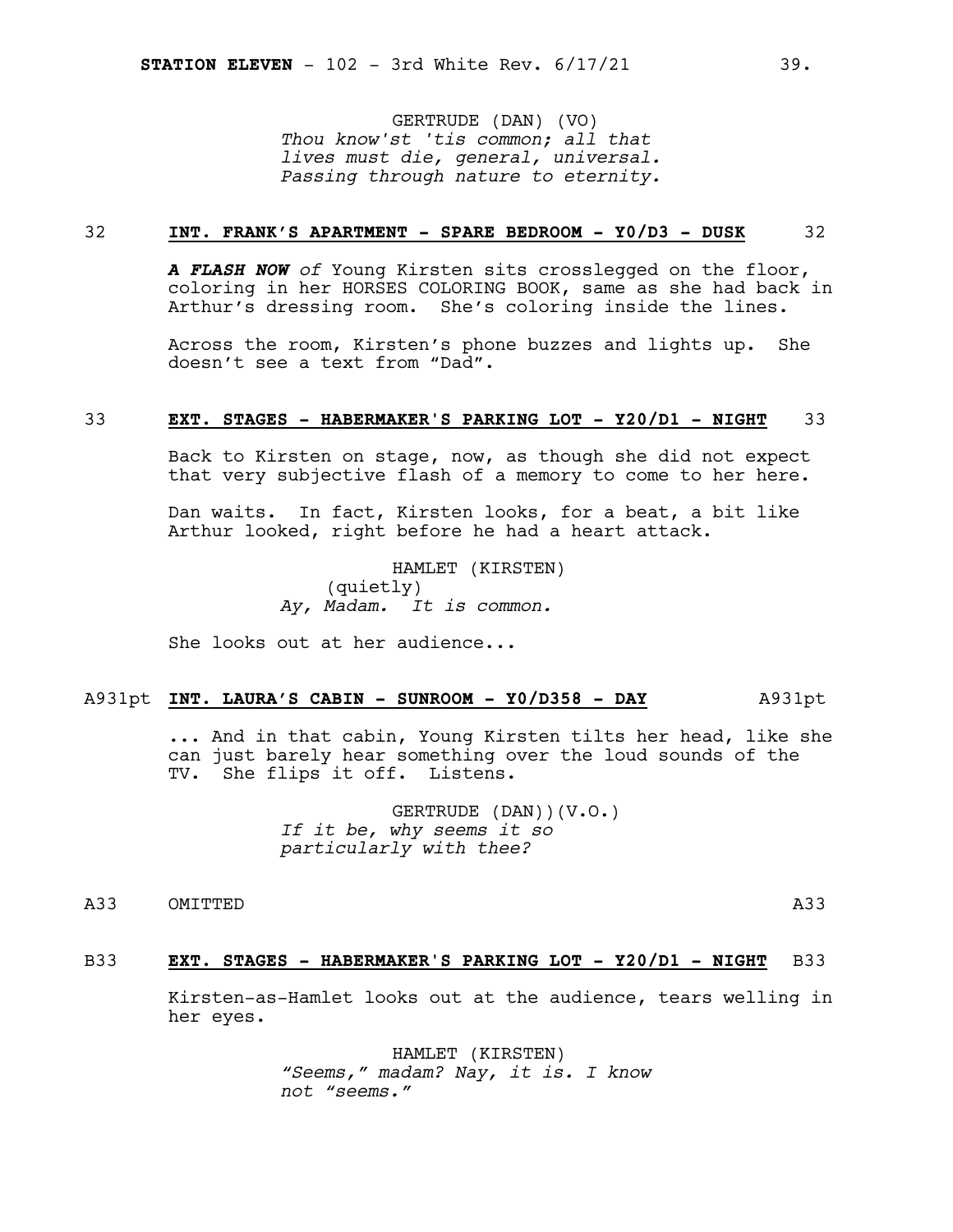GERTRUDE (DAN) (VO)
*Thou know'st 'tis common; all that lives must die, general, universal. Passing through nature to eternity.*

32 **INT. FRANK'S APARTMENT - SPARE BEDROOM - Y0/D3 - DUSK** 32

***A FLASH NOW** of* Young Kirsten sits crosslegged on the floor, coloring in her HORSES COLORING BOOK, same as she had back in Arthur's dressing room. She's coloring inside the lines.

Across the room, Kirsten's phone buzzes and lights up. She doesn't see a text from "Dad".

33 **EXT. STAGES - HABERMAKER'S PARKING LOT - Y20/D1 - NIGHT** 33

Back to Kirsten on stage, now, as though she did not expect that very subjective flash of a memory to come to her here.

Dan waits. In fact, Kirsten looks, for a beat, a bit like Arthur looked, right before he had a heart attack.

HAMLET (KIRSTEN)
(quietly)
*Ay, Madam. It is common.*

She looks out at her audience...

A931pt **INT. LAURA'S CABIN - SUNROOM - Y0/D358 - DAY** A931pt

... And in that cabin, Young Kirsten tilts her head, like she can just barely hear something over the loud sounds of the TV. She flips it off. Listens.

GERTRUDE (DAN))(V.O.)
*If it be, why seems it so particularly with thee?*

A33 OMITTED A33

B33 **EXT. STAGES - HABERMAKER'S PARKING LOT - Y20/D1 - NIGHT** B33

Kirsten-as-Hamlet looks out at the audience, tears welling in her eyes.

HAMLET (KIRSTEN)
*"Seems," madam? Nay, it is. I know not "seems."*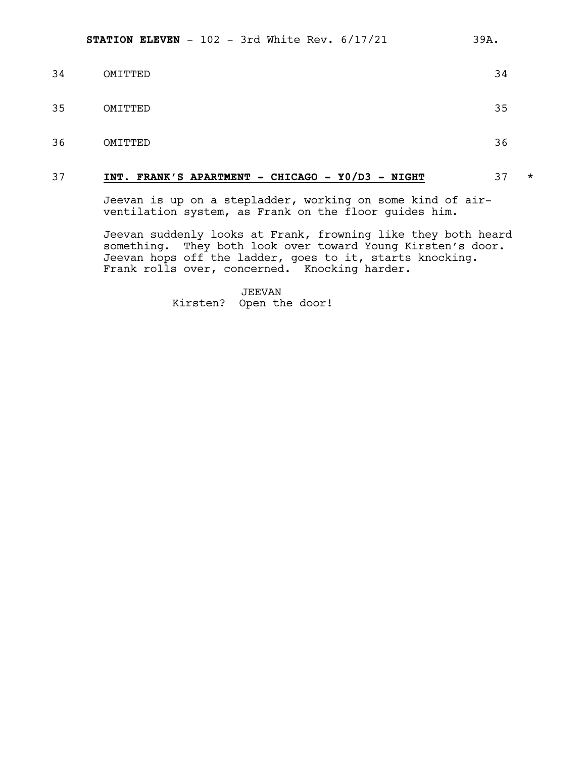34 OMITTED 34

35 OMITTED 35

36 OMITTED 36

37 **INT. FRANK'S APARTMENT - CHICAGO - Y0/D3 - NIGHT** 37 *

Jeevan is up on a stepladder, working on some kind of air-ventilation system, as Frank on the floor guides him.

Jeevan suddenly looks at Frank, frowning like they both heard something. They both look over toward Young Kirsten's door. Jeevan hops off the ladder, goes to it, starts knocking. Frank rolls over, concerned. Knocking harder.

JEEVAN
Kirsten? Open the door!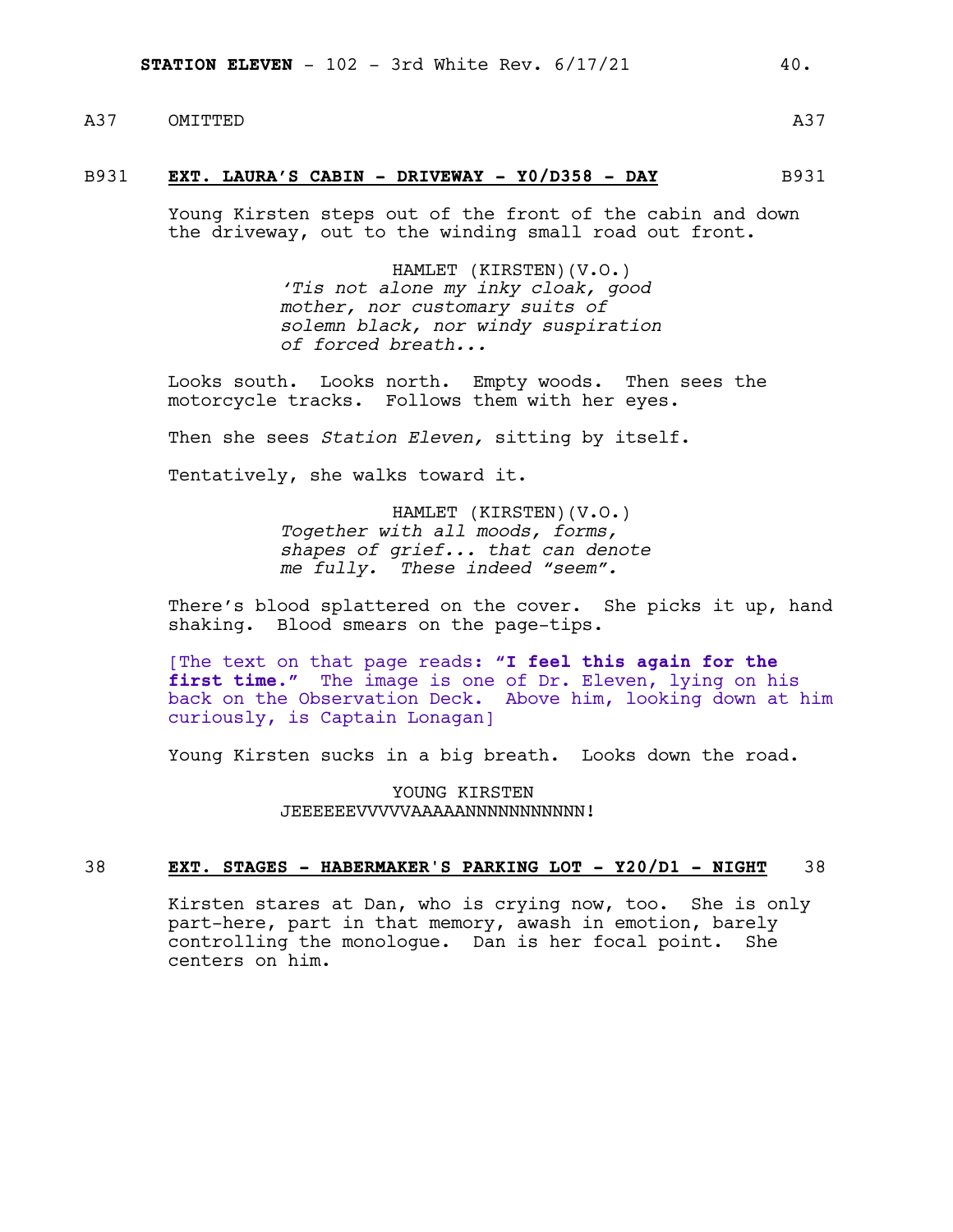A37 OMITTED A37

B931 **EXT. LAURA'S CABIN - DRIVEWAY - Y0/D358 - DAY** B931

Young Kirsten steps out of the front of the cabin and down the driveway, out to the winding small road out front.

HAMLET (KIRSTEN)(V.O.)
*'Tis not alone my inky cloak, good mother, nor customary suits of solemn black, nor windy suspiration of forced breath...*

Looks south. Looks north. Empty woods. Then sees the motorcycle tracks. Follows them with her eyes.

Then she sees *Station Eleven,* sitting by itself.

Tentatively, she walks toward it.

HAMLET (KIRSTEN)(V.O.)
*Together with all moods, forms, shapes of grief... that can denote me fully. These indeed "seem".*

There's blood splattered on the cover. She picks it up, hand shaking. Blood smears on the page-tips.

[The text on that page reads: **"I feel this again for the first time."** The image is one of Dr. Eleven, lying on his back on the Observation Deck. Above him, looking down at him curiously, is Captain Lonagan]

Young Kirsten sucks in a big breath. Looks down the road.

YOUNG KIRSTEN
JEEEEEEVVVVVAAAAANNNNNNNNNNN!

38 **EXT. STAGES - HABERMAKER'S PARKING LOT - Y20/D1 - NIGHT** 38

Kirsten stares at Dan, who is crying now, too. She is only part-here, part in that memory, awash in emotion, barely controlling the monologue. Dan is her focal point. She centers on him.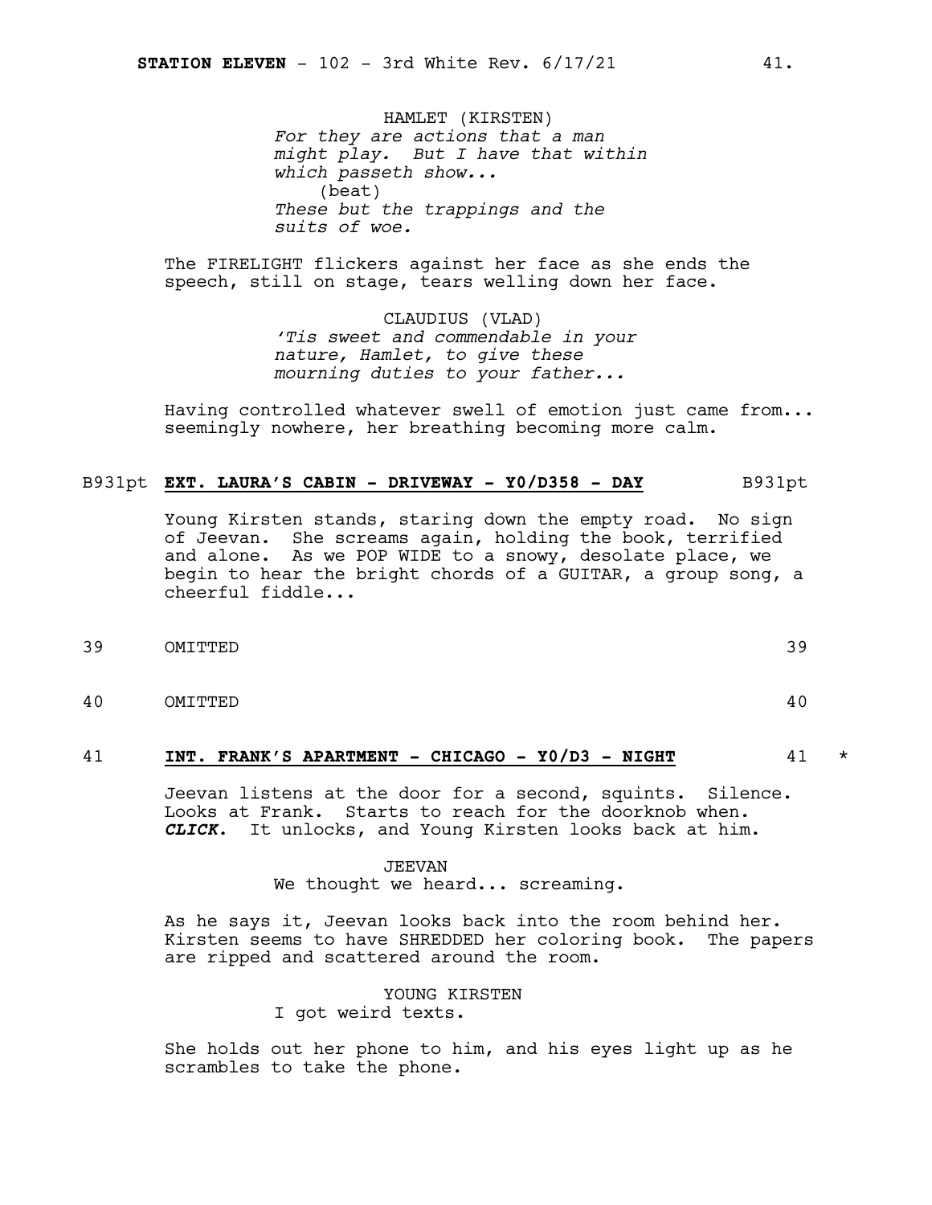HAMLET (KIRSTEN)
*For they are actions that a man might play. But I have that within which passeth show...*
(beat)
*These but the trappings and the suits of woe.*

The FIRELIGHT flickers against her face as she ends the speech, still on stage, tears welling down her face.

CLAUDIUS (VLAD)
*'Tis sweet and commendable in your nature, Hamlet, to give these mourning duties to your father...*

Having controlled whatever swell of emotion just came from... seemingly nowhere, her breathing becoming more calm.

B931pt **EXT. LAURA'S CABIN - DRIVEWAY - Y0/D358 - DAY** B931pt

Young Kirsten stands, staring down the empty road. No sign of Jeevan. She screams again, holding the book, terrified and alone. As we POP WIDE to a snowy, desolate place, we begin to hear the bright chords of a GUITAR, a group song, a cheerful fiddle...

39 OMITTED 39

40 OMITTED 40

41 **INT. FRANK'S APARTMENT - CHICAGO - Y0/D3 - NIGHT** 41 *

Jeevan listens at the door for a second, squints. Silence. Looks at Frank. Starts to reach for the doorknob when. ***CLICK***. It unlocks, and Young Kirsten looks back at him.

JEEVAN
We thought we heard... screaming.

As he says it, Jeevan looks back into the room behind her. Kirsten seems to have SHREDDED her coloring book. The papers are ripped and scattered around the room.

YOUNG KIRSTEN
I got weird texts.

She holds out her phone to him, and his eyes light up as he scrambles to take the phone.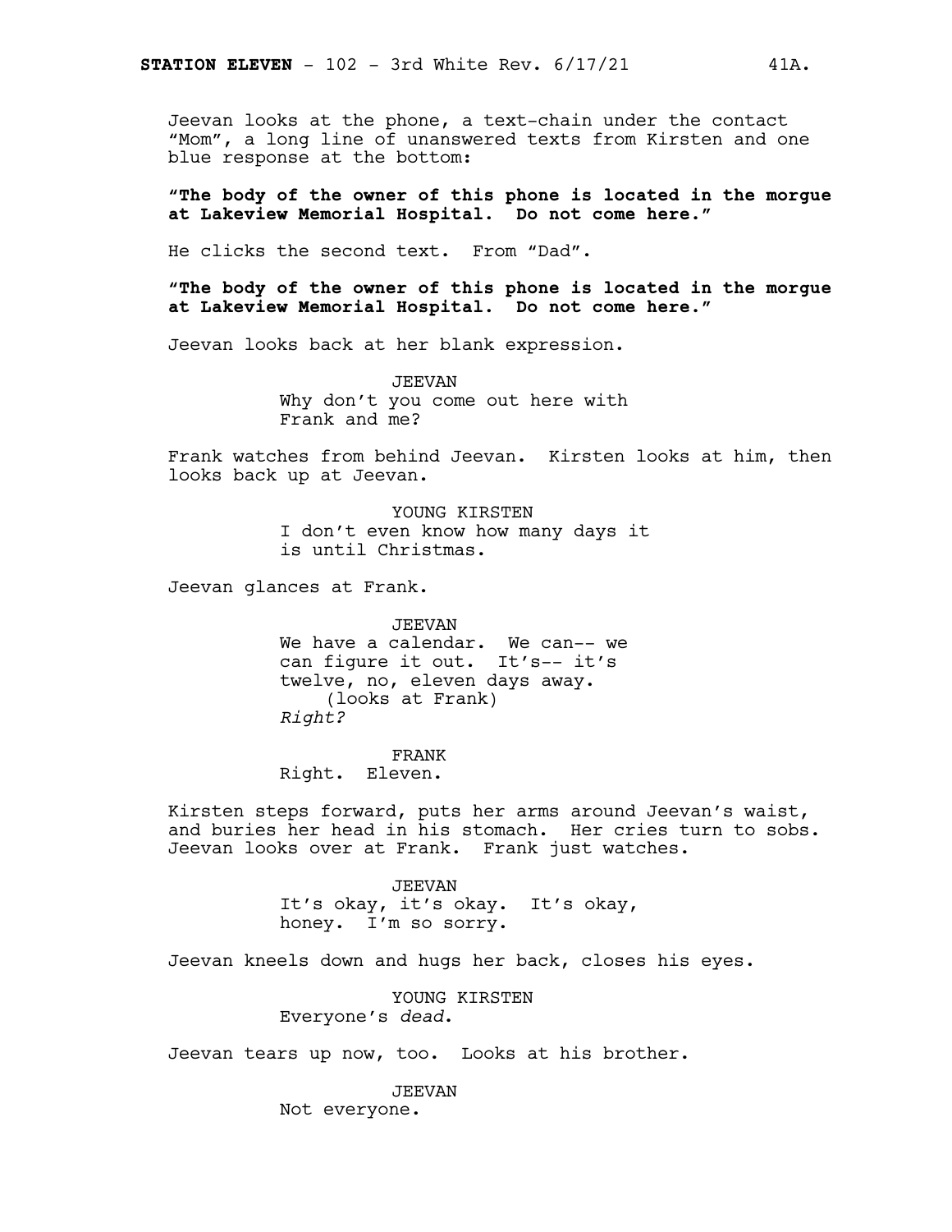Jeevan looks at the phone, a text-chain under the contact "Mom", a long line of unanswered texts from Kirsten and one blue response at the bottom:

**"The body of the owner of this phone is located in the morgue at Lakeview Memorial Hospital. Do not come here."**

He clicks the second text. From "Dad".

**"The body of the owner of this phone is located in the morgue at Lakeview Memorial Hospital. Do not come here."**

Jeevan looks back at her blank expression.

JEEVAN
Why don't you come out here with Frank and me?

Frank watches from behind Jeevan. Kirsten looks at him, then looks back up at Jeevan.

YOUNG KIRSTEN
I don't even know how many days it is until Christmas.

Jeevan glances at Frank.

JEEVAN
We have a calendar. We can-- we can figure it out. It's-- it's twelve, no, eleven days away.
(looks at Frank)
*Right?*

FRANK
Right. Eleven.

Kirsten steps forward, puts her arms around Jeevan's waist, and buries her head in his stomach. Her cries turn to sobs. Jeevan looks over at Frank. Frank just watches.

JEEVAN
It's okay, it's okay. It's okay, honey. I'm so sorry.

Jeevan kneels down and hugs her back, closes his eyes.

YOUNG KIRSTEN
Everyone's *dead*.

Jeevan tears up now, too. Looks at his brother.

JEEVAN
Not everyone.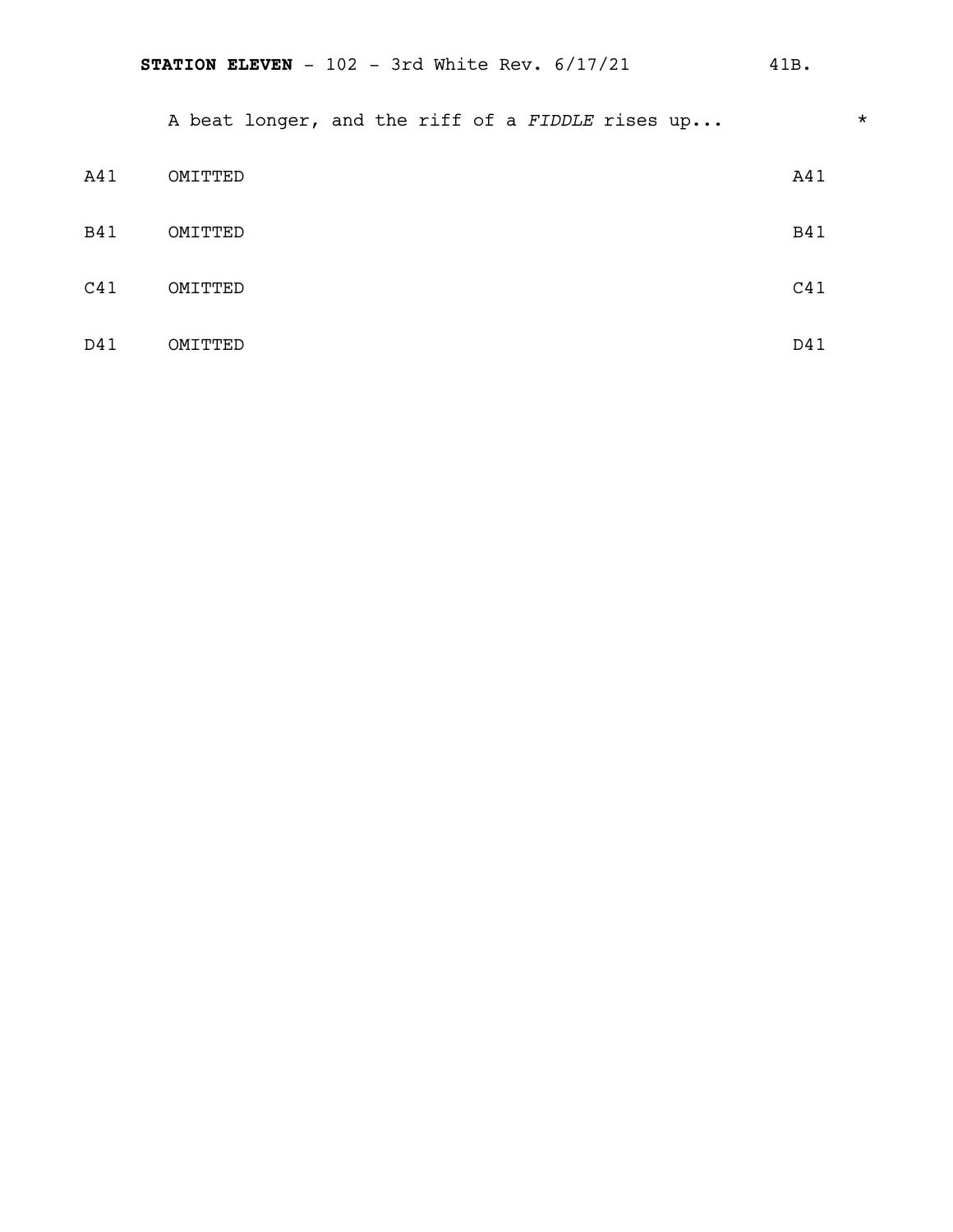A beat longer, and the riff of a *FIDDLE* rises up... *

A41 OMITTED A41

B41 OMITTED B41

C41 OMITTED C41

D41 OMITTED D41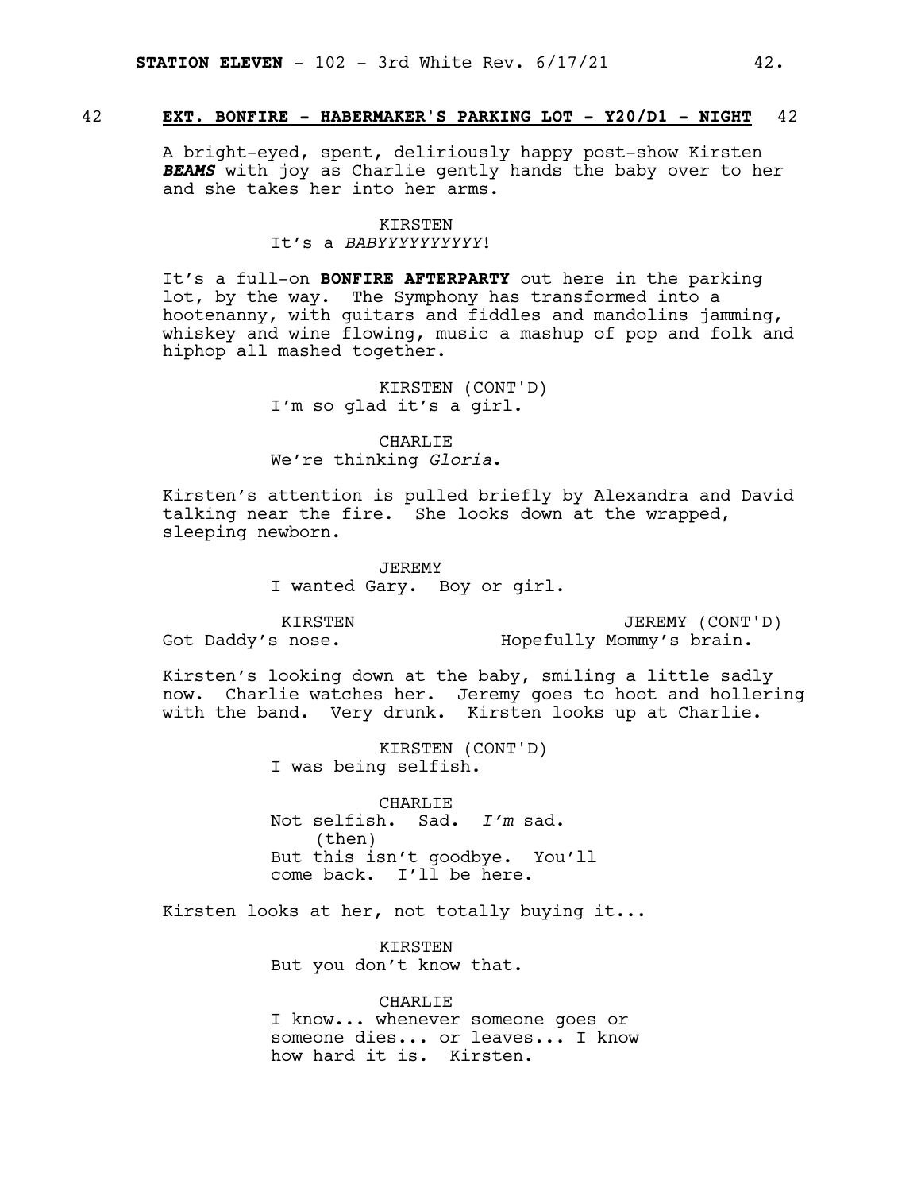42 **EXT. BONFIRE - HABERMAKER'S PARKING LOT - Y20/D1 - NIGHT** 42

A bright-eyed, spent, deliriously happy post-show Kirsten ***BEAMS*** with joy as Charlie gently hands the baby over to her and she takes her into her arms.

KIRSTEN
It's a *BABYYYYYYYYYY*!

It's a full-on **BONFIRE AFTERPARTY** out here in the parking lot, by the way. The Symphony has transformed into a hootenanny, with guitars and fiddles and mandolins jamming, whiskey and wine flowing, music a mashup of pop and folk and hiphop all mashed together.

KIRSTEN (CONT'D)
I'm so glad it's a girl.

CHARLIE
We're thinking *Gloria*.

Kirsten's attention is pulled briefly by Alexandra and David talking near the fire. She looks down at the wrapped, sleeping newborn.

JEREMY
I wanted Gary. Boy or girl.

KIRSTEN
Got Daddy's nose.

JEREMY (CONT'D)
Hopefully Mommy's brain.

Kirsten's looking down at the baby, smiling a little sadly now. Charlie watches her. Jeremy goes to hoot and hollering with the band. Very drunk. Kirsten looks up at Charlie.

KIRSTEN (CONT'D)
I was being selfish.

CHARLIE
Not selfish. Sad. *I'm* sad.
(then)
But this isn't goodbye. You'll come back. I'll be here.

Kirsten looks at her, not totally buying it...

KIRSTEN
But you don't know that.

CHARLIE
I know... whenever someone goes or someone dies... or leaves... I know how hard it is. Kirsten.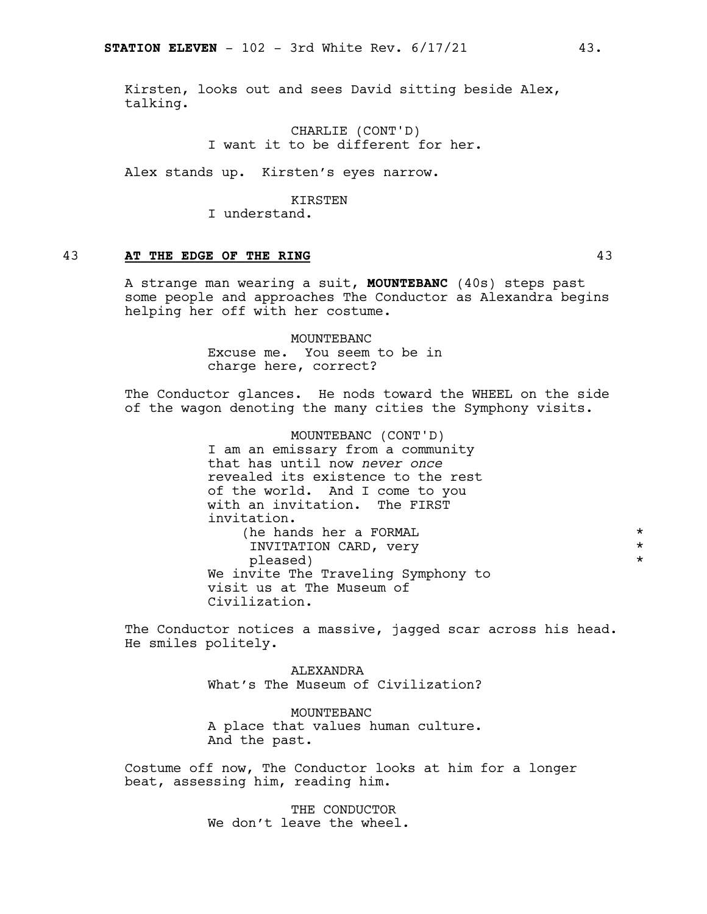Kirsten, looks out and sees David sitting beside Alex, talking.

CHARLIE (CONT'D)
I want it to be different for her.

Alex stands up. Kirsten's eyes narrow.

KIRSTEN
I understand.

43 **AT THE EDGE OF THE RING** 43

A strange man wearing a suit, **MOUNTEBANC** (40s) steps past some people and approaches The Conductor as Alexandra begins helping her off with her costume.

MOUNTEBANC
Excuse me. You seem to be in charge here, correct?

The Conductor glances. He nods toward the WHEEL on the side of the wagon denoting the many cities the Symphony visits.

MOUNTEBANC (CONT'D)
I am an emissary from a community that has until now *never once* revealed its existence to the rest of the world. And I come to you with an invitation. The FIRST invitation.
(he hands her a FORMAL INVITATION CARD, very pleased) *
We invite The Traveling Symphony to visit us at The Museum of Civilization.

The Conductor notices a massive, jagged scar across his head. He smiles politely.

ALEXANDRA
What's The Museum of Civilization?

MOUNTEBANC
A place that values human culture. And the past.

Costume off now, The Conductor looks at him for a longer beat, assessing him, reading him.

THE CONDUCTOR
We don't leave the wheel.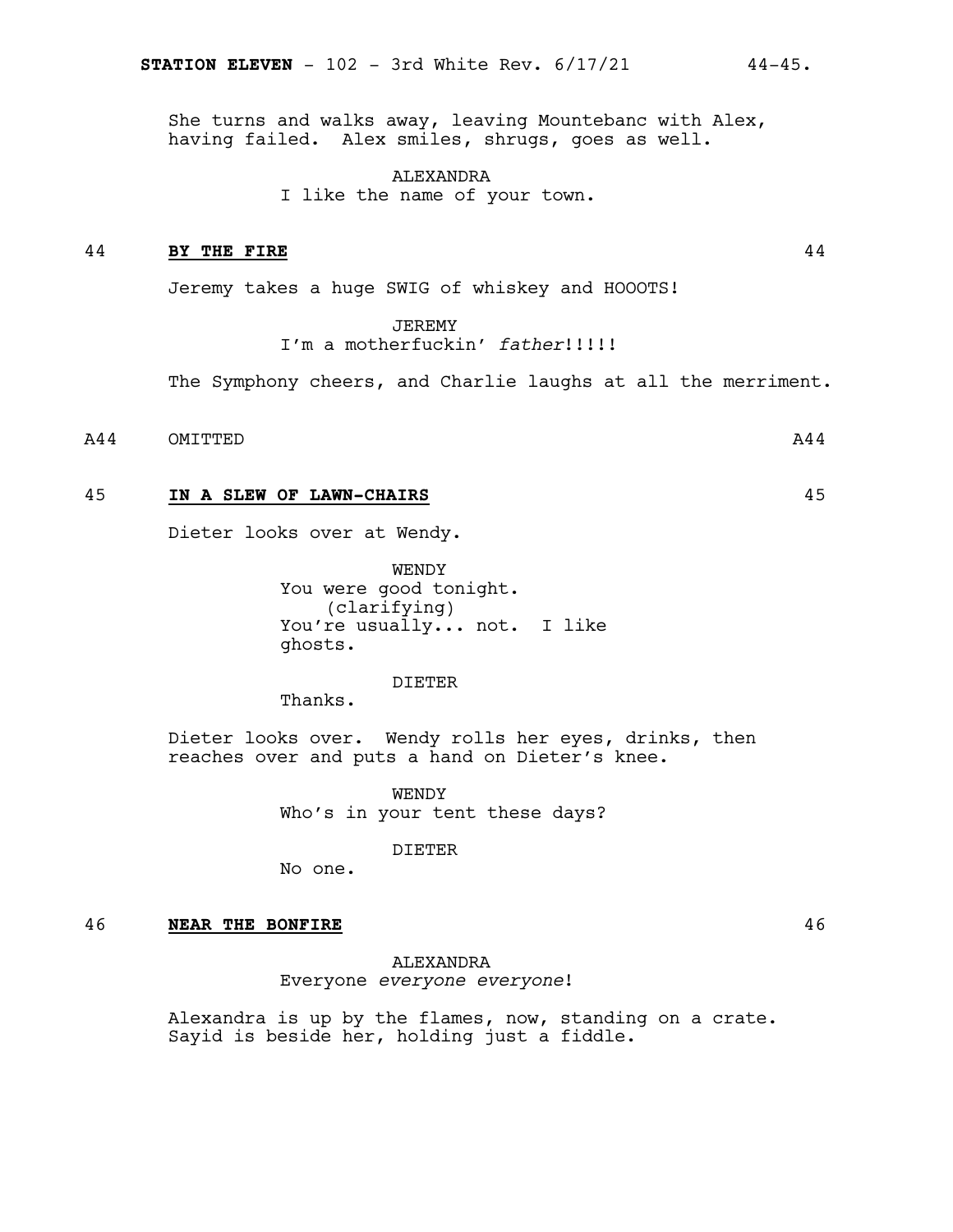She turns and walks away, leaving Mountebanc with Alex, having failed. Alex smiles, shrugs, goes as well.

ALEXANDRA
I like the name of your town.

44 **BY THE FIRE** 44

Jeremy takes a huge SWIG of whiskey and HOOOTS!

JEREMY
I'm a motherfuckin' *father*!!!!!

The Symphony cheers, and Charlie laughs at all the merriment.

A44 OMITTED A44

45 **IN A SLEW OF LAWN-CHAIRS** 45

Dieter looks over at Wendy.

WENDY
You were good tonight.
(clarifying)
You're usually... not. I like ghosts.

DIETER
Thanks.

Dieter looks over. Wendy rolls her eyes, drinks, then reaches over and puts a hand on Dieter's knee.

WENDY
Who's in your tent these days?

DIETER
No one.

46 **NEAR THE BONFIRE** 46

ALEXANDRA
Everyone *everyone everyone*!

Alexandra is up by the flames, now, standing on a crate. Sayid is beside her, holding just a fiddle.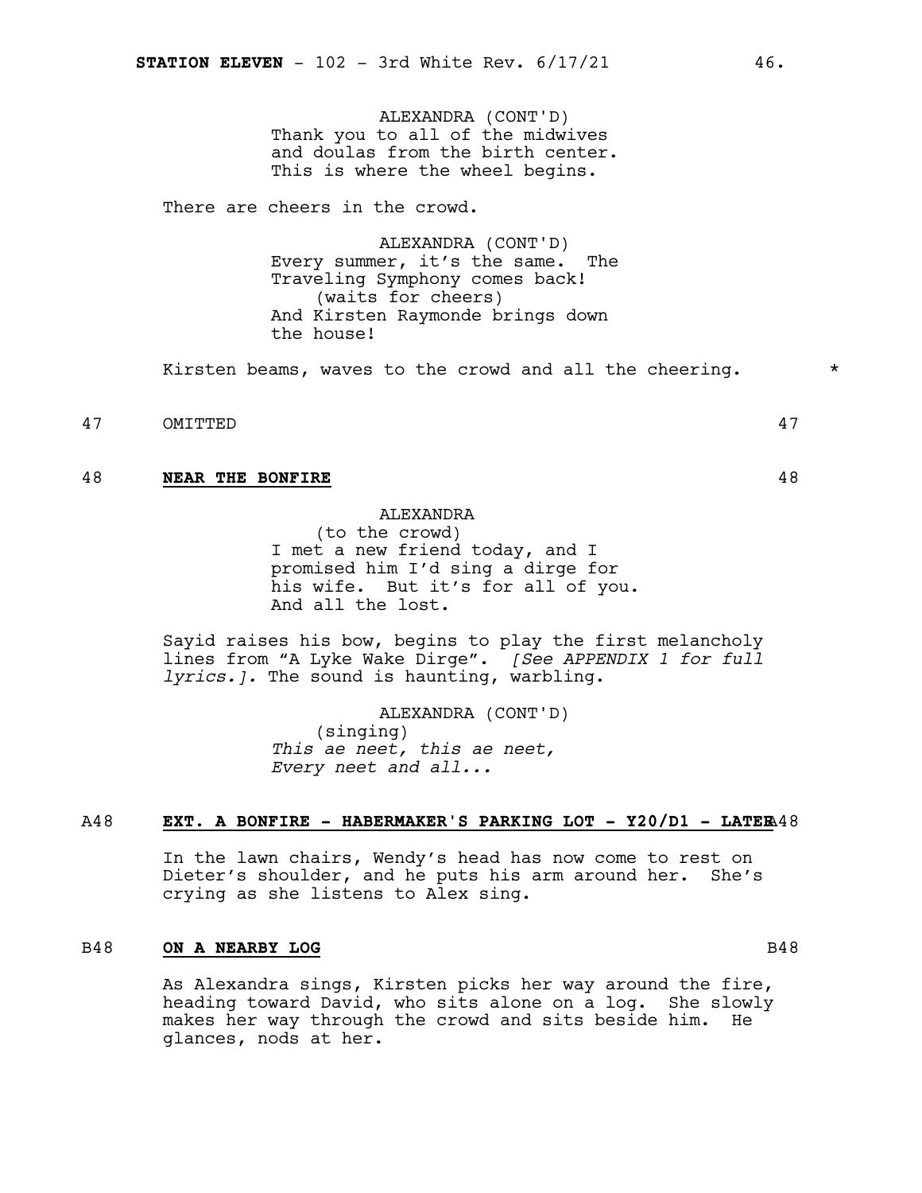ALEXANDRA (CONT'D)
Thank you to all of the midwives and doulas from the birth center. This is where the wheel begins.

There are cheers in the crowd.

ALEXANDRA (CONT'D)
Every summer, it's the same. The Traveling Symphony comes back!
(waits for cheers)
And Kirsten Raymonde brings down the house!

Kirsten beams, waves to the crowd and all the cheering. *

47 OMITTED 47

48 **NEAR THE BONFIRE** 48

ALEXANDRA
(to the crowd)
I met a new friend today, and I promised him I'd sing a dirge for his wife. But it's for all of you. And all the lost.

Sayid raises his bow, begins to play the first melancholy lines from "A Lyke Wake Dirge". *[See APPENDIX 1 for full lyrics.].* The sound is haunting, warbling.

ALEXANDRA (CONT'D)
(singing)
*This ae neet, this ae neet,*
*Every neet and all...*

A48 **EXT. A BONFIRE - HABERMAKER'S PARKING LOT - Y20/D1 - LATER** A48

In the lawn chairs, Wendy's head has now come to rest on Dieter's shoulder, and he puts his arm around her. She's crying as she listens to Alex sing.

B48 **ON A NEARBY LOG** B48

As Alexandra sings, Kirsten picks her way around the fire, heading toward David, who sits alone on a log. She slowly makes her way through the crowd and sits beside him. He glances, nods at her.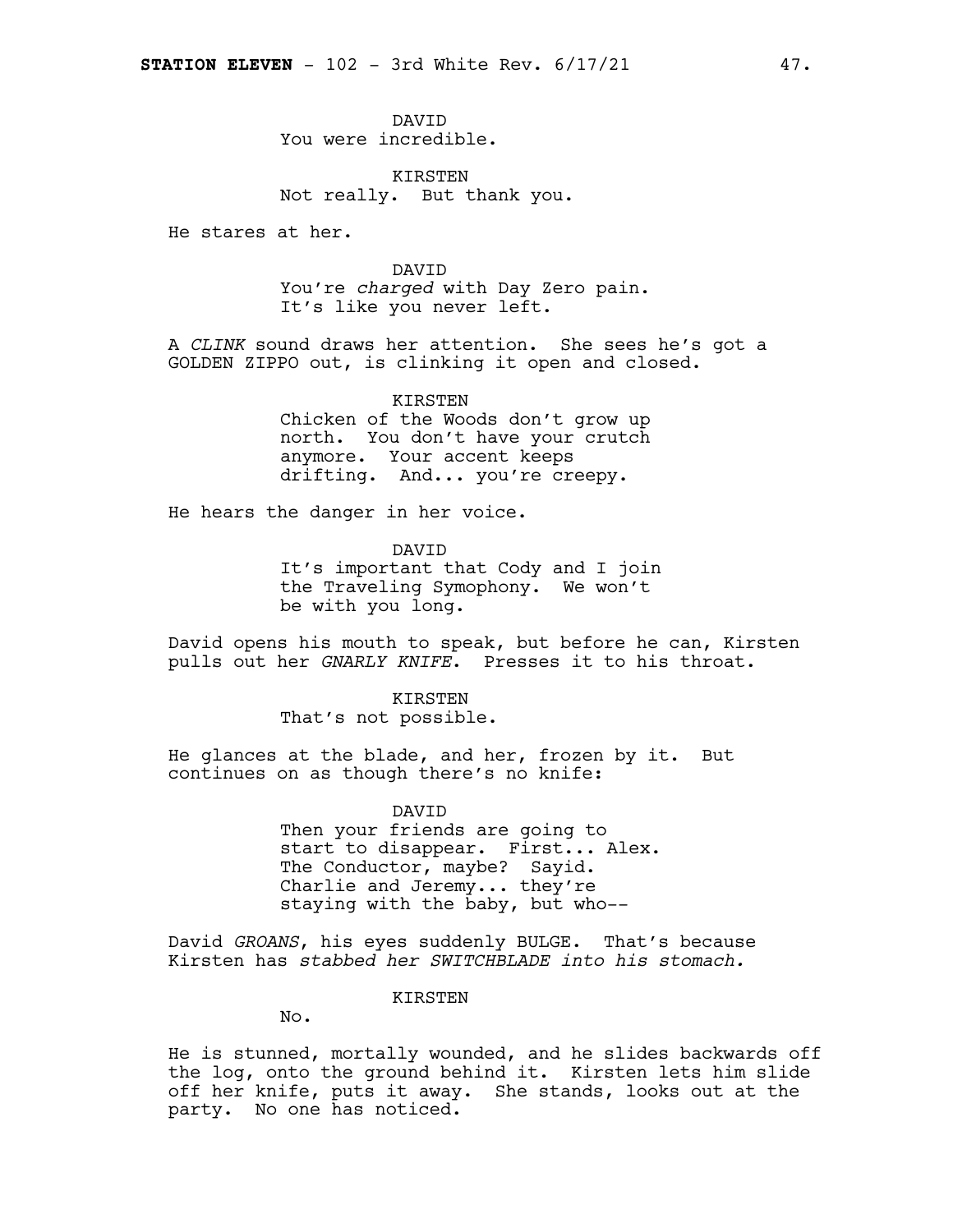DAVID
You were incredible.

KIRSTEN
Not really. But thank you.

He stares at her.

DAVID
You're *charged* with Day Zero pain. It's like you never left.

A *CLINK* sound draws her attention. She sees he's got a GOLDEN ZIPPO out, is clinking it open and closed.

KIRSTEN
Chicken of the Woods don't grow up north. You don't have your crutch anymore. Your accent keeps drifting. And... you're creepy.

He hears the danger in her voice.

DAVID
It's important that Cody and I join the Traveling Symophony. We won't be with you long.

David opens his mouth to speak, but before he can, Kirsten pulls out her *GNARLY KNIFE*. Presses it to his throat.

KIRSTEN
That's not possible.

He glances at the blade, and her, frozen by it. But continues on as though there's no knife:

DAVID
Then your friends are going to start to disappear. First... Alex. The Conductor, maybe? Sayid. Charlie and Jeremy... they're staying with the baby, but who--

David *GROANS*, his eyes suddenly BULGE. That's because Kirsten has *stabbed her SWITCHBLADE into his stomach.*

KIRSTEN
No.

He is stunned, mortally wounded, and he slides backwards off the log, onto the ground behind it. Kirsten lets him slide off her knife, puts it away. She stands, looks out at the party. No one has noticed.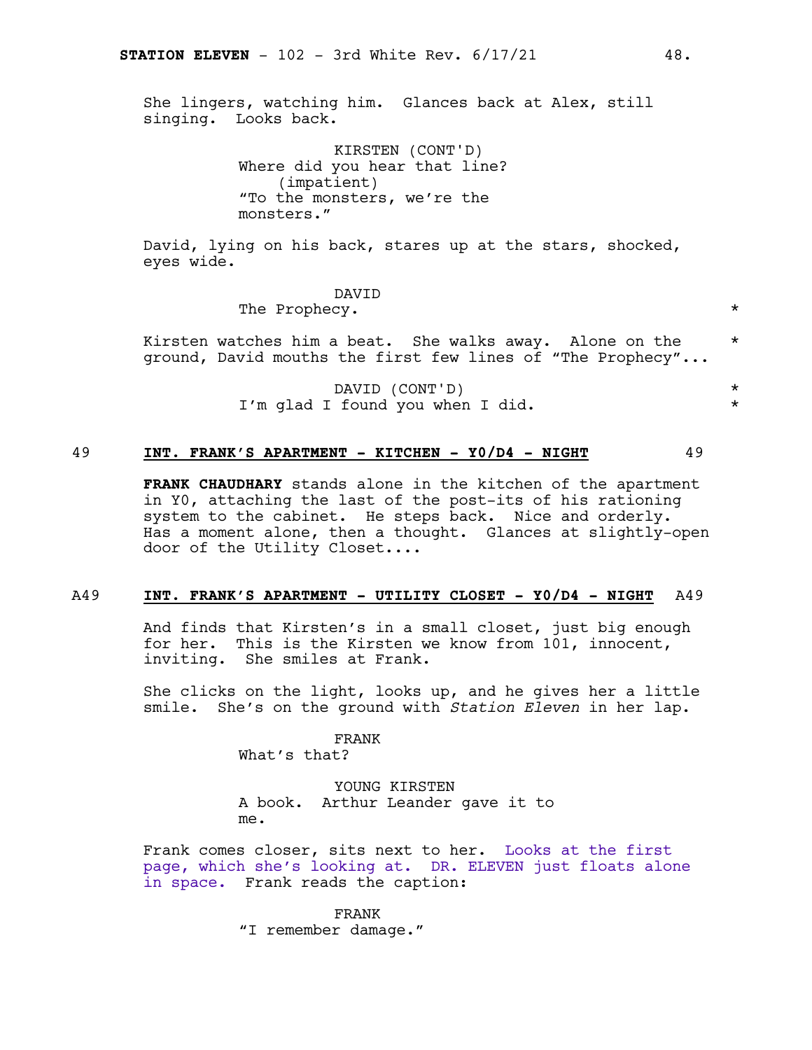She lingers, watching him. Glances back at Alex, still singing. Looks back.

KIRSTEN (CONT'D)
Where did you hear that line?
(impatient)
"To the monsters, we're the monsters."

David, lying on his back, stares up at the stars, shocked, eyes wide.

DAVID
The Prophecy. *

Kirsten watches him a beat. She walks away. Alone on the ground, David mouths the first few lines of "The Prophecy"... *

DAVID (CONT'D) *
I'm glad I found you when I did. *

49 **INT. FRANK'S APARTMENT - KITCHEN - Y0/D4 - NIGHT** 49

**FRANK CHAUDHARY** stands alone in the kitchen of the apartment in Y0, attaching the last of the post-its of his rationing system to the cabinet. He steps back. Nice and orderly. Has a moment alone, then a thought. Glances at slightly-open door of the Utility Closet....

A49 **INT. FRANK'S APARTMENT - UTILITY CLOSET - Y0/D4 - NIGHT** A49

And finds that Kirsten's in a small closet, just big enough for her. This is the Kirsten we know from 101, innocent, inviting. She smiles at Frank.

She clicks on the light, looks up, and he gives her a little smile. She's on the ground with *Station Eleven* in her lap.

FRANK
What's that?

YOUNG KIRSTEN
A book. Arthur Leander gave it to me.

Frank comes closer, sits next to her. Looks at the first page, which she's looking at. DR. ELEVEN just floats alone in space. Frank reads the caption:

FRANK
"I remember damage."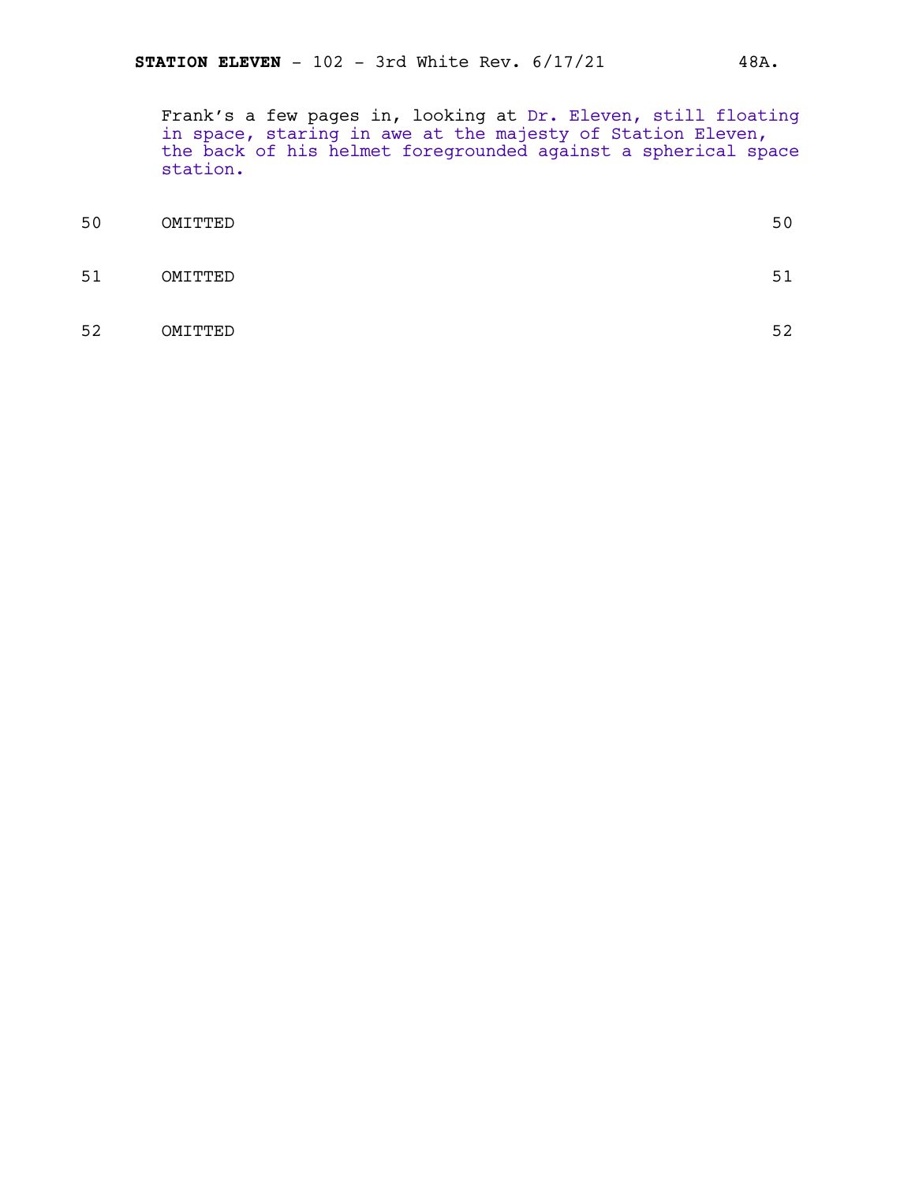Frank's a few pages in, looking at Dr. Eleven, still floating in space, staring in awe at the majesty of Station Eleven, the back of his helmet foregrounded against a spherical space station.

50 OMITTED 50

51 OMITTED 51

52 OMITTED 52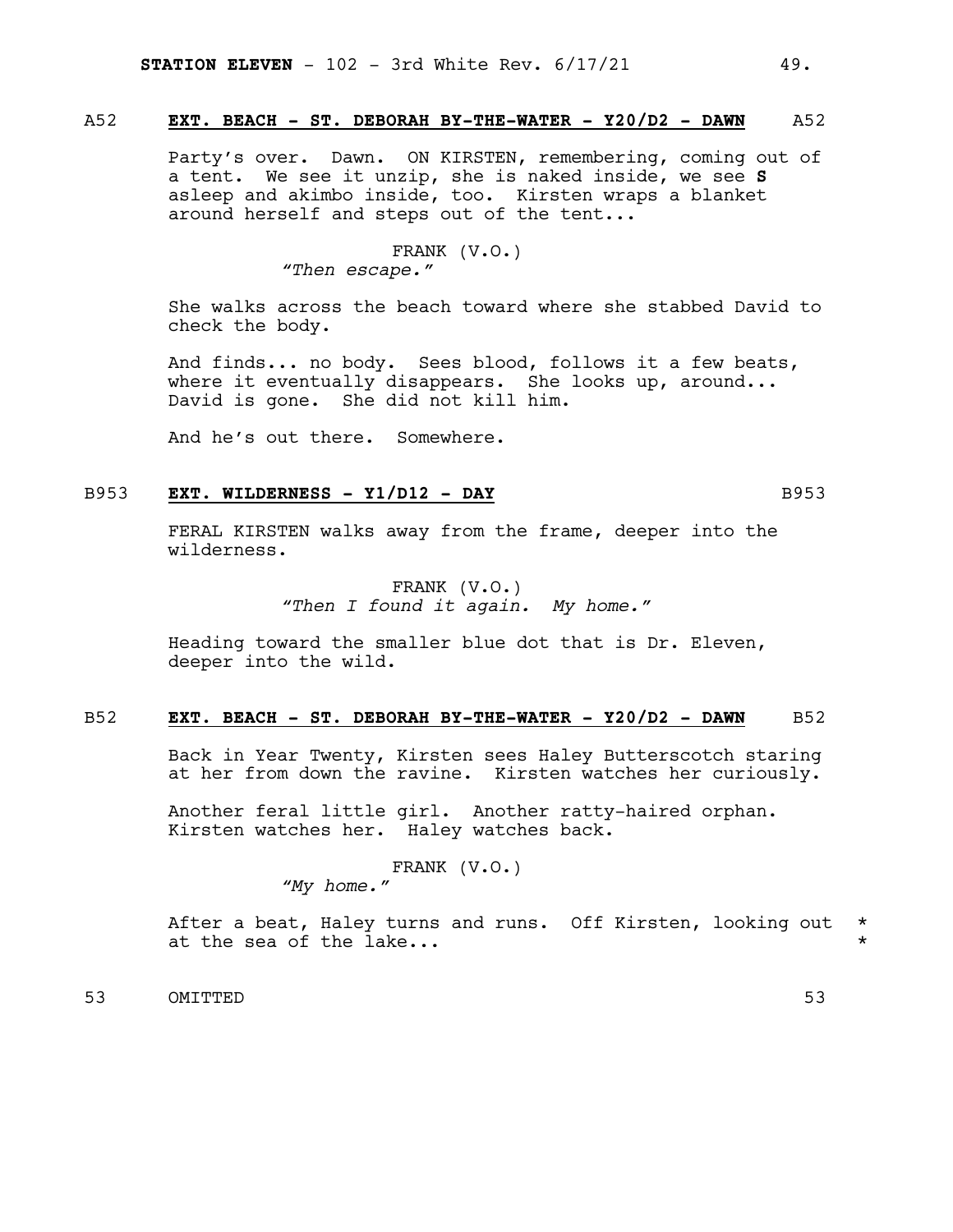A52 **EXT. BEACH - ST. DEBORAH BY-THE-WATER - Y20/D2 - DAWN** A52

Party's over. Dawn. ON KIRSTEN, remembering, coming out of a tent. We see it unzip, she is naked inside, we see **S** asleep and akimbo inside, too. Kirsten wraps a blanket around herself and steps out of the tent...

FRANK (V.O.)
*"Then escape."*

She walks across the beach toward where she stabbed David to check the body.

And finds... no body. Sees blood, follows it a few beats, where it eventually disappears. She looks up, around... David is gone. She did not kill him.

And he's out there. Somewhere.

B953 **EXT. WILDERNESS - Y1/D12 - DAY** B953

FERAL KIRSTEN walks away from the frame, deeper into the wilderness.

FRANK (V.O.)
*"Then I found it again. My home."*

Heading toward the smaller blue dot that is Dr. Eleven, deeper into the wild.

B52 **EXT. BEACH - ST. DEBORAH BY-THE-WATER - Y20/D2 - DAWN** B52

Back in Year Twenty, Kirsten sees Haley Butterscotch staring at her from down the ravine. Kirsten watches her curiously.

Another feral little girl. Another ratty-haired orphan. Kirsten watches her. Haley watches back.

FRANK (V.O.)
*"My home."*

After a beat, Haley turns and runs. Off Kirsten, looking out at the sea of the lake... *

53 OMITTED 53